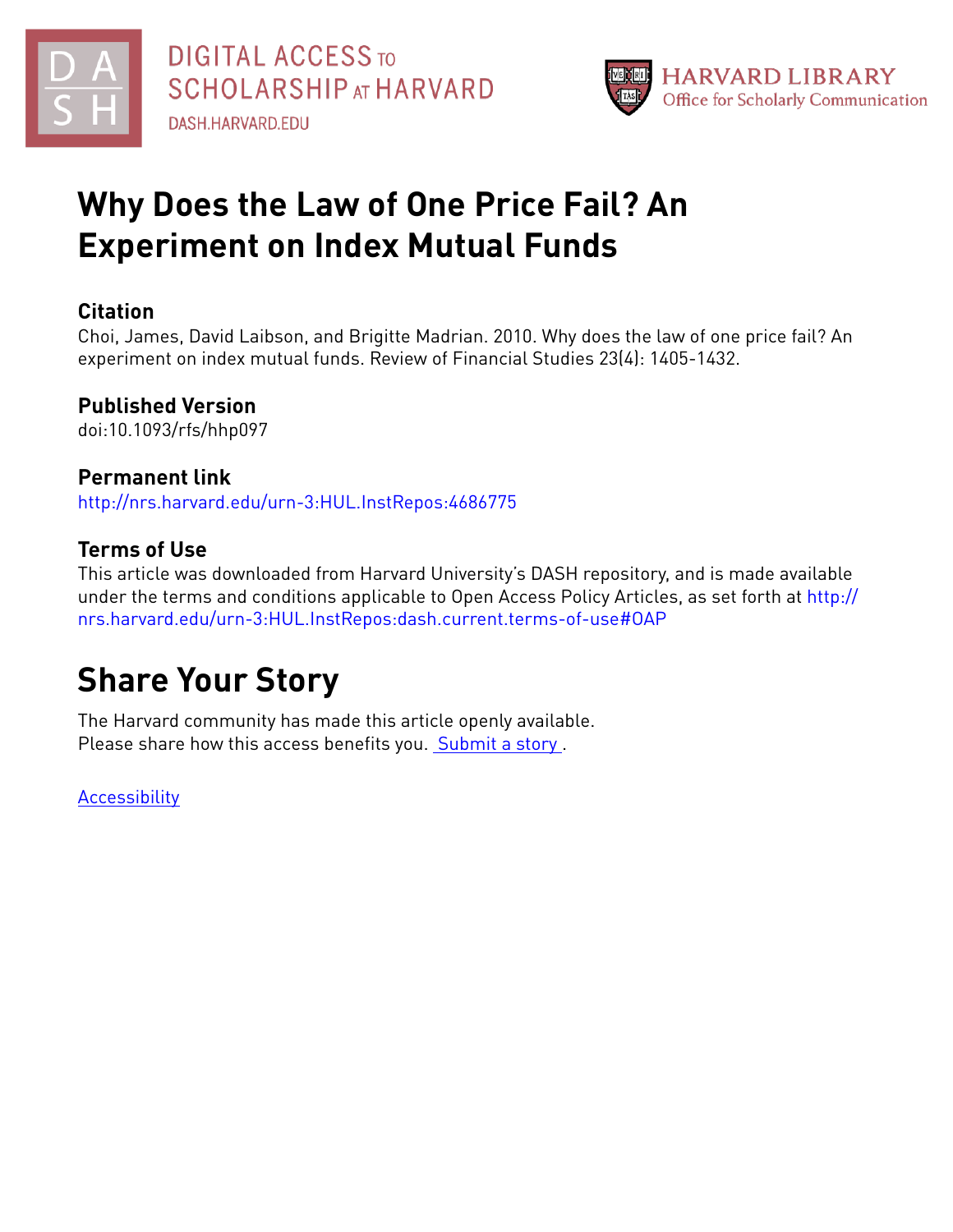DIGITAL ACCESS TO SCHOLARSHIP AT HARVARD
DASH.HARVARD.EDU

HARVARD LIBRARY
Office for Scholarly Communication

# Why Does the Law of One Price Fail? An Experiment on Index Mutual Funds

## Citation

Choi, James, David Laibson, and Brigitte Madrian. 2010. Why does the law of one price fail? An experiment on index mutual funds. Review of Financial Studies 23(4): 1405-1432.

## Published Version

doi:10.1093/rfs/hhp097

## Permanent link

http://nrs.harvard.edu/urn-3:HUL.InstRepos:4686775

## Terms of Use

This article was downloaded from Harvard University's DASH repository, and is made available under the terms and conditions applicable to Open Access Policy Articles, as set forth at http://nrs.harvard.edu/urn-3:HUL.InstRepos:dash.current.terms-of-use#OAP

# Share Your Story

The Harvard community has made this article openly available.
Please share how this access benefits you. Submit a story .

Accessibility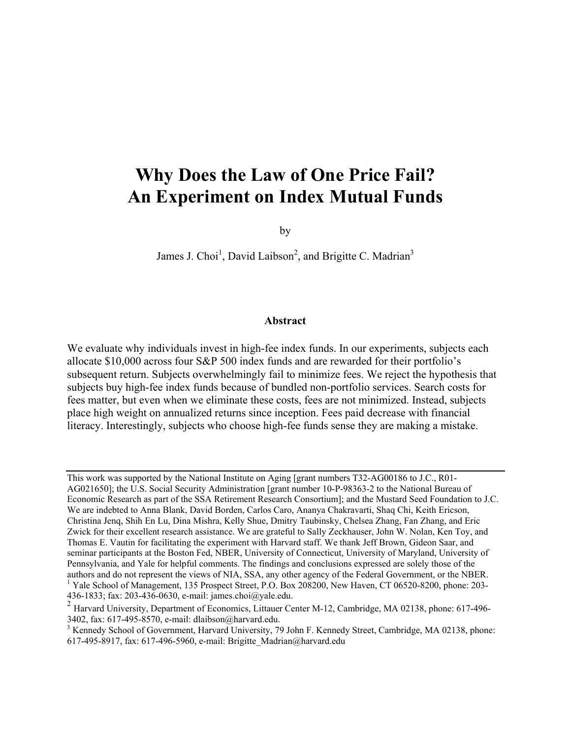# Why Does the Law of One Price Fail? An Experiment on Index Mutual Funds

by

James J. Choi[1], David Laibson[2], and Brigitte C. Madrian[3]

### Abstract

We evaluate why individuals invest in high-fee index funds. In our experiments, subjects each allocate $10,000 across four S&P 500 index funds and are rewarded for their portfolio's subsequent return. Subjects overwhelmingly fail to minimize fees. We reject the hypothesis that subjects buy high-fee index funds because of bundled non-portfolio services. Search costs for fees matter, but even when we eliminate these costs, fees are not minimized. Instead, subjects place high weight on annualized returns since inception. Fees paid decrease with financial literacy. Interestingly, subjects who choose high-fee funds sense they are making a mistake.

---

This work was supported by the National Institute on Aging [grant numbers T32-AG00186 to J.C., R01-AG021650]; the U.S. Social Security Administration [grant number 10-P-98363-2 to the National Bureau of Economic Research as part of the SSA Retirement Research Consortium]; and the Mustard Seed Foundation to J.C. We are indebted to Anna Blank, David Borden, Carlos Caro, Ananya Chakravarti, Shaq Chi, Keith Ericson, Christina Jenq, Shih En Lu, Dina Mishra, Kelly Shue, Dmitry Taubinsky, Chelsea Zhang, Fan Zhang, and Eric Zwick for their excellent research assistance. We are grateful to Sally Zeckhauser, John W. Nolan, Ken Toy, and Thomas E. Vautin for facilitating the experiment with Harvard staff. We thank Jeff Brown, Gideon Saar, and seminar participants at the Boston Fed, NBER, University of Connecticut, University of Maryland, University of Pennsylvania, and Yale for helpful comments. The findings and conclusions expressed are solely those of the authors and do not represent the views of NIA, SSA, any other agency of the Federal Government, or the NBER.

[1] Yale School of Management, 135 Prospect Street, P.O. Box 208200, New Haven, CT 06520-8200, phone: 203-436-1833; fax: 203-436-0630, e-mail: james.choi@yale.edu.

[2] Harvard University, Department of Economics, Littauer Center M-12, Cambridge, MA 02138, phone: 617-496-3402, fax: 617-495-8570, e-mail: dlaibson@harvard.edu.

[3] Kennedy School of Government, Harvard University, 79 John F. Kennedy Street, Cambridge, MA 02138, phone: 617-495-8917, fax: 617-496-5960, e-mail: Brigitte_Madrian@harvard.edu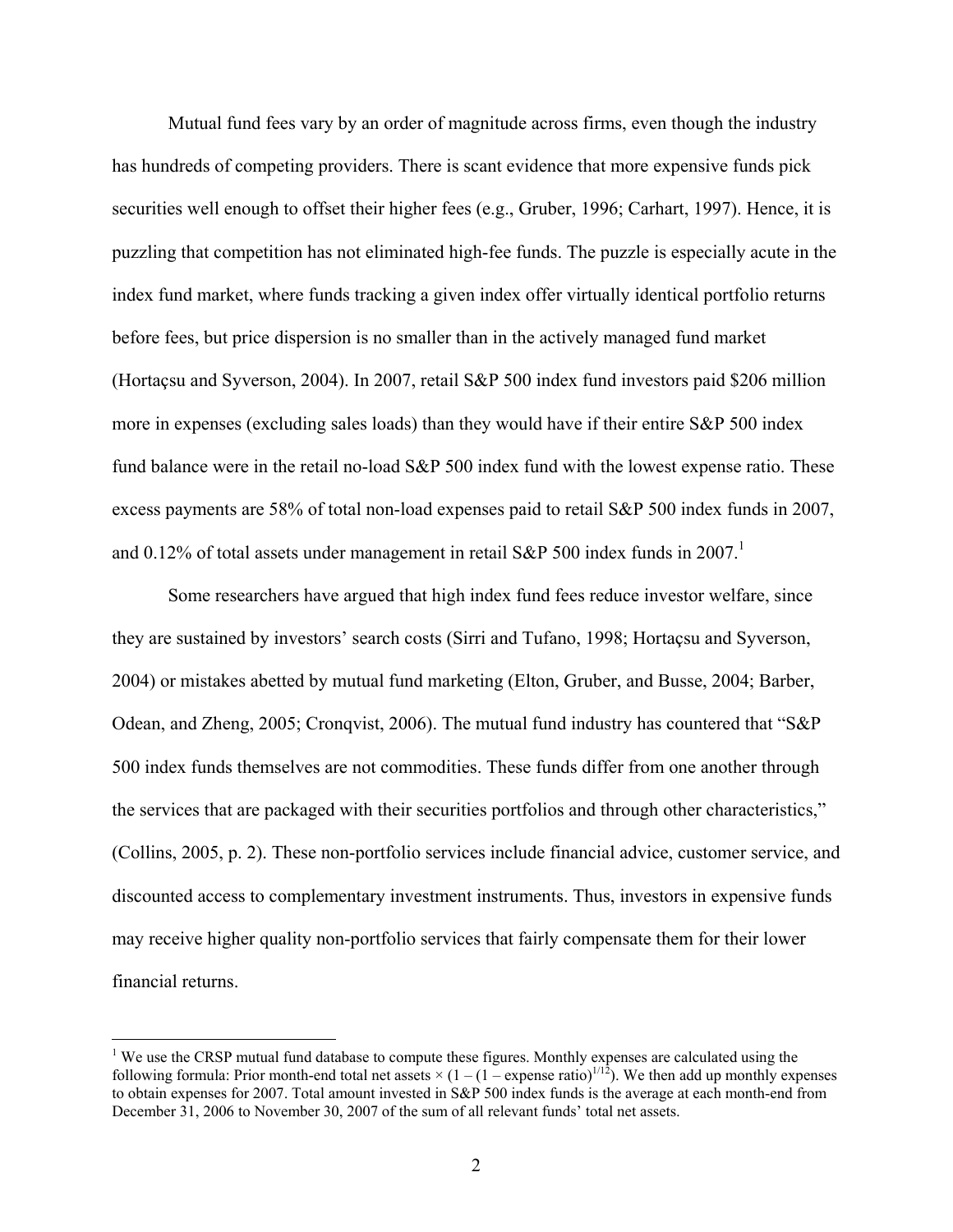Mutual fund fees vary by an order of magnitude across firms, even though the industry has hundreds of competing providers. There is scant evidence that more expensive funds pick securities well enough to offset their higher fees (e.g., Gruber, 1996; Carhart, 1997). Hence, it is puzzling that competition has not eliminated high-fee funds. The puzzle is especially acute in the index fund market, where funds tracking a given index offer virtually identical portfolio returns before fees, but price dispersion is no smaller than in the actively managed fund market (Hortaçsu and Syverson, 2004). In 2007, retail S&P 500 index fund investors paid $206 million more in expenses (excluding sales loads) than they would have if their entire S&P 500 index fund balance were in the retail no-load S&P 500 index fund with the lowest expense ratio. These excess payments are 58% of total non-load expenses paid to retail S&P 500 index funds in 2007, and 0.12% of total assets under management in retail S&P 500 index funds in 2007.[1]

Some researchers have argued that high index fund fees reduce investor welfare, since they are sustained by investors' search costs (Sirri and Tufano, 1998; Hortaçsu and Syverson, 2004) or mistakes abetted by mutual fund marketing (Elton, Gruber, and Busse, 2004; Barber, Odean, and Zheng, 2005; Cronqvist, 2006). The mutual fund industry has countered that "S&P 500 index funds themselves are not commodities. These funds differ from one another through the services that are packaged with their securities portfolios and through other characteristics," (Collins, 2005, p. 2). These non-portfolio services include financial advice, customer service, and discounted access to complementary investment instruments. Thus, investors in expensive funds may receive higher quality non-portfolio services that fairly compensate them for their lower financial returns.

---

[1] We use the CRSP mutual fund database to compute these figures. Monthly expenses are calculated using the following formula: Prior month-end total net assets $\times (1 - (1 - \text{expense ratio})^{1/12})$. We then add up monthly expenses to obtain expenses for 2007. Total amount invested in S&P 500 index funds is the average at each month-end from December 31, 2006 to November 30, 2007 of the sum of all relevant funds' total net assets.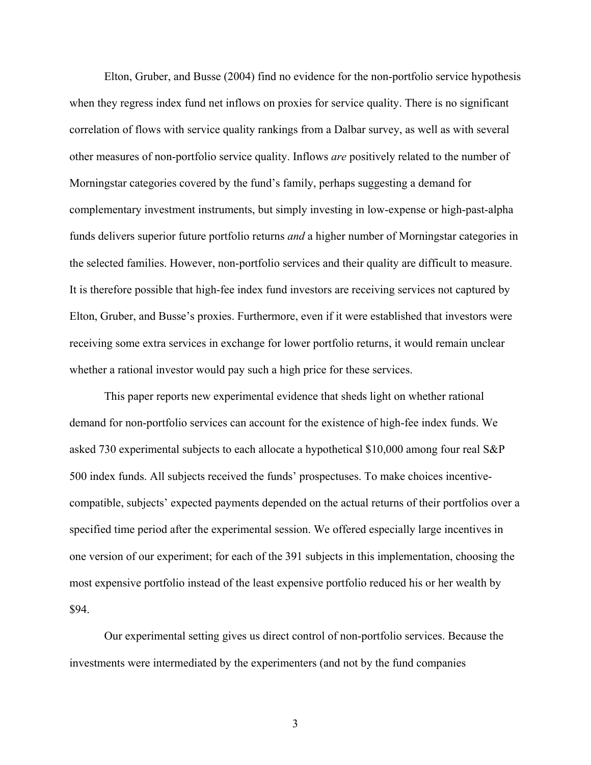Elton, Gruber, and Busse (2004) find no evidence for the non-portfolio service hypothesis when they regress index fund net inflows on proxies for service quality. There is no significant correlation of flows with service quality rankings from a Dalbar survey, as well as with several other measures of non-portfolio service quality. Inflows *are* positively related to the number of Morningstar categories covered by the fund's family, perhaps suggesting a demand for complementary investment instruments, but simply investing in low-expense or high-past-alpha funds delivers superior future portfolio returns *and* a higher number of Morningstar categories in the selected families. However, non-portfolio services and their quality are difficult to measure. It is therefore possible that high-fee index fund investors are receiving services not captured by Elton, Gruber, and Busse's proxies. Furthermore, even if it were established that investors were receiving some extra services in exchange for lower portfolio returns, it would remain unclear whether a rational investor would pay such a high price for these services.

This paper reports new experimental evidence that sheds light on whether rational demand for non-portfolio services can account for the existence of high-fee index funds. We asked 730 experimental subjects to each allocate a hypothetical $10,000 among four real S&P 500 index funds. All subjects received the funds' prospectuses. To make choices incentive-compatible, subjects' expected payments depended on the actual returns of their portfolios over a specified time period after the experimental session. We offered especially large incentives in one version of our experiment; for each of the 391 subjects in this implementation, choosing the most expensive portfolio instead of the least expensive portfolio reduced his or her wealth by $94.

Our experimental setting gives us direct control of non-portfolio services. Because the investments were intermediated by the experimenters (and not by the fund companies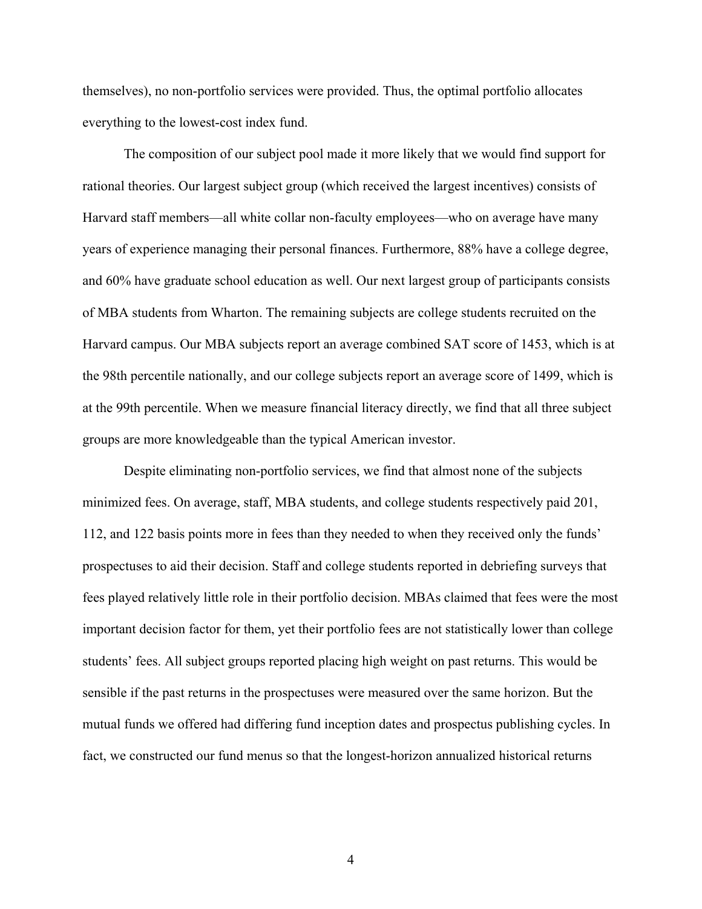themselves), no non-portfolio services were provided. Thus, the optimal portfolio allocates everything to the lowest-cost index fund.

The composition of our subject pool made it more likely that we would find support for rational theories. Our largest subject group (which received the largest incentives) consists of Harvard staff members—all white collar non-faculty employees—who on average have many years of experience managing their personal finances. Furthermore, 88% have a college degree, and 60% have graduate school education as well. Our next largest group of participants consists of MBA students from Wharton. The remaining subjects are college students recruited on the Harvard campus. Our MBA subjects report an average combined SAT score of 1453, which is at the 98th percentile nationally, and our college subjects report an average score of 1499, which is at the 99th percentile. When we measure financial literacy directly, we find that all three subject groups are more knowledgeable than the typical American investor.

Despite eliminating non-portfolio services, we find that almost none of the subjects minimized fees. On average, staff, MBA students, and college students respectively paid 201, 112, and 122 basis points more in fees than they needed to when they received only the funds' prospectuses to aid their decision. Staff and college students reported in debriefing surveys that fees played relatively little role in their portfolio decision. MBAs claimed that fees were the most important decision factor for them, yet their portfolio fees are not statistically lower than college students' fees. All subject groups reported placing high weight on past returns. This would be sensible if the past returns in the prospectuses were measured over the same horizon. But the mutual funds we offered had differing fund inception dates and prospectus publishing cycles. In fact, we constructed our fund menus so that the longest-horizon annualized historical returns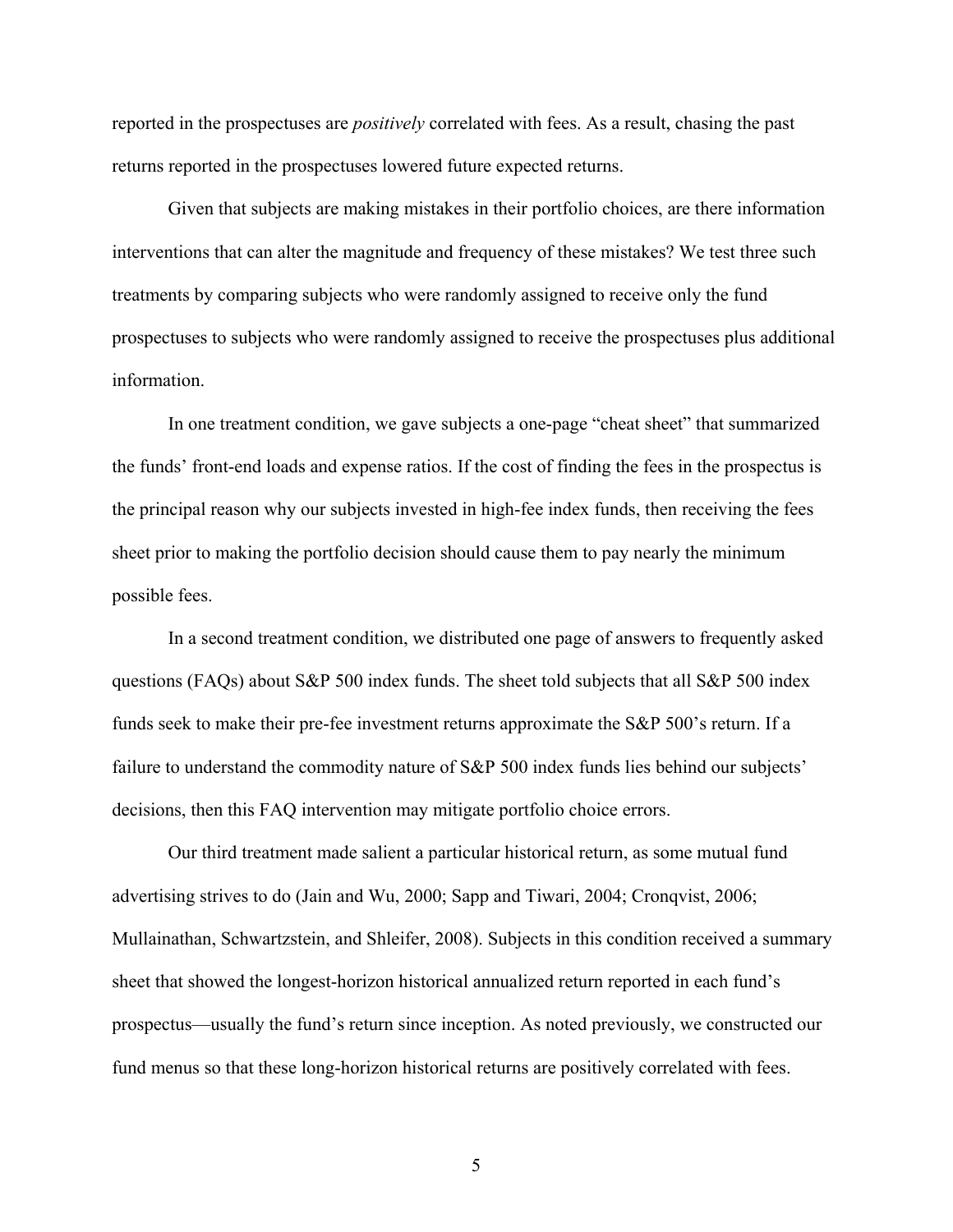reported in the prospectuses are *positively* correlated with fees. As a result, chasing the past returns reported in the prospectuses lowered future expected returns.

Given that subjects are making mistakes in their portfolio choices, are there information interventions that can alter the magnitude and frequency of these mistakes? We test three such treatments by comparing subjects who were randomly assigned to receive only the fund prospectuses to subjects who were randomly assigned to receive the prospectuses plus additional information.

In one treatment condition, we gave subjects a one-page "cheat sheet" that summarized the funds' front-end loads and expense ratios. If the cost of finding the fees in the prospectus is the principal reason why our subjects invested in high-fee index funds, then receiving the fees sheet prior to making the portfolio decision should cause them to pay nearly the minimum possible fees.

In a second treatment condition, we distributed one page of answers to frequently asked questions (FAQs) about S&P 500 index funds. The sheet told subjects that all S&P 500 index funds seek to make their pre-fee investment returns approximate the S&P 500's return. If a failure to understand the commodity nature of S&P 500 index funds lies behind our subjects' decisions, then this FAQ intervention may mitigate portfolio choice errors.

Our third treatment made salient a particular historical return, as some mutual fund advertising strives to do (Jain and Wu, 2000; Sapp and Tiwari, 2004; Cronqvist, 2006; Mullainathan, Schwartzstein, and Shleifer, 2008). Subjects in this condition received a summary sheet that showed the longest-horizon historical annualized return reported in each fund's prospectus—usually the fund's return since inception. As noted previously, we constructed our fund menus so that these long-horizon historical returns are positively correlated with fees.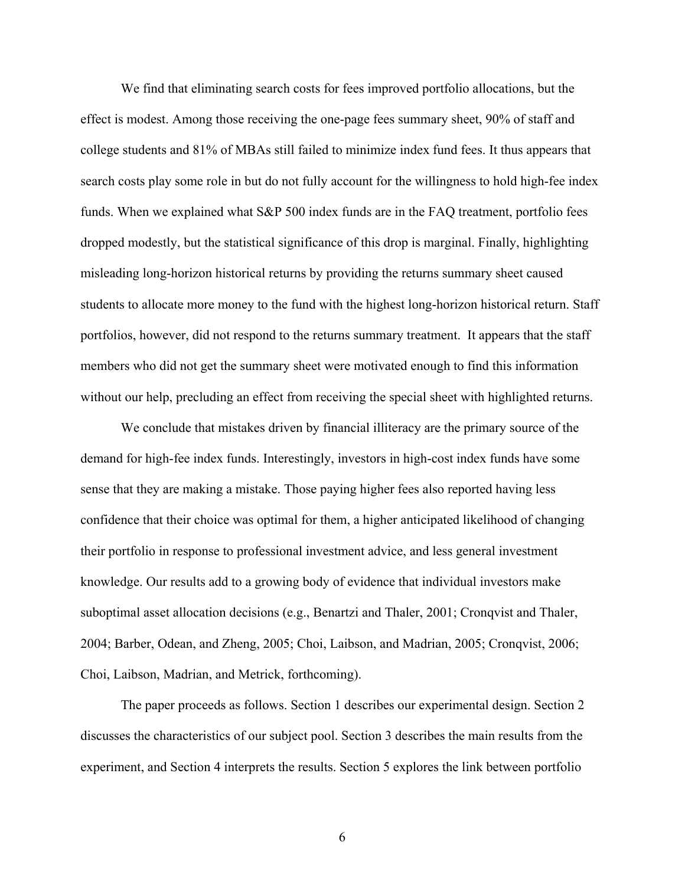We find that eliminating search costs for fees improved portfolio allocations, but the effect is modest. Among those receiving the one-page fees summary sheet, 90% of staff and college students and 81% of MBAs still failed to minimize index fund fees. It thus appears that search costs play some role in but do not fully account for the willingness to hold high-fee index funds. When we explained what S&P 500 index funds are in the FAQ treatment, portfolio fees dropped modestly, but the statistical significance of this drop is marginal. Finally, highlighting misleading long-horizon historical returns by providing the returns summary sheet caused students to allocate more money to the fund with the highest long-horizon historical return. Staff portfolios, however, did not respond to the returns summary treatment. It appears that the staff members who did not get the summary sheet were motivated enough to find this information without our help, precluding an effect from receiving the special sheet with highlighted returns.

We conclude that mistakes driven by financial illiteracy are the primary source of the demand for high-fee index funds. Interestingly, investors in high-cost index funds have some sense that they are making a mistake. Those paying higher fees also reported having less confidence that their choice was optimal for them, a higher anticipated likelihood of changing their portfolio in response to professional investment advice, and less general investment knowledge. Our results add to a growing body of evidence that individual investors make suboptimal asset allocation decisions (e.g., Benartzi and Thaler, 2001; Cronqvist and Thaler, 2004; Barber, Odean, and Zheng, 2005; Choi, Laibson, and Madrian, 2005; Cronqvist, 2006; Choi, Laibson, Madrian, and Metrick, forthcoming).

The paper proceeds as follows. Section 1 describes our experimental design. Section 2 discusses the characteristics of our subject pool. Section 3 describes the main results from the experiment, and Section 4 interprets the results. Section 5 explores the link between portfolio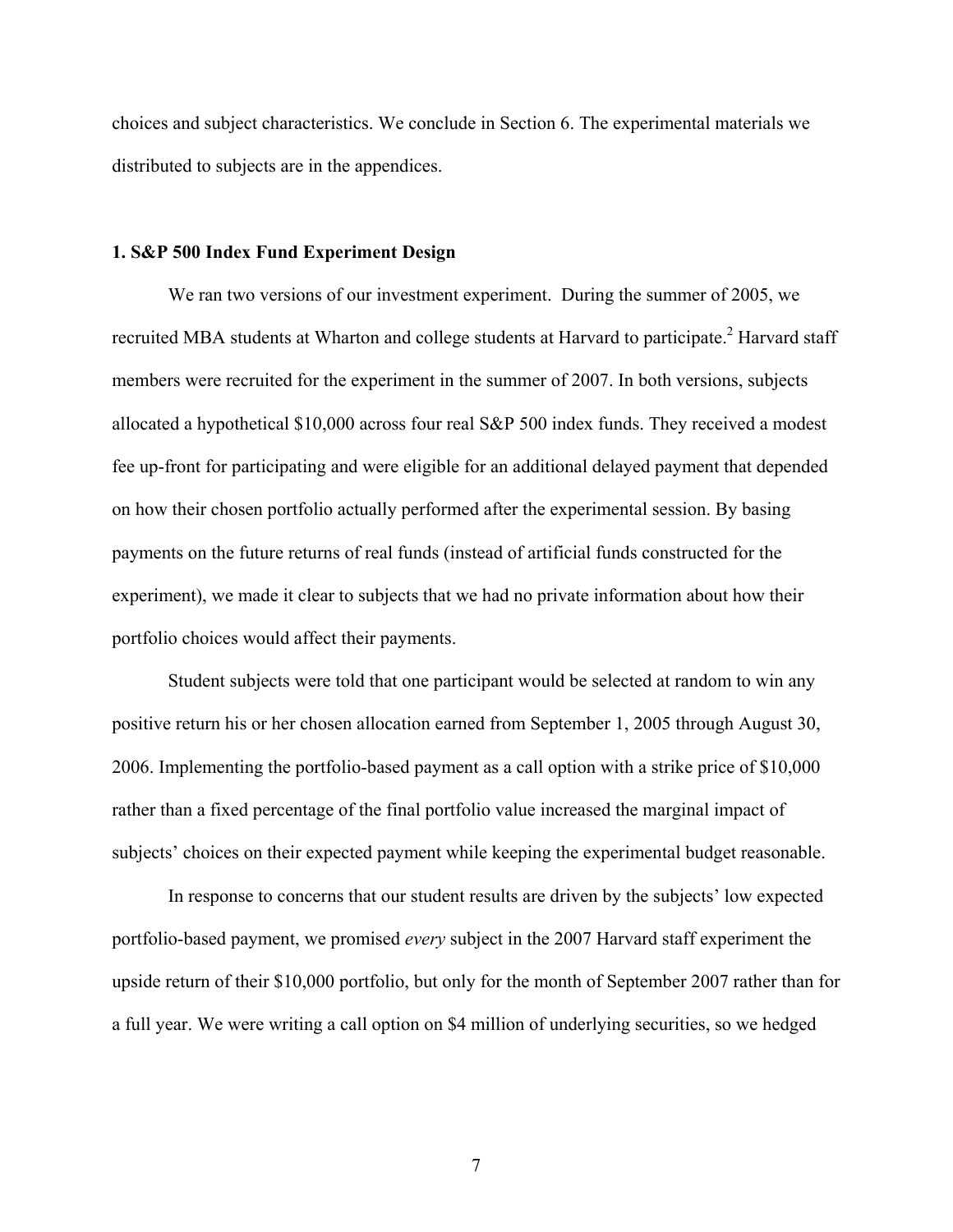choices and subject characteristics. We conclude in Section 6. The experimental materials we distributed to subjects are in the appendices.

## 1. S&P 500 Index Fund Experiment Design

We ran two versions of our investment experiment. During the summer of 2005, we recruited MBA students at Wharton and college students at Harvard to participate.[2] Harvard staff members were recruited for the experiment in the summer of 2007. In both versions, subjects allocated a hypothetical $10,000 across four real S&P 500 index funds. They received a modest fee up-front for participating and were eligible for an additional delayed payment that depended on how their chosen portfolio actually performed after the experimental session. By basing payments on the future returns of real funds (instead of artificial funds constructed for the experiment), we made it clear to subjects that we had no private information about how their portfolio choices would affect their payments.

Student subjects were told that one participant would be selected at random to win any positive return his or her chosen allocation earned from September 1, 2005 through August 30, 2006. Implementing the portfolio-based payment as a call option with a strike price of $10,000 rather than a fixed percentage of the final portfolio value increased the marginal impact of subjects' choices on their expected payment while keeping the experimental budget reasonable.

In response to concerns that our student results are driven by the subjects' low expected portfolio-based payment, we promised *every* subject in the 2007 Harvard staff experiment the upside return of their $10,000 portfolio, but only for the month of September 2007 rather than for a full year. We were writing a call option on $4 million of underlying securities, so we hedged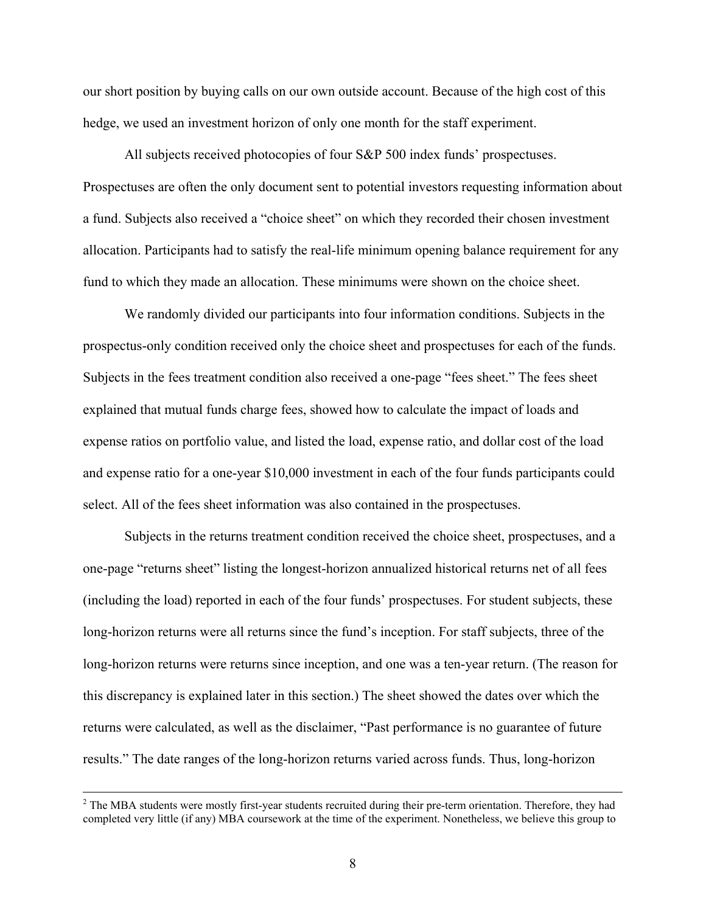our short position by buying calls on our own outside account. Because of the high cost of this hedge, we used an investment horizon of only one month for the staff experiment.

All subjects received photocopies of four S&P 500 index funds' prospectuses. Prospectuses are often the only document sent to potential investors requesting information about a fund. Subjects also received a "choice sheet" on which they recorded their chosen investment allocation. Participants had to satisfy the real-life minimum opening balance requirement for any fund to which they made an allocation. These minimums were shown on the choice sheet.

We randomly divided our participants into four information conditions. Subjects in the prospectus-only condition received only the choice sheet and prospectuses for each of the funds. Subjects in the fees treatment condition also received a one-page "fees sheet." The fees sheet explained that mutual funds charge fees, showed how to calculate the impact of loads and expense ratios on portfolio value, and listed the load, expense ratio, and dollar cost of the load and expense ratio for a one-year $10,000 investment in each of the four funds participants could select. All of the fees sheet information was also contained in the prospectuses.

Subjects in the returns treatment condition received the choice sheet, prospectuses, and a one-page "returns sheet" listing the longest-horizon annualized historical returns net of all fees (including the load) reported in each of the four funds' prospectuses. For student subjects, these long-horizon returns were all returns since the fund's inception. For staff subjects, three of the long-horizon returns were returns since inception, and one was a ten-year return. (The reason for this discrepancy is explained later in this section.) The sheet showed the dates over which the returns were calculated, as well as the disclaimer, "Past performance is no guarantee of future results." The date ranges of the long-horizon returns varied across funds. Thus, long-horizon

[2] The MBA students were mostly first-year students recruited during their pre-term orientation. Therefore, they had completed very little (if any) MBA coursework at the time of the experiment. Nonetheless, we believe this group to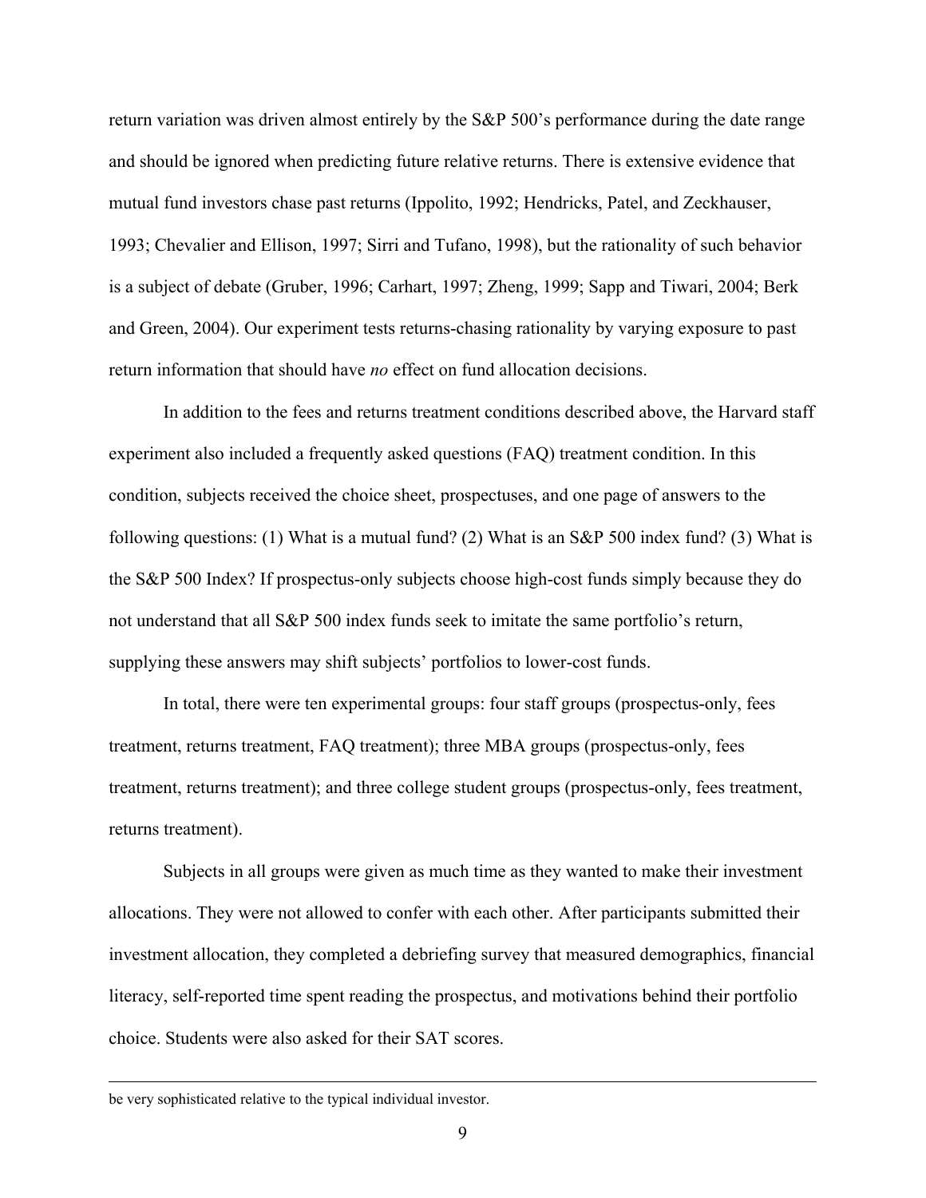return variation was driven almost entirely by the S&P 500's performance during the date range and should be ignored when predicting future relative returns. There is extensive evidence that mutual fund investors chase past returns (Ippolito, 1992; Hendricks, Patel, and Zeckhauser, 1993; Chevalier and Ellison, 1997; Sirri and Tufano, 1998), but the rationality of such behavior is a subject of debate (Gruber, 1996; Carhart, 1997; Zheng, 1999; Sapp and Tiwari, 2004; Berk and Green, 2004). Our experiment tests returns-chasing rationality by varying exposure to past return information that should have *no* effect on fund allocation decisions.

In addition to the fees and returns treatment conditions described above, the Harvard staff experiment also included a frequently asked questions (FAQ) treatment condition. In this condition, subjects received the choice sheet, prospectuses, and one page of answers to the following questions: (1) What is a mutual fund? (2) What is an S&P 500 index fund? (3) What is the S&P 500 Index? If prospectus-only subjects choose high-cost funds simply because they do not understand that all S&P 500 index funds seek to imitate the same portfolio's return, supplying these answers may shift subjects' portfolios to lower-cost funds.

In total, there were ten experimental groups: four staff groups (prospectus-only, fees treatment, returns treatment, FAQ treatment); three MBA groups (prospectus-only, fees treatment, returns treatment); and three college student groups (prospectus-only, fees treatment, returns treatment).

Subjects in all groups were given as much time as they wanted to make their investment allocations. They were not allowed to confer with each other. After participants submitted their investment allocation, they completed a debriefing survey that measured demographics, financial literacy, self-reported time spent reading the prospectus, and motivations behind their portfolio choice. Students were also asked for their SAT scores.

---

be very sophisticated relative to the typical individual investor.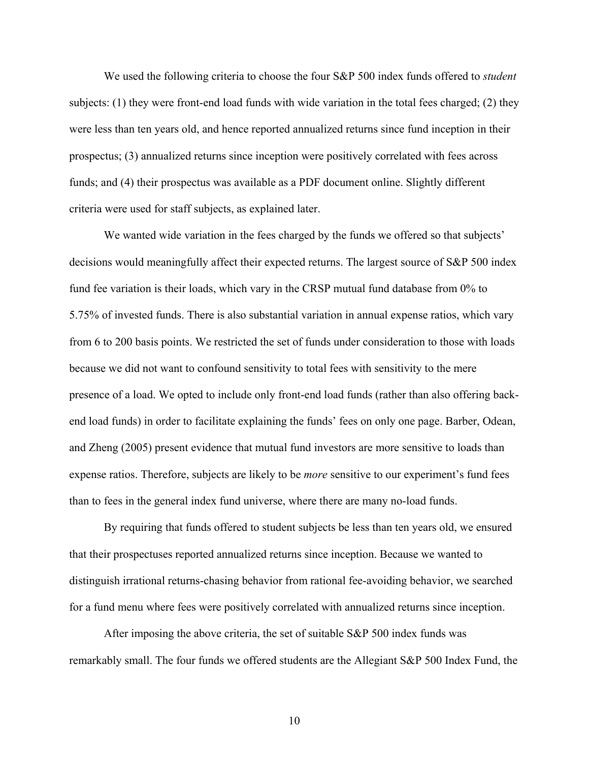We used the following criteria to choose the four S&P 500 index funds offered to *student* subjects: (1) they were front-end load funds with wide variation in the total fees charged; (2) they were less than ten years old, and hence reported annualized returns since fund inception in their prospectus; (3) annualized returns since inception were positively correlated with fees across funds; and (4) their prospectus was available as a PDF document online. Slightly different criteria were used for staff subjects, as explained later.

We wanted wide variation in the fees charged by the funds we offered so that subjects' decisions would meaningfully affect their expected returns. The largest source of S&P 500 index fund fee variation is their loads, which vary in the CRSP mutual fund database from 0% to 5.75% of invested funds. There is also substantial variation in annual expense ratios, which vary from 6 to 200 basis points. We restricted the set of funds under consideration to those with loads because we did not want to confound sensitivity to total fees with sensitivity to the mere presence of a load. We opted to include only front-end load funds (rather than also offering back-end load funds) in order to facilitate explaining the funds' fees on only one page. Barber, Odean, and Zheng (2005) present evidence that mutual fund investors are more sensitive to loads than expense ratios. Therefore, subjects are likely to be *more* sensitive to our experiment's fund fees than to fees in the general index fund universe, where there are many no-load funds.

By requiring that funds offered to student subjects be less than ten years old, we ensured that their prospectuses reported annualized returns since inception. Because we wanted to distinguish irrational returns-chasing behavior from rational fee-avoiding behavior, we searched for a fund menu where fees were positively correlated with annualized returns since inception.

After imposing the above criteria, the set of suitable S&P 500 index funds was remarkably small. The four funds we offered students are the Allegiant S&P 500 Index Fund, the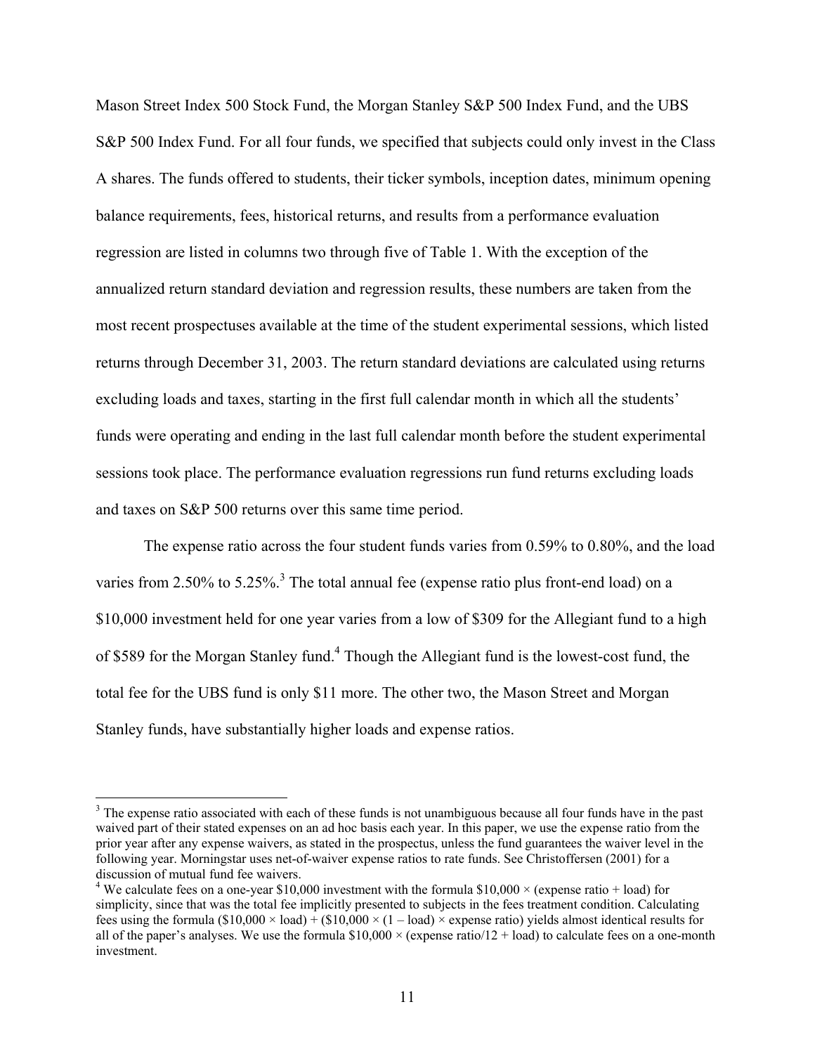Mason Street Index 500 Stock Fund, the Morgan Stanley S&P 500 Index Fund, and the UBS S&P 500 Index Fund. For all four funds, we specified that subjects could only invest in the Class A shares. The funds offered to students, their ticker symbols, inception dates, minimum opening balance requirements, fees, historical returns, and results from a performance evaluation regression are listed in columns two through five of Table 1. With the exception of the annualized return standard deviation and regression results, these numbers are taken from the most recent prospectuses available at the time of the student experimental sessions, which listed returns through December 31, 2003. The return standard deviations are calculated using returns excluding loads and taxes, starting in the first full calendar month in which all the students' funds were operating and ending in the last full calendar month before the student experimental sessions took place. The performance evaluation regressions run fund returns excluding loads and taxes on S&P 500 returns over this same time period.

The expense ratio across the four student funds varies from 0.59% to 0.80%, and the load varies from 2.50% to 5.25%.[3] The total annual fee (expense ratio plus front-end load) on a \$10,000 investment held for one year varies from a low of \$309 for the Allegiant fund to a high of \$589 for the Morgan Stanley fund.[4] Though the Allegiant fund is the lowest-cost fund, the total fee for the UBS fund is only \$11 more. The other two, the Mason Street and Morgan Stanley funds, have substantially higher loads and expense ratios.

---

[3] The expense ratio associated with each of these funds is not unambiguous because all four funds have in the past waived part of their stated expenses on an ad hoc basis each year. In this paper, we use the expense ratio from the prior year after any expense waivers, as stated in the prospectus, unless the fund guarantees the waiver level in the following year. Morningstar uses net-of-waiver expense ratios to rate funds. See Christoffersen (2001) for a discussion of mutual fund fee waivers.

[4] We calculate fees on a one-year \$10,000 investment with the formula \$10,000 × (expense ratio + load) for simplicity, since that was the total fee implicitly presented to subjects in the fees treatment condition. Calculating fees using the formula (\$10,000 × load) + (\$10,000 × (1 – load) × expense ratio) yields almost identical results for all of the paper's analyses. We use the formula \$10,000 × (expense ratio/12 + load) to calculate fees on a one-month investment.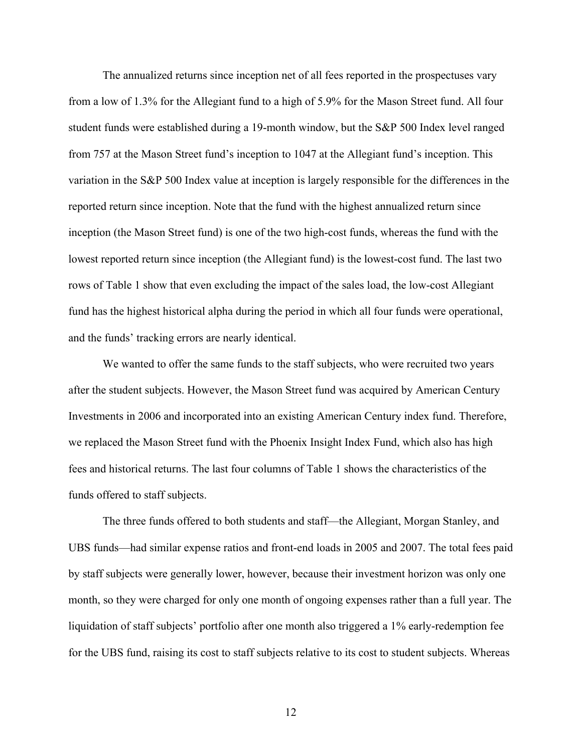The annualized returns since inception net of all fees reported in the prospectuses vary from a low of 1.3% for the Allegiant fund to a high of 5.9% for the Mason Street fund. All four student funds were established during a 19-month window, but the S&P 500 Index level ranged from 757 at the Mason Street fund's inception to 1047 at the Allegiant fund's inception. This variation in the S&P 500 Index value at inception is largely responsible for the differences in the reported return since inception. Note that the fund with the highest annualized return since inception (the Mason Street fund) is one of the two high-cost funds, whereas the fund with the lowest reported return since inception (the Allegiant fund) is the lowest-cost fund. The last two rows of Table 1 show that even excluding the impact of the sales load, the low-cost Allegiant fund has the highest historical alpha during the period in which all four funds were operational, and the funds' tracking errors are nearly identical.

We wanted to offer the same funds to the staff subjects, who were recruited two years after the student subjects. However, the Mason Street fund was acquired by American Century Investments in 2006 and incorporated into an existing American Century index fund. Therefore, we replaced the Mason Street fund with the Phoenix Insight Index Fund, which also has high fees and historical returns. The last four columns of Table 1 shows the characteristics of the funds offered to staff subjects.

The three funds offered to both students and staff—the Allegiant, Morgan Stanley, and UBS funds—had similar expense ratios and front-end loads in 2005 and 2007. The total fees paid by staff subjects were generally lower, however, because their investment horizon was only one month, so they were charged for only one month of ongoing expenses rather than a full year. The liquidation of staff subjects' portfolio after one month also triggered a 1% early-redemption fee for the UBS fund, raising its cost to staff subjects relative to its cost to student subjects. Whereas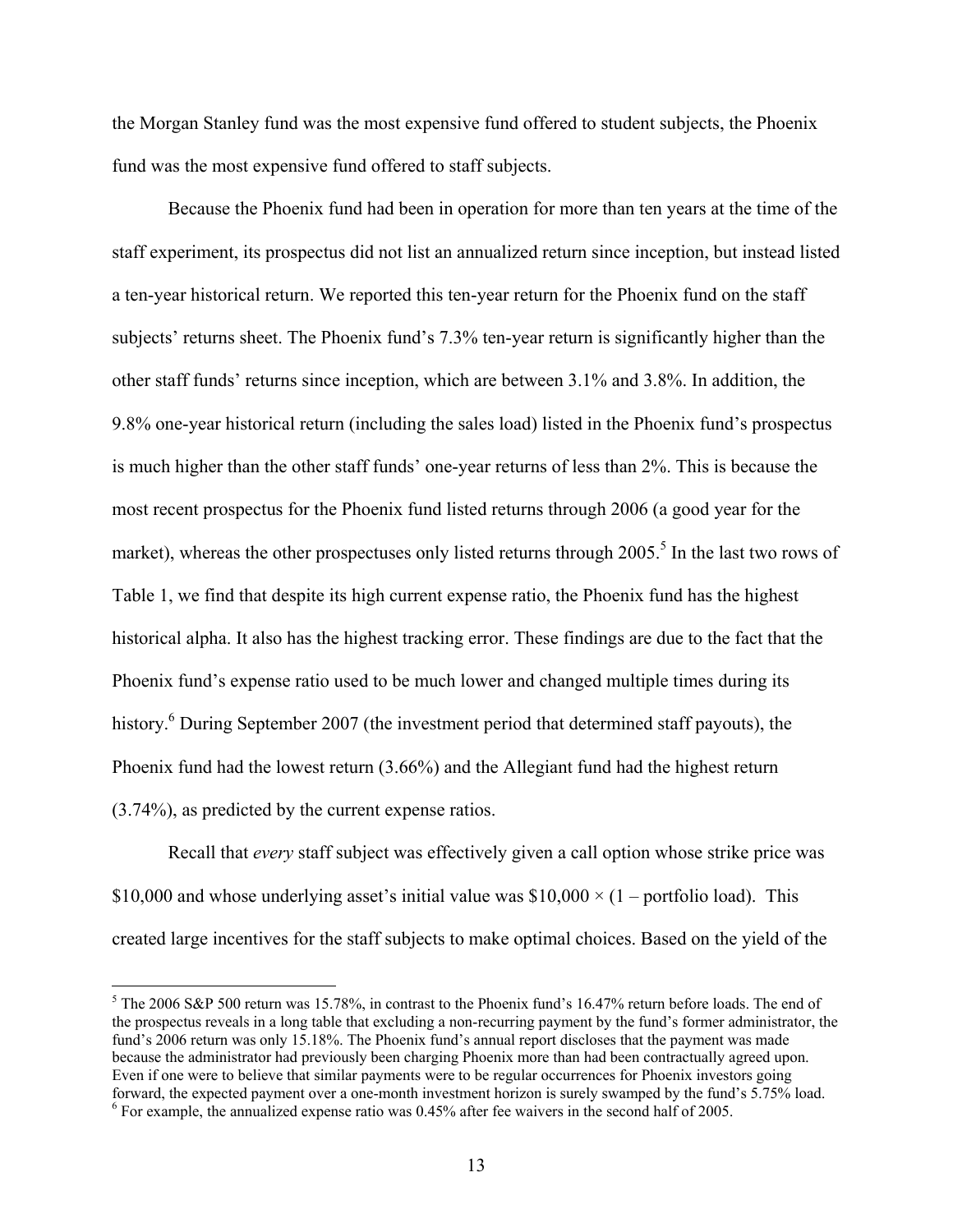the Morgan Stanley fund was the most expensive fund offered to student subjects, the Phoenix fund was the most expensive fund offered to staff subjects.

Because the Phoenix fund had been in operation for more than ten years at the time of the staff experiment, its prospectus did not list an annualized return since inception, but instead listed a ten-year historical return. We reported this ten-year return for the Phoenix fund on the staff subjects' returns sheet. The Phoenix fund's 7.3% ten-year return is significantly higher than the other staff funds' returns since inception, which are between 3.1% and 3.8%. In addition, the 9.8% one-year historical return (including the sales load) listed in the Phoenix fund's prospectus is much higher than the other staff funds' one-year returns of less than 2%. This is because the most recent prospectus for the Phoenix fund listed returns through 2006 (a good year for the market), whereas the other prospectuses only listed returns through 2005.[5] In the last two rows of Table 1, we find that despite its high current expense ratio, the Phoenix fund has the highest historical alpha. It also has the highest tracking error. These findings are due to the fact that the Phoenix fund's expense ratio used to be much lower and changed multiple times during its history.[6] During September 2007 (the investment period that determined staff payouts), the Phoenix fund had the lowest return (3.66%) and the Allegiant fund had the highest return (3.74%), as predicted by the current expense ratios.

Recall that *every* staff subject was effectively given a call option whose strike price was \$10,000 and whose underlying asset's initial value was \$10,000 × (1 – portfolio load). This created large incentives for the staff subjects to make optimal choices. Based on the yield of the

[5] The 2006 S&P 500 return was 15.78%, in contrast to the Phoenix fund's 16.47% return before loads. The end of the prospectus reveals in a long table that excluding a non-recurring payment by the fund's former administrator, the fund's 2006 return was only 15.18%. The Phoenix fund's annual report discloses that the payment was made because the administrator had previously been charging Phoenix more than had been contractually agreed upon. Even if one were to believe that similar payments were to be regular occurrences for Phoenix investors going forward, the expected payment over a one-month investment horizon is surely swamped by the fund's 5.75% load.

[6] For example, the annualized expense ratio was 0.45% after fee waivers in the second half of 2005.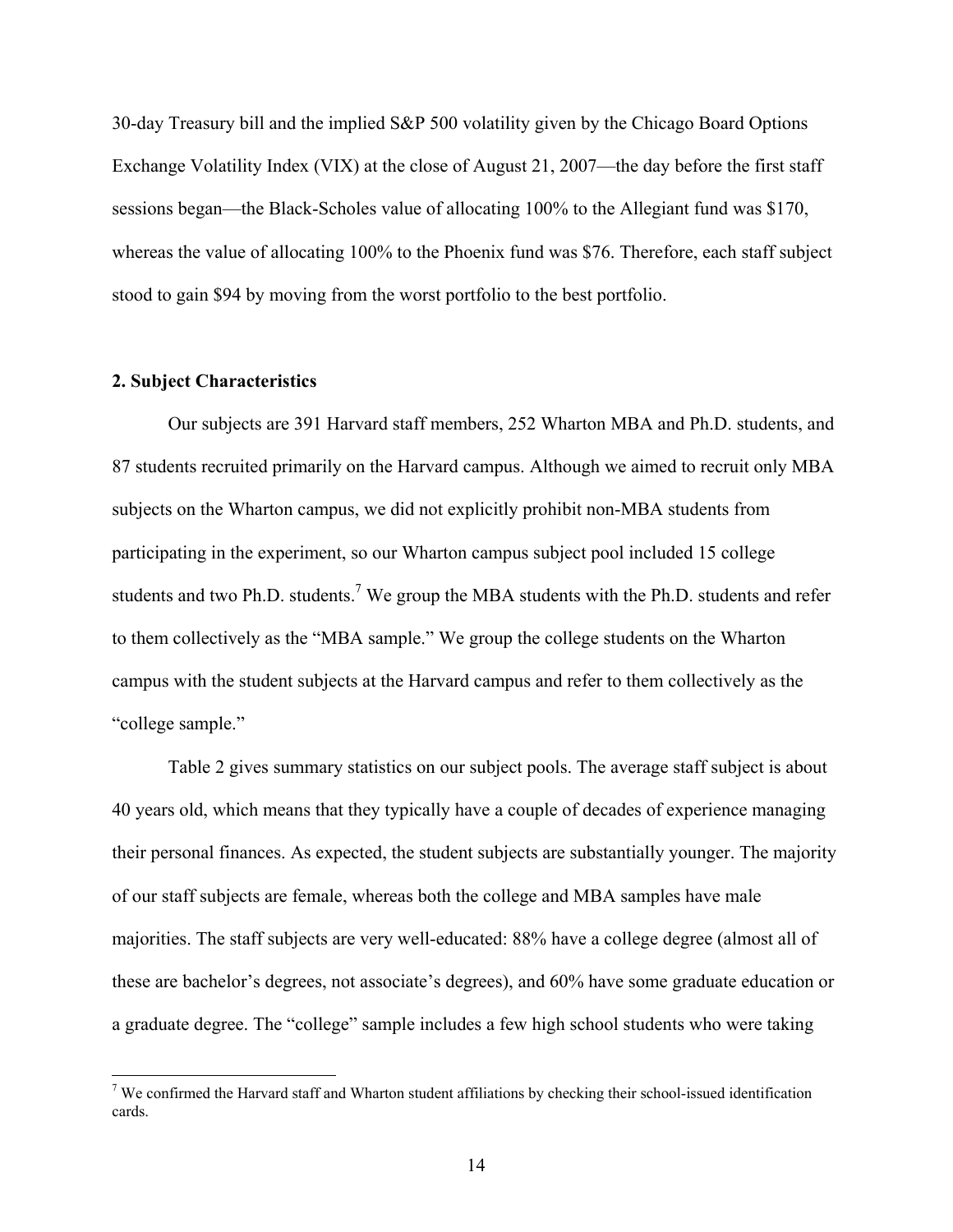30-day Treasury bill and the implied S&P 500 volatility given by the Chicago Board Options Exchange Volatility Index (VIX) at the close of August 21, 2007—the day before the first staff sessions began—the Black-Scholes value of allocating 100% to the Allegiant fund was $170, whereas the value of allocating 100% to the Phoenix fund was $76. Therefore, each staff subject stood to gain $94 by moving from the worst portfolio to the best portfolio.

## 2. Subject Characteristics

Our subjects are 391 Harvard staff members, 252 Wharton MBA and Ph.D. students, and 87 students recruited primarily on the Harvard campus. Although we aimed to recruit only MBA subjects on the Wharton campus, we did not explicitly prohibit non-MBA students from participating in the experiment, so our Wharton campus subject pool included 15 college students and two Ph.D. students.[7] We group the MBA students with the Ph.D. students and refer to them collectively as the "MBA sample." We group the college students on the Wharton campus with the student subjects at the Harvard campus and refer to them collectively as the "college sample."

Table 2 gives summary statistics on our subject pools. The average staff subject is about 40 years old, which means that they typically have a couple of decades of experience managing their personal finances. As expected, the student subjects are substantially younger. The majority of our staff subjects are female, whereas both the college and MBA samples have male majorities. The staff subjects are very well-educated: 88% have a college degree (almost all of these are bachelor's degrees, not associate's degrees), and 60% have some graduate education or a graduate degree. The "college" sample includes a few high school students who were taking

[7] We confirmed the Harvard staff and Wharton student affiliations by checking their school-issued identification cards.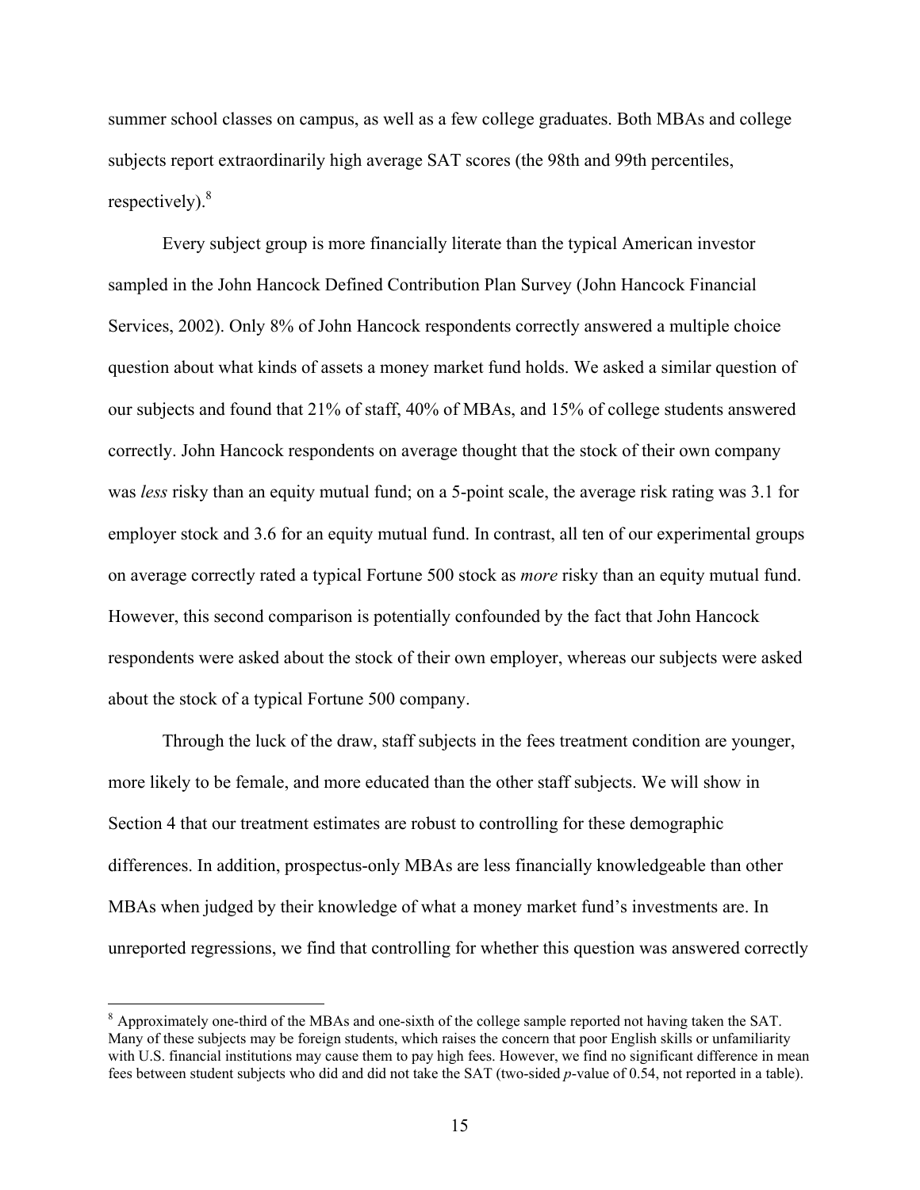summer school classes on campus, as well as a few college graduates. Both MBAs and college subjects report extraordinarily high average SAT scores (the 98th and 99th percentiles, respectively).[8]

Every subject group is more financially literate than the typical American investor sampled in the John Hancock Defined Contribution Plan Survey (John Hancock Financial Services, 2002). Only 8% of John Hancock respondents correctly answered a multiple choice question about what kinds of assets a money market fund holds. We asked a similar question of our subjects and found that 21% of staff, 40% of MBAs, and 15% of college students answered correctly. John Hancock respondents on average thought that the stock of their own company was *less* risky than an equity mutual fund; on a 5-point scale, the average risk rating was 3.1 for employer stock and 3.6 for an equity mutual fund. In contrast, all ten of our experimental groups on average correctly rated a typical Fortune 500 stock as *more* risky than an equity mutual fund. However, this second comparison is potentially confounded by the fact that John Hancock respondents were asked about the stock of their own employer, whereas our subjects were asked about the stock of a typical Fortune 500 company.

Through the luck of the draw, staff subjects in the fees treatment condition are younger, more likely to be female, and more educated than the other staff subjects. We will show in Section 4 that our treatment estimates are robust to controlling for these demographic differences. In addition, prospectus-only MBAs are less financially knowledgeable than other MBAs when judged by their knowledge of what a money market fund's investments are. In unreported regressions, we find that controlling for whether this question was answered correctly

---

[8] Approximately one-third of the MBAs and one-sixth of the college sample reported not having taken the SAT. Many of these subjects may be foreign students, which raises the concern that poor English skills or unfamiliarity with U.S. financial institutions may cause them to pay high fees. However, we find no significant difference in mean fees between student subjects who did and did not take the SAT (two-sided $p$-value of 0.54, not reported in a table).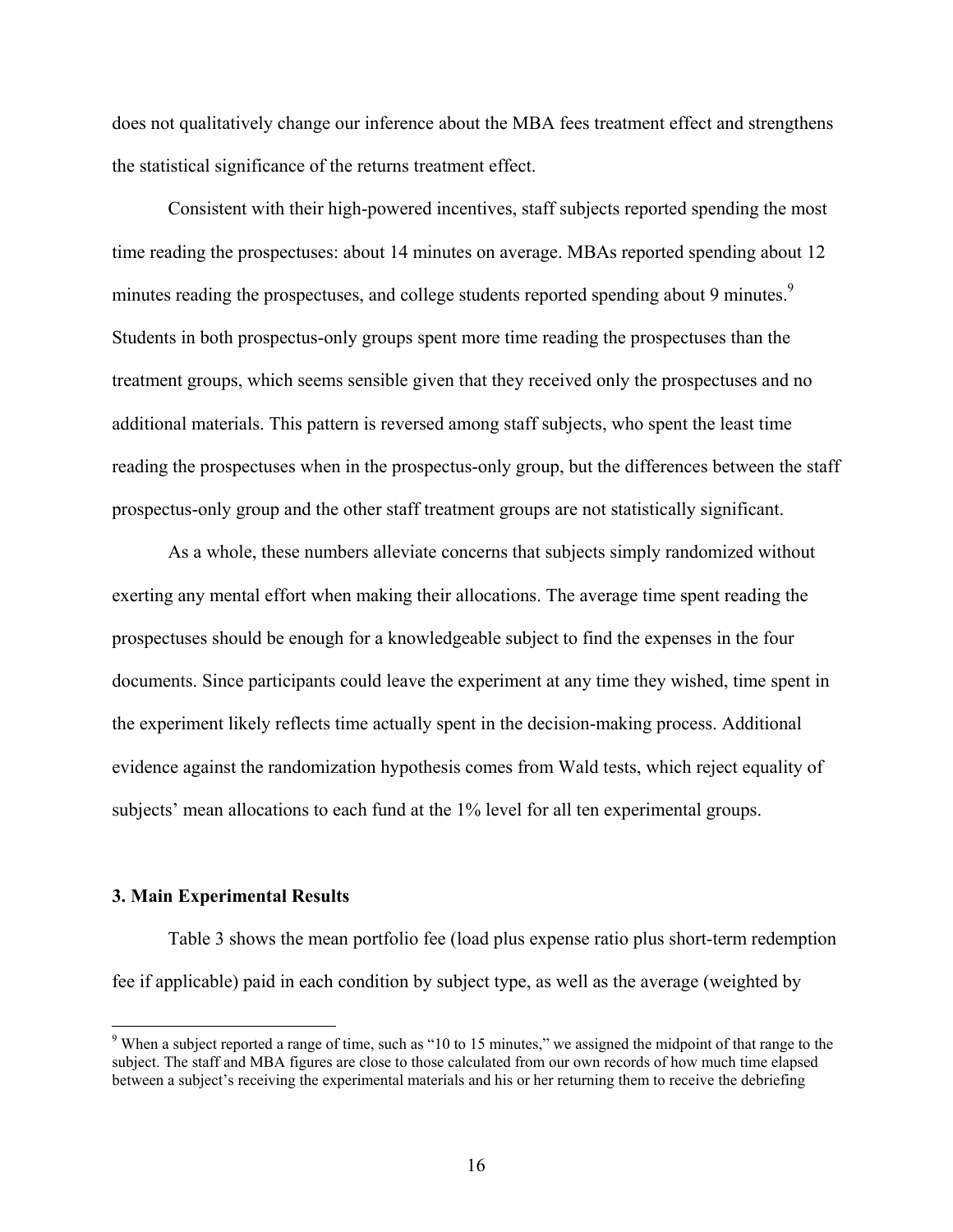does not qualitatively change our inference about the MBA fees treatment effect and strengthens the statistical significance of the returns treatment effect.

Consistent with their high-powered incentives, staff subjects reported spending the most time reading the prospectuses: about 14 minutes on average. MBAs reported spending about 12 minutes reading the prospectuses, and college students reported spending about 9 minutes.[9] Students in both prospectus-only groups spent more time reading the prospectuses than the treatment groups, which seems sensible given that they received only the prospectuses and no additional materials. This pattern is reversed among staff subjects, who spent the least time reading the prospectuses when in the prospectus-only group, but the differences between the staff prospectus-only group and the other staff treatment groups are not statistically significant.

As a whole, these numbers alleviate concerns that subjects simply randomized without exerting any mental effort when making their allocations. The average time spent reading the prospectuses should be enough for a knowledgeable subject to find the expenses in the four documents. Since participants could leave the experiment at any time they wished, time spent in the experiment likely reflects time actually spent in the decision-making process. Additional evidence against the randomization hypothesis comes from Wald tests, which reject equality of subjects' mean allocations to each fund at the 1% level for all ten experimental groups.

### 3. Main Experimental Results

Table 3 shows the mean portfolio fee (load plus expense ratio plus short-term redemption fee if applicable) paid in each condition by subject type, as well as the average (weighted by

[9] When a subject reported a range of time, such as "10 to 15 minutes," we assigned the midpoint of that range to the subject. The staff and MBA figures are close to those calculated from our own records of how much time elapsed between a subject's receiving the experimental materials and his or her returning them to receive the debriefing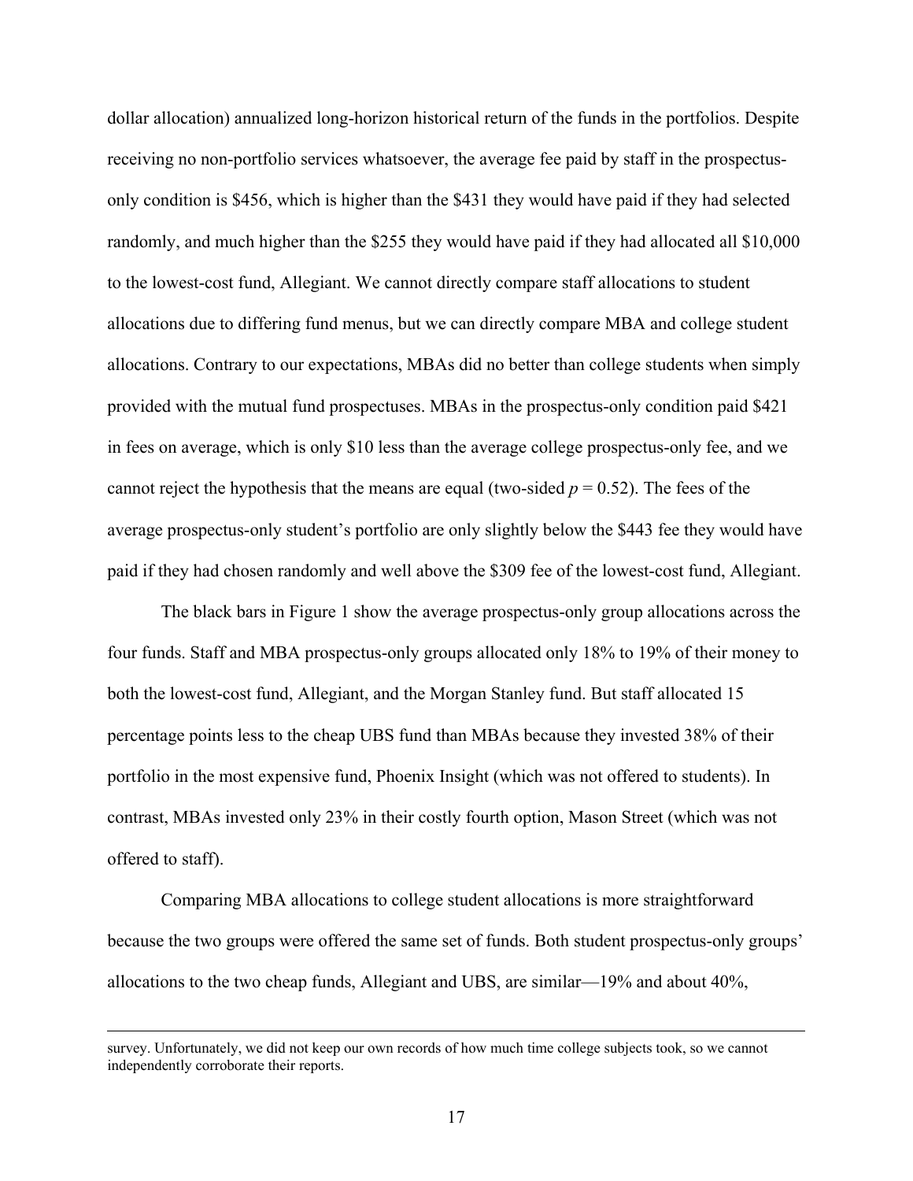dollar allocation) annualized long-horizon historical return of the funds in the portfolios. Despite receiving no non-portfolio services whatsoever, the average fee paid by staff in the prospectus-only condition is \$456, which is higher than the \$431 they would have paid if they had selected randomly, and much higher than the \$255 they would have paid if they had allocated all \$10,000 to the lowest-cost fund, Allegiant. We cannot directly compare staff allocations to student allocations due to differing fund menus, but we can directly compare MBA and college student allocations. Contrary to our expectations, MBAs did no better than college students when simply provided with the mutual fund prospectuses. MBAs in the prospectus-only condition paid \$421 in fees on average, which is only \$10 less than the average college prospectus-only fee, and we cannot reject the hypothesis that the means are equal (two-sided $p = 0.52$). The fees of the average prospectus-only student's portfolio are only slightly below the \$443 fee they would have paid if they had chosen randomly and well above the \$309 fee of the lowest-cost fund, Allegiant.

The black bars in Figure 1 show the average prospectus-only group allocations across the four funds. Staff and MBA prospectus-only groups allocated only 18% to 19% of their money to both the lowest-cost fund, Allegiant, and the Morgan Stanley fund. But staff allocated 15 percentage points less to the cheap UBS fund than MBAs because they invested 38% of their portfolio in the most expensive fund, Phoenix Insight (which was not offered to students). In contrast, MBAs invested only 23% in their costly fourth option, Mason Street (which was not offered to staff).

Comparing MBA allocations to college student allocations is more straightforward because the two groups were offered the same set of funds. Both student prospectus-only groups' allocations to the two cheap funds, Allegiant and UBS, are similar—19% and about 40%,

survey. Unfortunately, we did not keep our own records of how much time college subjects took, so we cannot independently corroborate their reports.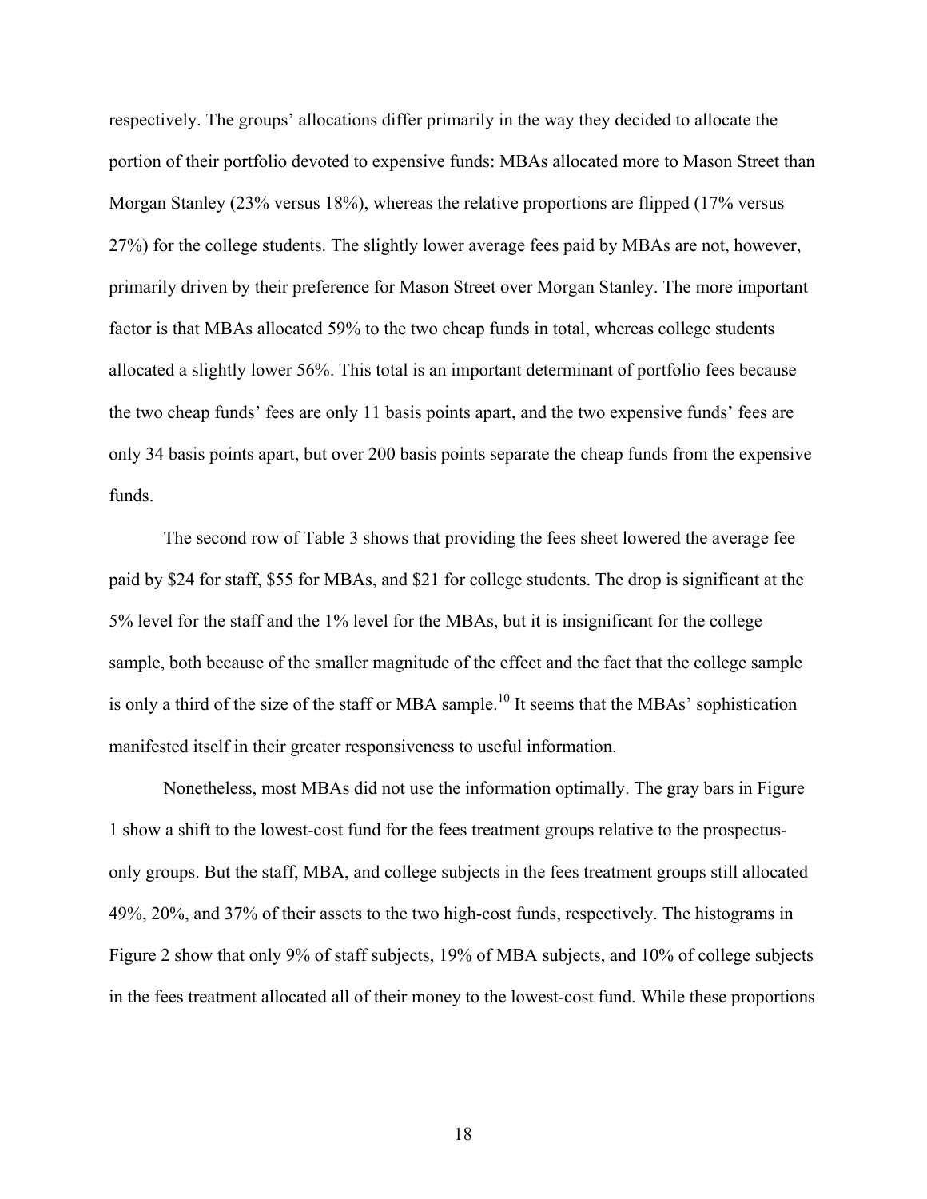respectively. The groups' allocations differ primarily in the way they decided to allocate the portion of their portfolio devoted to expensive funds: MBAs allocated more to Mason Street than Morgan Stanley (23% versus 18%), whereas the relative proportions are flipped (17% versus 27%) for the college students. The slightly lower average fees paid by MBAs are not, however, primarily driven by their preference for Mason Street over Morgan Stanley. The more important factor is that MBAs allocated 59% to the two cheap funds in total, whereas college students allocated a slightly lower 56%. This total is an important determinant of portfolio fees because the two cheap funds' fees are only 11 basis points apart, and the two expensive funds' fees are only 34 basis points apart, but over 200 basis points separate the cheap funds from the expensive funds.

The second row of Table 3 shows that providing the fees sheet lowered the average fee paid by \$24 for staff, \$55 for MBAs, and \$21 for college students. The drop is significant at the 5% level for the staff and the 1% level for the MBAs, but it is insignificant for the college sample, both because of the smaller magnitude of the effect and the fact that the college sample is only a third of the size of the staff or MBA sample.[10] It seems that the MBAs' sophistication manifested itself in their greater responsiveness to useful information.

Nonetheless, most MBAs did not use the information optimally. The gray bars in Figure 1 show a shift to the lowest-cost fund for the fees treatment groups relative to the prospectus-only groups. But the staff, MBA, and college subjects in the fees treatment groups still allocated 49%, 20%, and 37% of their assets to the two high-cost funds, respectively. The histograms in Figure 2 show that only 9% of staff subjects, 19% of MBA subjects, and 10% of college subjects in the fees treatment allocated all of their money to the lowest-cost fund. While these proportions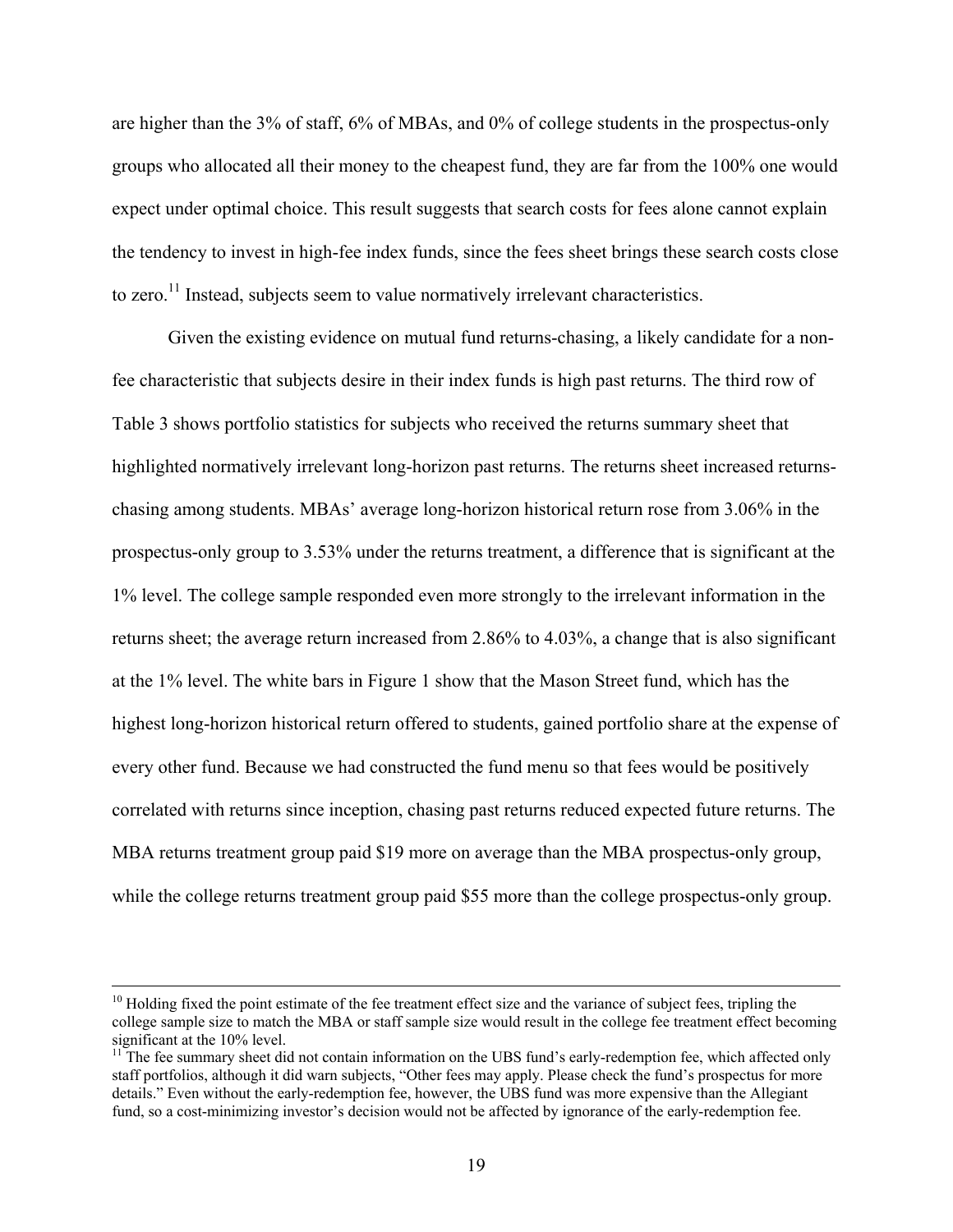are higher than the 3% of staff, 6% of MBAs, and 0% of college students in the prospectus-only groups who allocated all their money to the cheapest fund, they are far from the 100% one would expect under optimal choice. This result suggests that search costs for fees alone cannot explain the tendency to invest in high-fee index funds, since the fees sheet brings these search costs close to zero.[11] Instead, subjects seem to value normatively irrelevant characteristics.

Given the existing evidence on mutual fund returns-chasing, a likely candidate for a non-fee characteristic that subjects desire in their index funds is high past returns. The third row of Table 3 shows portfolio statistics for subjects who received the returns summary sheet that highlighted normatively irrelevant long-horizon past returns. The returns sheet increased returns-chasing among students. MBAs' average long-horizon historical return rose from 3.06% in the prospectus-only group to 3.53% under the returns treatment, a difference that is significant at the 1% level. The college sample responded even more strongly to the irrelevant information in the returns sheet; the average return increased from 2.86% to 4.03%, a change that is also significant at the 1% level. The white bars in Figure 1 show that the Mason Street fund, which has the highest long-horizon historical return offered to students, gained portfolio share at the expense of every other fund. Because we had constructed the fund menu so that fees would be positively correlated with returns since inception, chasing past returns reduced expected future returns. The MBA returns treatment group paid $19 more on average than the MBA prospectus-only group, while the college returns treatment group paid $55 more than the college prospectus-only group.

---

[10] Holding fixed the point estimate of the fee treatment effect size and the variance of subject fees, tripling the college sample size to match the MBA or staff sample size would result in the college fee treatment effect becoming significant at the 10% level.

[11] The fee summary sheet did not contain information on the UBS fund's early-redemption fee, which affected only staff portfolios, although it did warn subjects, "Other fees may apply. Please check the fund's prospectus for more details." Even without the early-redemption fee, however, the UBS fund was more expensive than the Allegiant fund, so a cost-minimizing investor's decision would not be affected by ignorance of the early-redemption fee.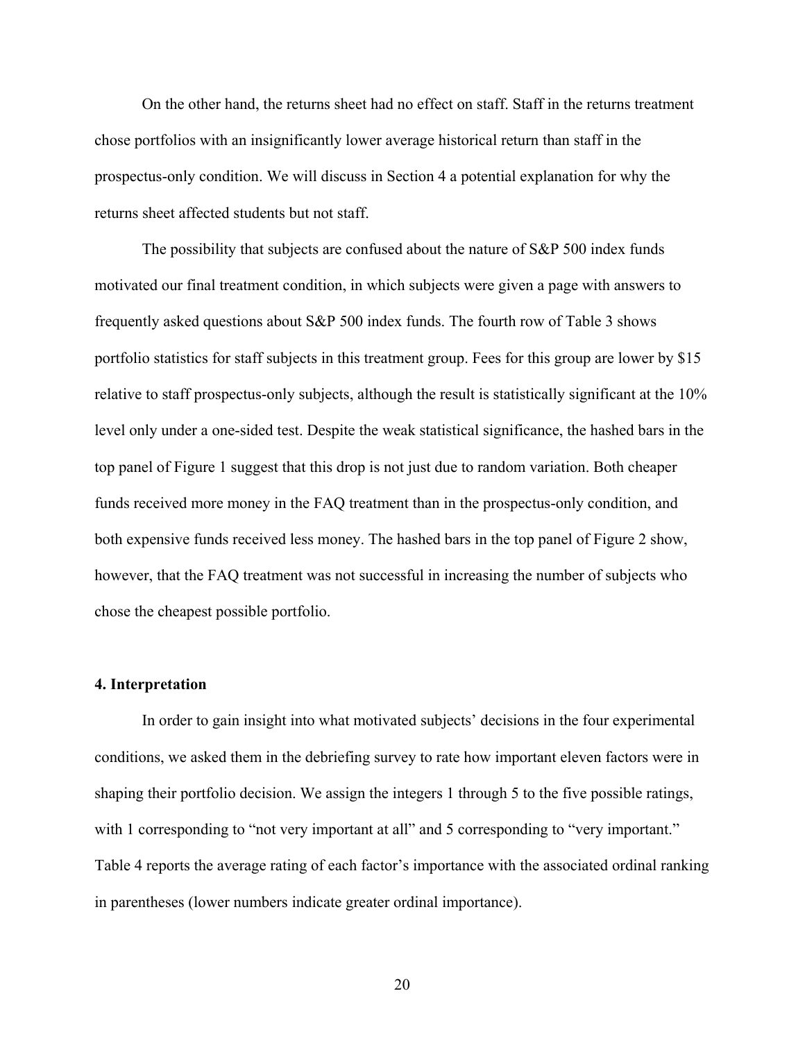On the other hand, the returns sheet had no effect on staff. Staff in the returns treatment chose portfolios with an insignificantly lower average historical return than staff in the prospectus-only condition. We will discuss in Section 4 a potential explanation for why the returns sheet affected students but not staff.

The possibility that subjects are confused about the nature of S&P 500 index funds motivated our final treatment condition, in which subjects were given a page with answers to frequently asked questions about S&P 500 index funds. The fourth row of Table 3 shows portfolio statistics for staff subjects in this treatment group. Fees for this group are lower by $15 relative to staff prospectus-only subjects, although the result is statistically significant at the 10% level only under a one-sided test. Despite the weak statistical significance, the hashed bars in the top panel of Figure 1 suggest that this drop is not just due to random variation. Both cheaper funds received more money in the FAQ treatment than in the prospectus-only condition, and both expensive funds received less money. The hashed bars in the top panel of Figure 2 show, however, that the FAQ treatment was not successful in increasing the number of subjects who chose the cheapest possible portfolio.

### 4. Interpretation

In order to gain insight into what motivated subjects' decisions in the four experimental conditions, we asked them in the debriefing survey to rate how important eleven factors were in shaping their portfolio decision. We assign the integers 1 through 5 to the five possible ratings, with 1 corresponding to "not very important at all" and 5 corresponding to "very important." Table 4 reports the average rating of each factor's importance with the associated ordinal ranking in parentheses (lower numbers indicate greater ordinal importance).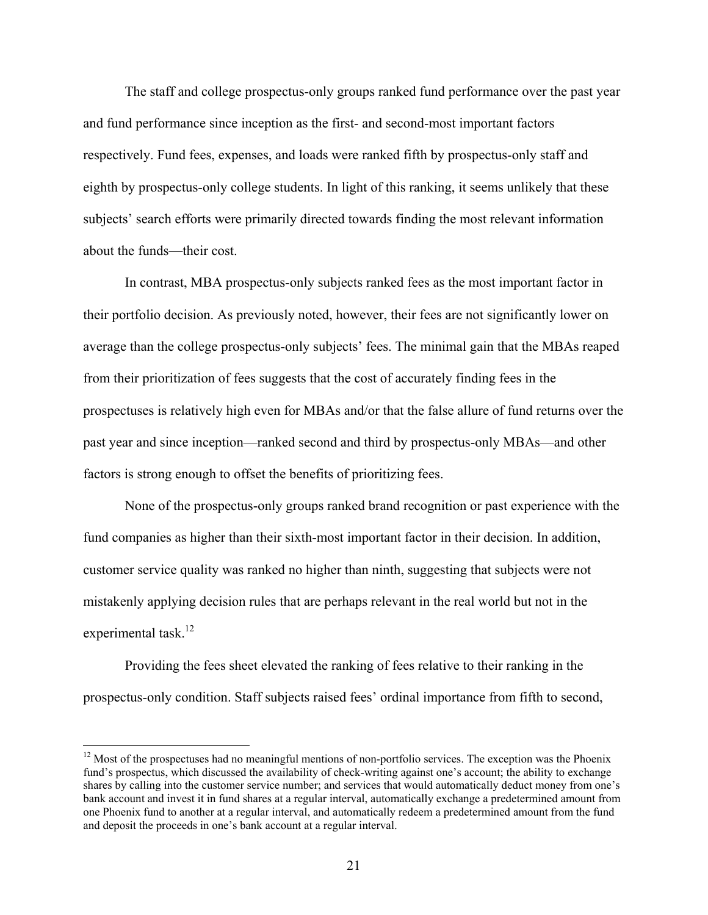The staff and college prospectus-only groups ranked fund performance over the past year and fund performance since inception as the first- and second-most important factors respectively. Fund fees, expenses, and loads were ranked fifth by prospectus-only staff and eighth by prospectus-only college students. In light of this ranking, it seems unlikely that these subjects' search efforts were primarily directed towards finding the most relevant information about the funds—their cost.

In contrast, MBA prospectus-only subjects ranked fees as the most important factor in their portfolio decision. As previously noted, however, their fees are not significantly lower on average than the college prospectus-only subjects' fees. The minimal gain that the MBAs reaped from their prioritization of fees suggests that the cost of accurately finding fees in the prospectuses is relatively high even for MBAs and/or that the false allure of fund returns over the past year and since inception—ranked second and third by prospectus-only MBAs—and other factors is strong enough to offset the benefits of prioritizing fees.

None of the prospectus-only groups ranked brand recognition or past experience with the fund companies as higher than their sixth-most important factor in their decision. In addition, customer service quality was ranked no higher than ninth, suggesting that subjects were not mistakenly applying decision rules that are perhaps relevant in the real world but not in the experimental task.[12]

Providing the fees sheet elevated the ranking of fees relative to their ranking in the prospectus-only condition. Staff subjects raised fees' ordinal importance from fifth to second,

[12] Most of the prospectuses had no meaningful mentions of non-portfolio services. The exception was the Phoenix fund's prospectus, which discussed the availability of check-writing against one's account; the ability to exchange shares by calling into the customer service number; and services that would automatically deduct money from one's bank account and invest it in fund shares at a regular interval, automatically exchange a predetermined amount from one Phoenix fund to another at a regular interval, and automatically redeem a predetermined amount from the fund and deposit the proceeds in one's bank account at a regular interval.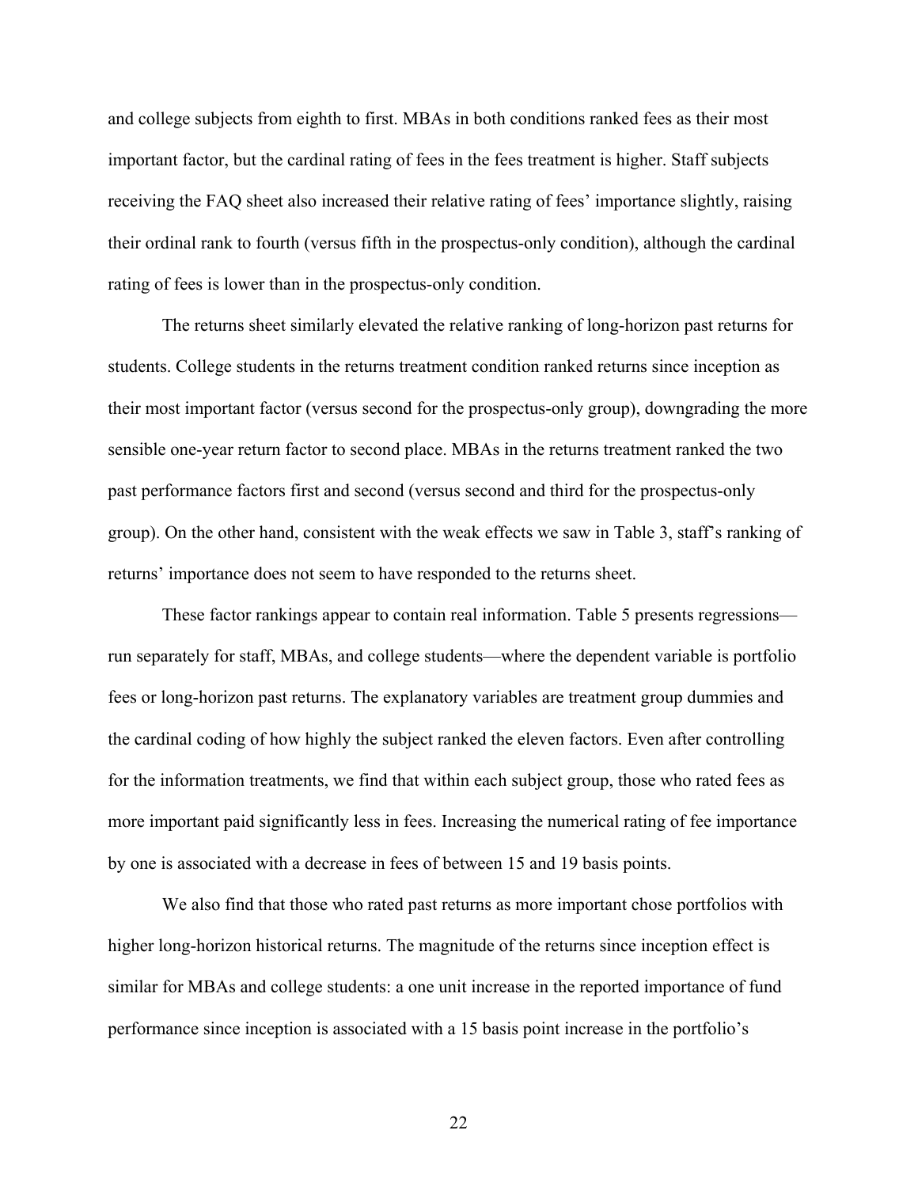and college subjects from eighth to first. MBAs in both conditions ranked fees as their most important factor, but the cardinal rating of fees in the fees treatment is higher. Staff subjects receiving the FAQ sheet also increased their relative rating of fees' importance slightly, raising their ordinal rank to fourth (versus fifth in the prospectus-only condition), although the cardinal rating of fees is lower than in the prospectus-only condition.

The returns sheet similarly elevated the relative ranking of long-horizon past returns for students. College students in the returns treatment condition ranked returns since inception as their most important factor (versus second for the prospectus-only group), downgrading the more sensible one-year return factor to second place. MBAs in the returns treatment ranked the two past performance factors first and second (versus second and third for the prospectus-only group). On the other hand, consistent with the weak effects we saw in Table 3, staff's ranking of returns' importance does not seem to have responded to the returns sheet.

These factor rankings appear to contain real information. Table 5 presents regressions—run separately for staff, MBAs, and college students—where the dependent variable is portfolio fees or long-horizon past returns. The explanatory variables are treatment group dummies and the cardinal coding of how highly the subject ranked the eleven factors. Even after controlling for the information treatments, we find that within each subject group, those who rated fees as more important paid significantly less in fees. Increasing the numerical rating of fee importance by one is associated with a decrease in fees of between 15 and 19 basis points.

We also find that those who rated past returns as more important chose portfolios with higher long-horizon historical returns. The magnitude of the returns since inception effect is similar for MBAs and college students: a one unit increase in the reported importance of fund performance since inception is associated with a 15 basis point increase in the portfolio's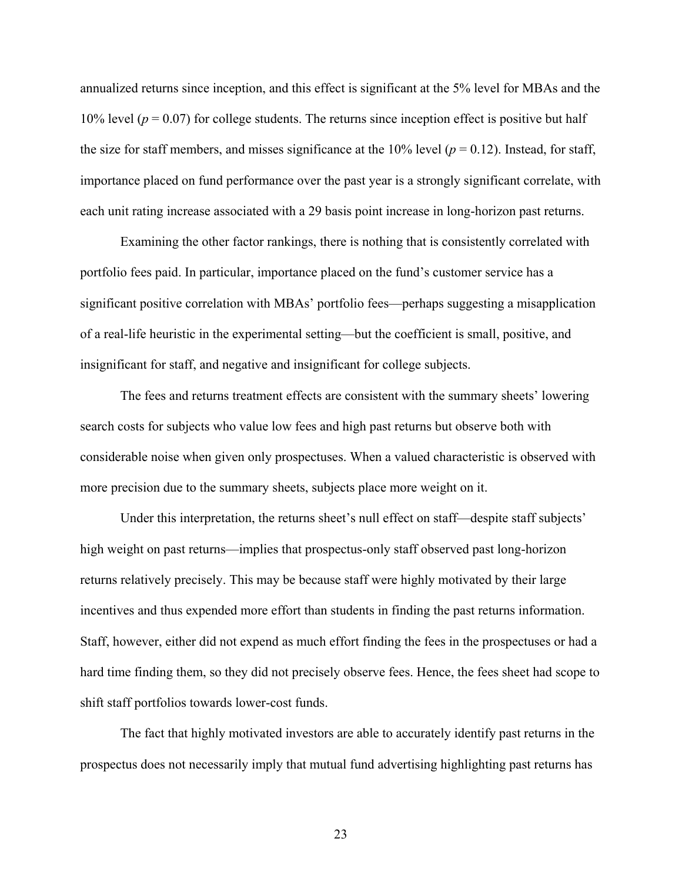annualized returns since inception, and this effect is significant at the 5% level for MBAs and the 10% level ($p = 0.07$) for college students. The returns since inception effect is positive but half the size for staff members, and misses significance at the 10% level ($p = 0.12$). Instead, for staff, importance placed on fund performance over the past year is a strongly significant correlate, with each unit rating increase associated with a 29 basis point increase in long-horizon past returns.

Examining the other factor rankings, there is nothing that is consistently correlated with portfolio fees paid. In particular, importance placed on the fund's customer service has a significant positive correlation with MBAs' portfolio fees—perhaps suggesting a misapplication of a real-life heuristic in the experimental setting—but the coefficient is small, positive, and insignificant for staff, and negative and insignificant for college subjects.

The fees and returns treatment effects are consistent with the summary sheets' lowering search costs for subjects who value low fees and high past returns but observe both with considerable noise when given only prospectuses. When a valued characteristic is observed with more precision due to the summary sheets, subjects place more weight on it.

Under this interpretation, the returns sheet's null effect on staff—despite staff subjects' high weight on past returns—implies that prospectus-only staff observed past long-horizon returns relatively precisely. This may be because staff were highly motivated by their large incentives and thus expended more effort than students in finding the past returns information. Staff, however, either did not expend as much effort finding the fees in the prospectuses or had a hard time finding them, so they did not precisely observe fees. Hence, the fees sheet had scope to shift staff portfolios towards lower-cost funds.

The fact that highly motivated investors are able to accurately identify past returns in the prospectus does not necessarily imply that mutual fund advertising highlighting past returns has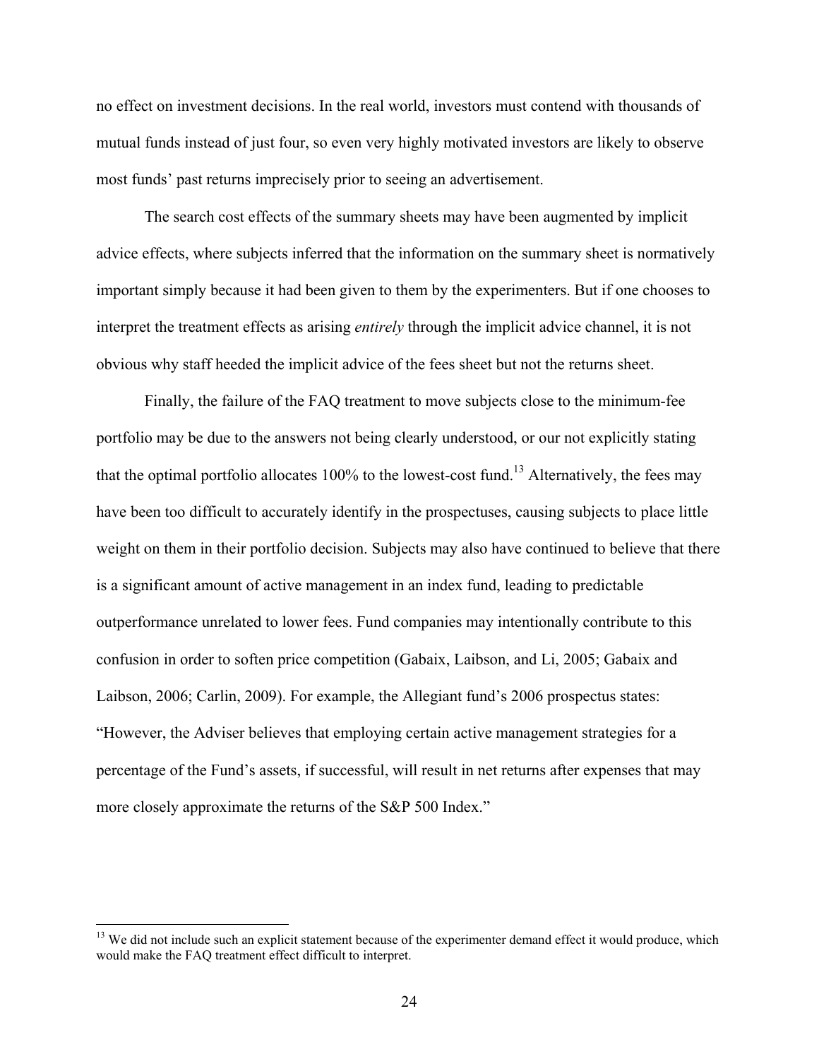no effect on investment decisions. In the real world, investors must contend with thousands of mutual funds instead of just four, so even very highly motivated investors are likely to observe most funds' past returns imprecisely prior to seeing an advertisement.

The search cost effects of the summary sheets may have been augmented by implicit advice effects, where subjects inferred that the information on the summary sheet is normatively important simply because it had been given to them by the experimenters. But if one chooses to interpret the treatment effects as arising *entirely* through the implicit advice channel, it is not obvious why staff heeded the implicit advice of the fees sheet but not the returns sheet.

Finally, the failure of the FAQ treatment to move subjects close to the minimum-fee portfolio may be due to the answers not being clearly understood, or our not explicitly stating that the optimal portfolio allocates 100% to the lowest-cost fund.[13] Alternatively, the fees may have been too difficult to accurately identify in the prospectuses, causing subjects to place little weight on them in their portfolio decision. Subjects may also have continued to believe that there is a significant amount of active management in an index fund, leading to predictable outperformance unrelated to lower fees. Fund companies may intentionally contribute to this confusion in order to soften price competition (Gabaix, Laibson, and Li, 2005; Gabaix and Laibson, 2006; Carlin, 2009). For example, the Allegiant fund's 2006 prospectus states: "However, the Adviser believes that employing certain active management strategies for a percentage of the Fund's assets, if successful, will result in net returns after expenses that may more closely approximate the returns of the S&P 500 Index."

---

[13] We did not include such an explicit statement because of the experimenter demand effect it would produce, which would make the FAQ treatment effect difficult to interpret.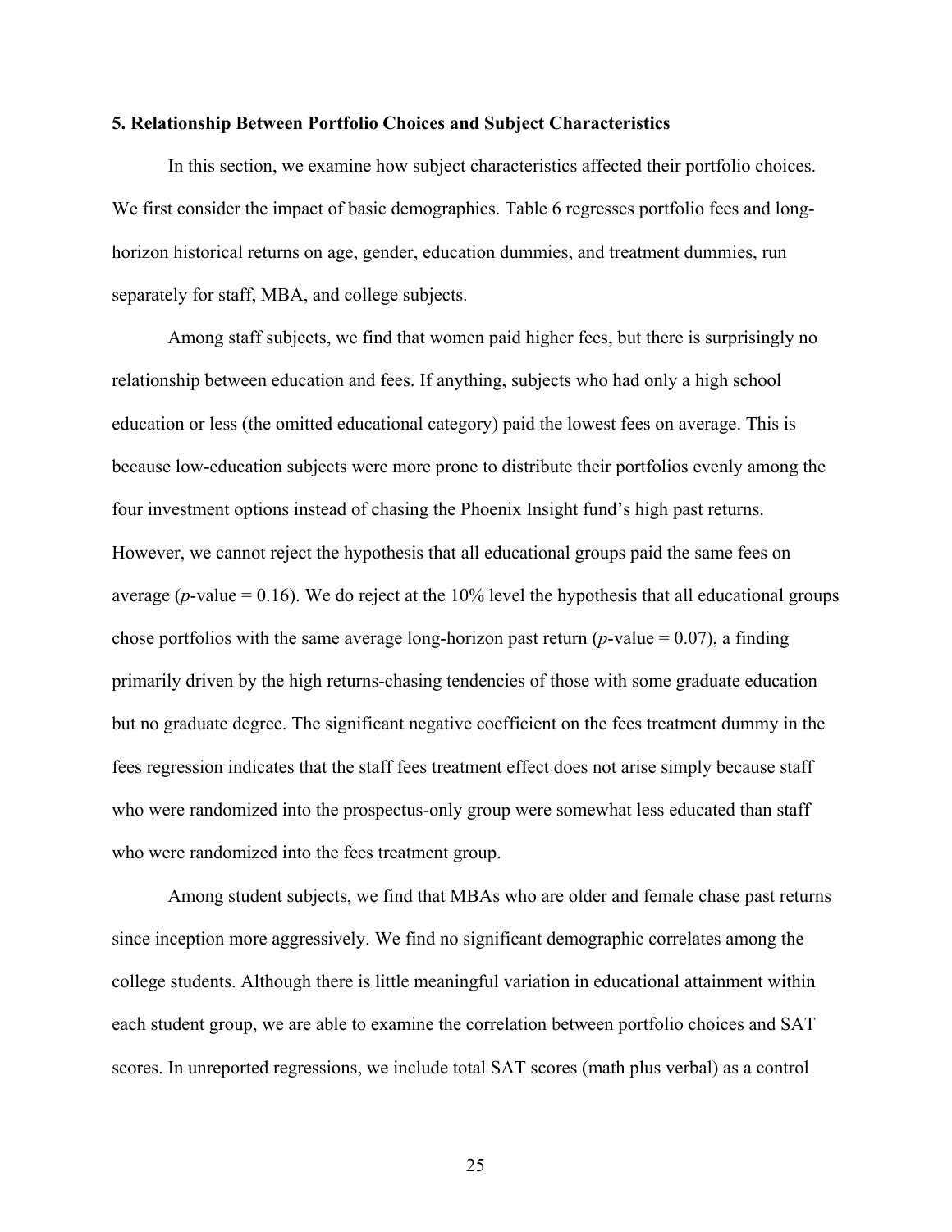### 5. Relationship Between Portfolio Choices and Subject Characteristics

In this section, we examine how subject characteristics affected their portfolio choices. We first consider the impact of basic demographics. Table 6 regresses portfolio fees and long-horizon historical returns on age, gender, education dummies, and treatment dummies, run separately for staff, MBA, and college subjects.

Among staff subjects, we find that women paid higher fees, but there is surprisingly no relationship between education and fees. If anything, subjects who had only a high school education or less (the omitted educational category) paid the lowest fees on average. This is because low-education subjects were more prone to distribute their portfolios evenly among the four investment options instead of chasing the Phoenix Insight fund's high past returns. However, we cannot reject the hypothesis that all educational groups paid the same fees on average (*p*-value = 0.16). We do reject at the 10% level the hypothesis that all educational groups chose portfolios with the same average long-horizon past return (*p*-value = 0.07), a finding primarily driven by the high returns-chasing tendencies of those with some graduate education but no graduate degree. The significant negative coefficient on the fees treatment dummy in the fees regression indicates that the staff fees treatment effect does not arise simply because staff who were randomized into the prospectus-only group were somewhat less educated than staff who were randomized into the fees treatment group.

Among student subjects, we find that MBAs who are older and female chase past returns since inception more aggressively. We find no significant demographic correlates among the college students. Although there is little meaningful variation in educational attainment within each student group, we are able to examine the correlation between portfolio choices and SAT scores. In unreported regressions, we include total SAT scores (math plus verbal) as a control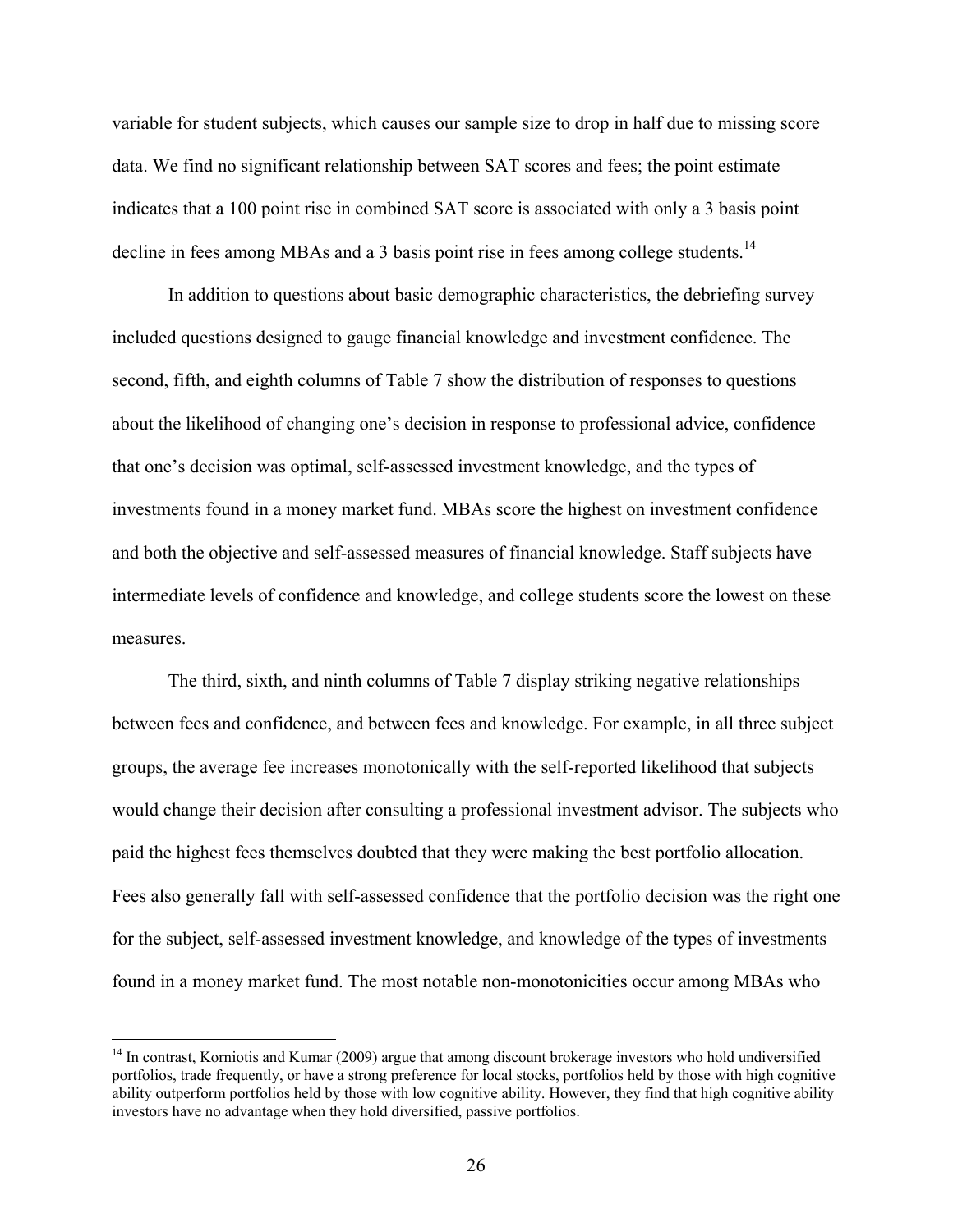variable for student subjects, which causes our sample size to drop in half due to missing score data. We find no significant relationship between SAT scores and fees; the point estimate indicates that a 100 point rise in combined SAT score is associated with only a 3 basis point decline in fees among MBAs and a 3 basis point rise in fees among college students.[14]

In addition to questions about basic demographic characteristics, the debriefing survey included questions designed to gauge financial knowledge and investment confidence. The second, fifth, and eighth columns of Table 7 show the distribution of responses to questions about the likelihood of changing one's decision in response to professional advice, confidence that one's decision was optimal, self-assessed investment knowledge, and the types of investments found in a money market fund. MBAs score the highest on investment confidence and both the objective and self-assessed measures of financial knowledge. Staff subjects have intermediate levels of confidence and knowledge, and college students score the lowest on these measures.

The third, sixth, and ninth columns of Table 7 display striking negative relationships between fees and confidence, and between fees and knowledge. For example, in all three subject groups, the average fee increases monotonically with the self-reported likelihood that subjects would change their decision after consulting a professional investment advisor. The subjects who paid the highest fees themselves doubted that they were making the best portfolio allocation. Fees also generally fall with self-assessed confidence that the portfolio decision was the right one for the subject, self-assessed investment knowledge, and knowledge of the types of investments found in a money market fund. The most notable non-monotonicities occur among MBAs who

[14] In contrast, Korniotis and Kumar (2009) argue that among discount brokerage investors who hold undiversified portfolios, trade frequently, or have a strong preference for local stocks, portfolios held by those with high cognitive ability outperform portfolios held by those with low cognitive ability. However, they find that high cognitive ability investors have no advantage when they hold diversified, passive portfolios.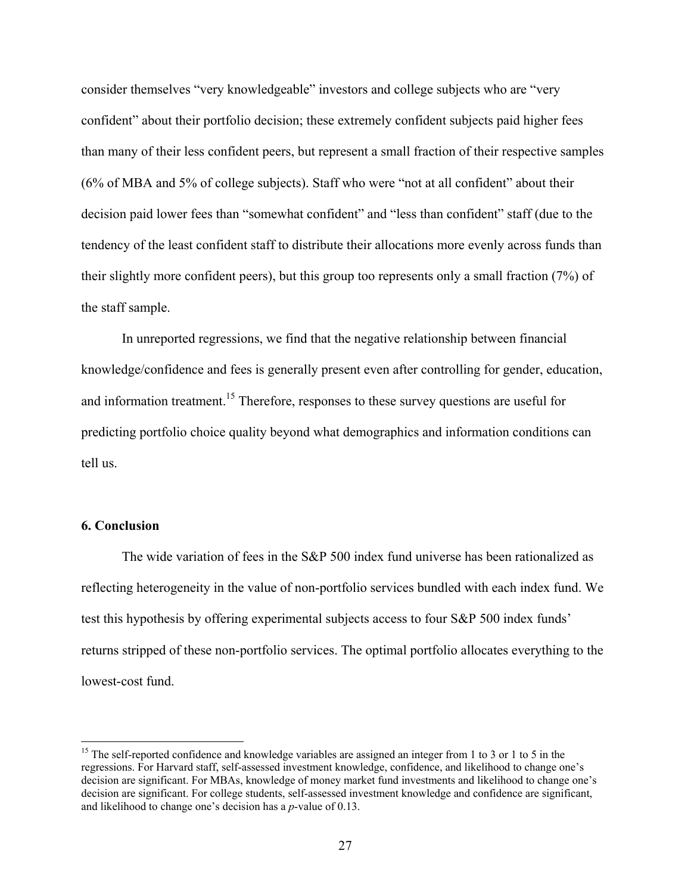consider themselves "very knowledgeable" investors and college subjects who are "very confident" about their portfolio decision; these extremely confident subjects paid higher fees than many of their less confident peers, but represent a small fraction of their respective samples (6% of MBA and 5% of college subjects). Staff who were "not at all confident" about their decision paid lower fees than "somewhat confident" and "less than confident" staff (due to the tendency of the least confident staff to distribute their allocations more evenly across funds than their slightly more confident peers), but this group too represents only a small fraction (7%) of the staff sample.

In unreported regressions, we find that the negative relationship between financial knowledge/confidence and fees is generally present even after controlling for gender, education, and information treatment.[15] Therefore, responses to these survey questions are useful for predicting portfolio choice quality beyond what demographics and information conditions can tell us.

### 6. Conclusion

The wide variation of fees in the S&P 500 index fund universe has been rationalized as reflecting heterogeneity in the value of non-portfolio services bundled with each index fund. We test this hypothesis by offering experimental subjects access to four S&P 500 index funds' returns stripped of these non-portfolio services. The optimal portfolio allocates everything to the lowest-cost fund.

---

[15] The self-reported confidence and knowledge variables are assigned an integer from 1 to 3 or 1 to 5 in the regressions. For Harvard staff, self-assessed investment knowledge, confidence, and likelihood to change one's decision are significant. For MBAs, knowledge of money market fund investments and likelihood to change one's decision are significant. For college students, self-assessed investment knowledge and confidence are significant, and likelihood to change one's decision has a *p*-value of 0.13.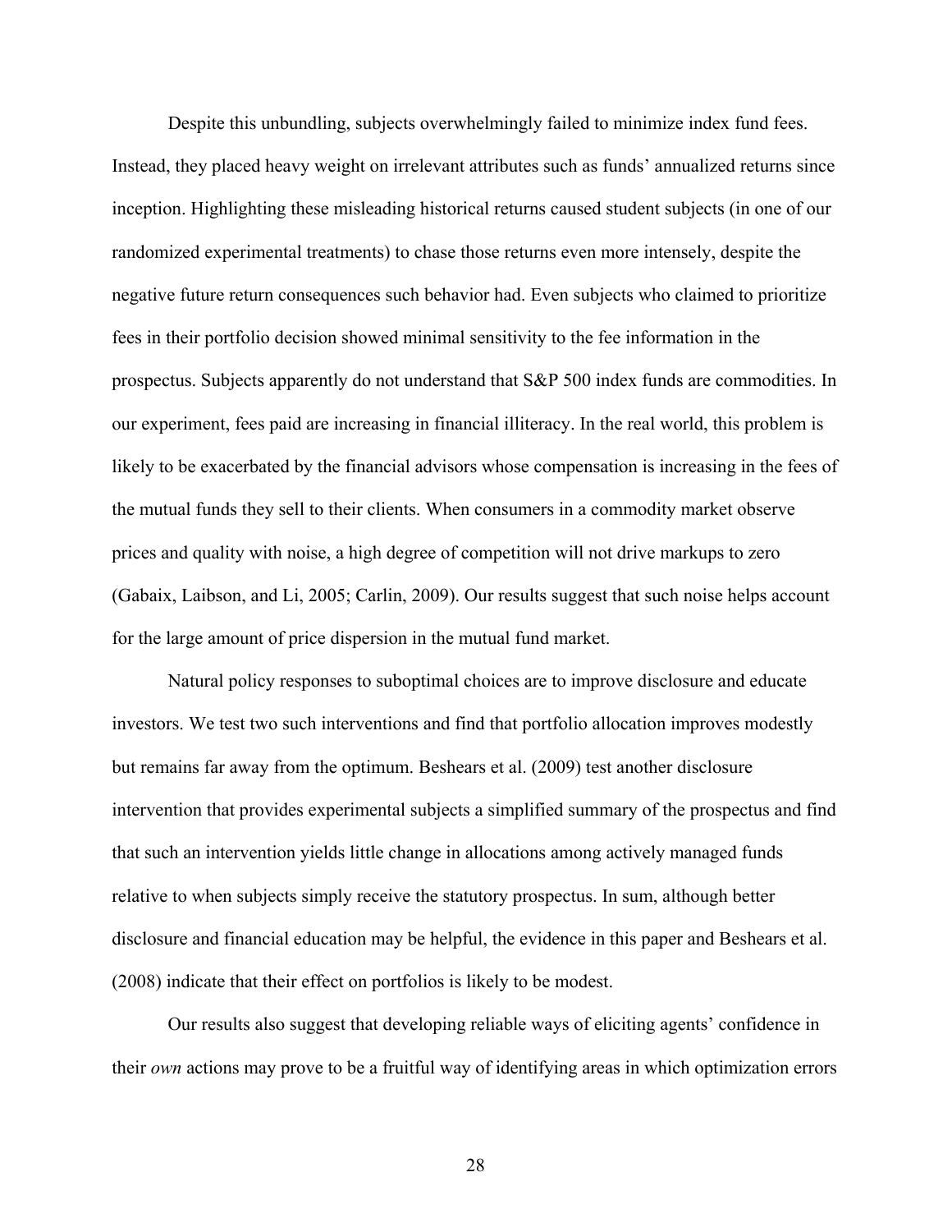Despite this unbundling, subjects overwhelmingly failed to minimize index fund fees. Instead, they placed heavy weight on irrelevant attributes such as funds' annualized returns since inception. Highlighting these misleading historical returns caused student subjects (in one of our randomized experimental treatments) to chase those returns even more intensely, despite the negative future return consequences such behavior had. Even subjects who claimed to prioritize fees in their portfolio decision showed minimal sensitivity to the fee information in the prospectus. Subjects apparently do not understand that S&P 500 index funds are commodities. In our experiment, fees paid are increasing in financial illiteracy. In the real world, this problem is likely to be exacerbated by the financial advisors whose compensation is increasing in the fees of the mutual funds they sell to their clients. When consumers in a commodity market observe prices and quality with noise, a high degree of competition will not drive markups to zero (Gabaix, Laibson, and Li, 2005; Carlin, 2009). Our results suggest that such noise helps account for the large amount of price dispersion in the mutual fund market.

Natural policy responses to suboptimal choices are to improve disclosure and educate investors. We test two such interventions and find that portfolio allocation improves modestly but remains far away from the optimum. Beshears et al. (2009) test another disclosure intervention that provides experimental subjects a simplified summary of the prospectus and find that such an intervention yields little change in allocations among actively managed funds relative to when subjects simply receive the statutory prospectus. In sum, although better disclosure and financial education may be helpful, the evidence in this paper and Beshears et al. (2008) indicate that their effect on portfolios is likely to be modest.

Our results also suggest that developing reliable ways of eliciting agents' confidence in their *own* actions may prove to be a fruitful way of identifying areas in which optimization errors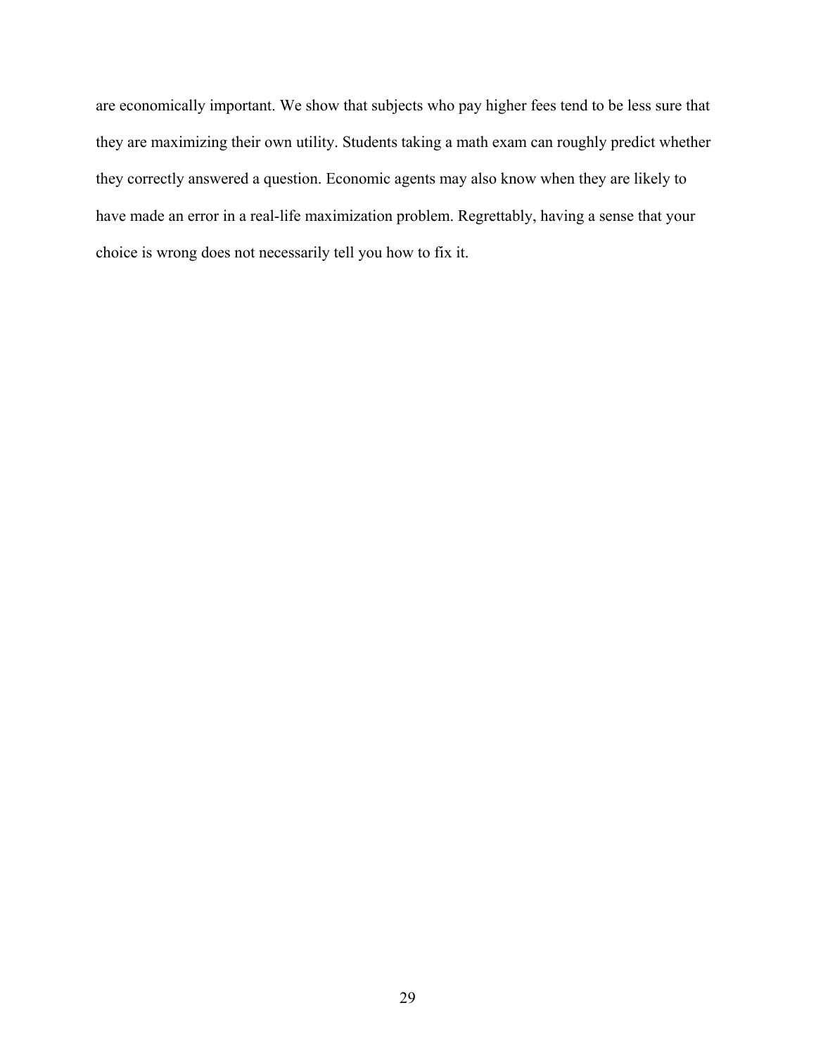are economically important. We show that subjects who pay higher fees tend to be less sure that they are maximizing their own utility. Students taking a math exam can roughly predict whether they correctly answered a question. Economic agents may also know when they are likely to have made an error in a real-life maximization problem. Regrettably, having a sense that your choice is wrong does not necessarily tell you how to fix it.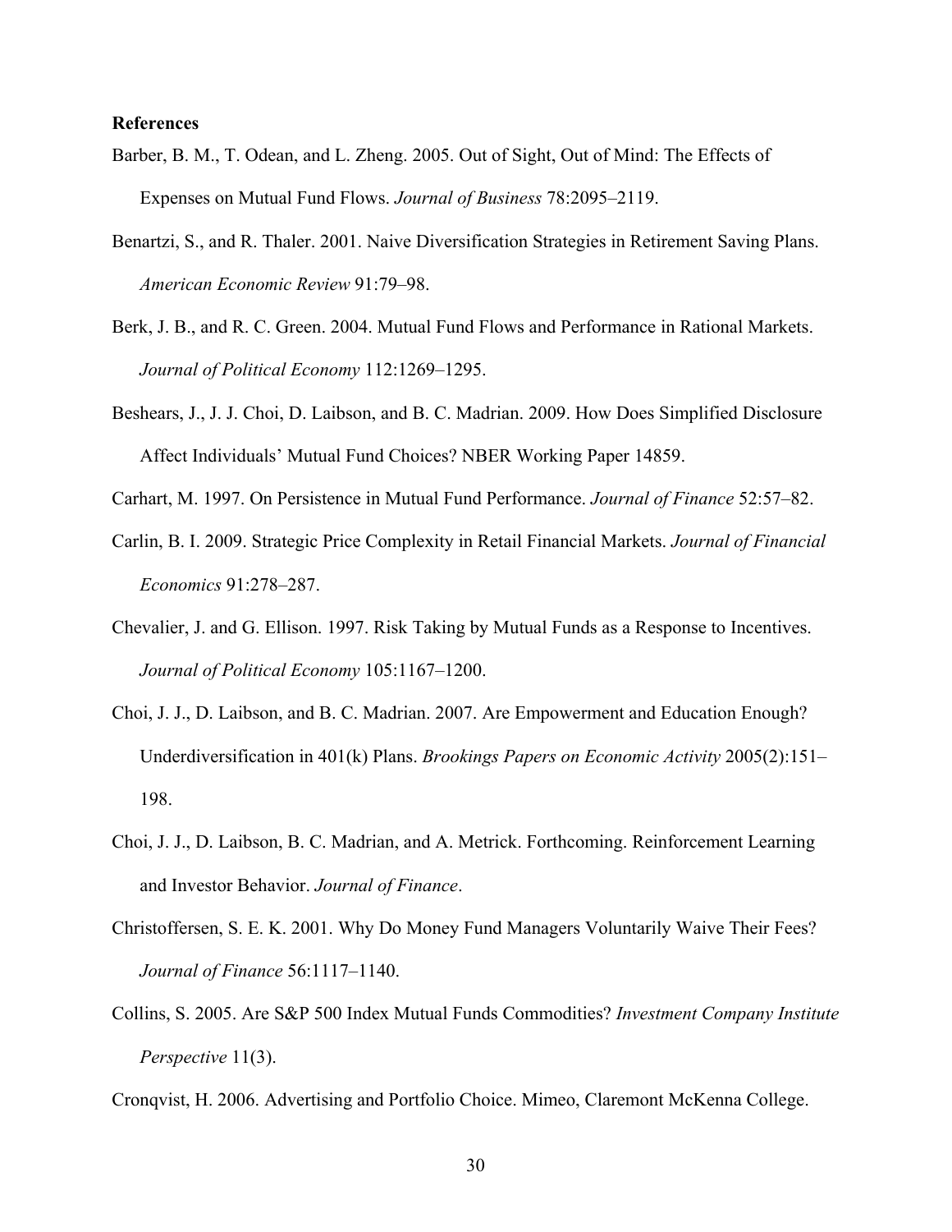**References**

Barber, B. M., T. Odean, and L. Zheng. 2005. Out of Sight, Out of Mind: The Effects of Expenses on Mutual Fund Flows. *Journal of Business* 78:2095–2119.

Benartzi, S., and R. Thaler. 2001. Naive Diversification Strategies in Retirement Saving Plans. *American Economic Review* 91:79–98.

Berk, J. B., and R. C. Green. 2004. Mutual Fund Flows and Performance in Rational Markets. *Journal of Political Economy* 112:1269–1295.

Beshears, J., J. J. Choi, D. Laibson, and B. C. Madrian. 2009. How Does Simplified Disclosure Affect Individuals' Mutual Fund Choices? NBER Working Paper 14859.

Carhart, M. 1997. On Persistence in Mutual Fund Performance. *Journal of Finance* 52:57–82.

Carlin, B. I. 2009. Strategic Price Complexity in Retail Financial Markets. *Journal of Financial Economics* 91:278–287.

Chevalier, J. and G. Ellison. 1997. Risk Taking by Mutual Funds as a Response to Incentives. *Journal of Political Economy* 105:1167–1200.

Choi, J. J., D. Laibson, and B. C. Madrian. 2007. Are Empowerment and Education Enough? Underdiversification in 401(k) Plans. *Brookings Papers on Economic Activity* 2005(2):151–198.

Choi, J. J., D. Laibson, B. C. Madrian, and A. Metrick. Forthcoming. Reinforcement Learning and Investor Behavior. *Journal of Finance*.

Christoffersen, S. E. K. 2001. Why Do Money Fund Managers Voluntarily Waive Their Fees? *Journal of Finance* 56:1117–1140.

Collins, S. 2005. Are S&P 500 Index Mutual Funds Commodities? *Investment Company Institute Perspective* 11(3).

Cronqvist, H. 2006. Advertising and Portfolio Choice. Mimeo, Claremont McKenna College.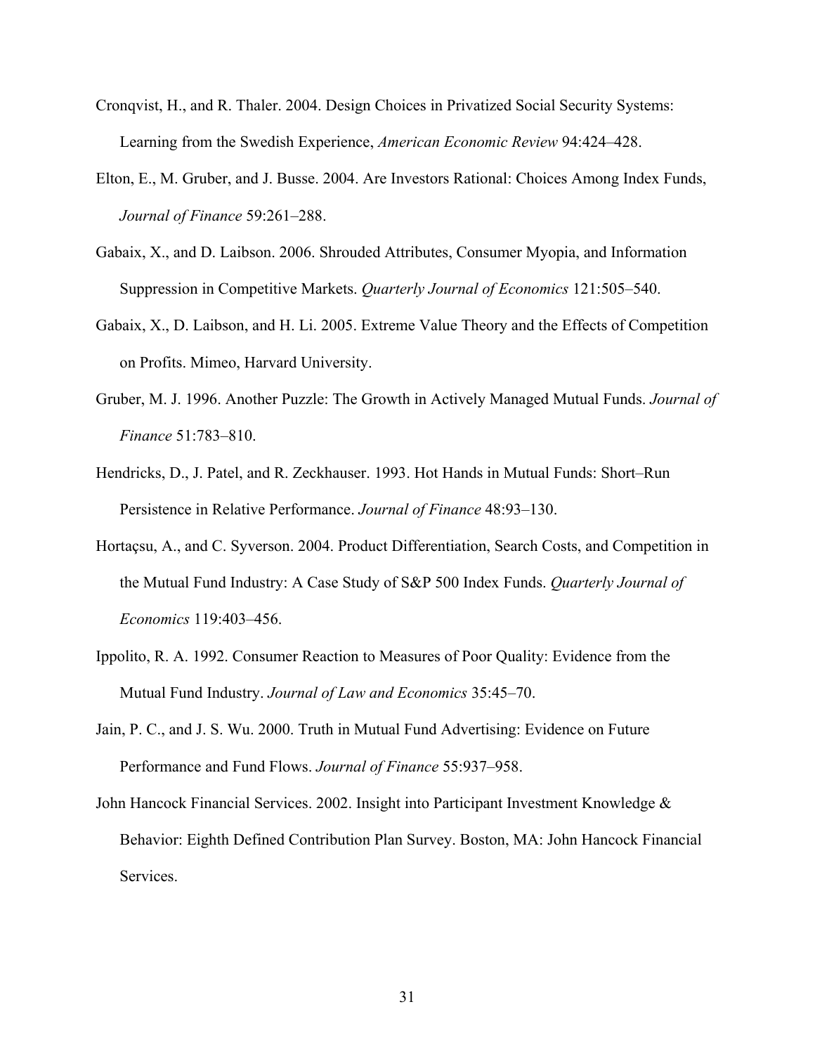Cronqvist, H., and R. Thaler. 2004. Design Choices in Privatized Social Security Systems: Learning from the Swedish Experience, *American Economic Review* 94:424–428.

Elton, E., M. Gruber, and J. Busse. 2004. Are Investors Rational: Choices Among Index Funds, *Journal of Finance* 59:261–288.

Gabaix, X., and D. Laibson. 2006. Shrouded Attributes, Consumer Myopia, and Information Suppression in Competitive Markets. *Quarterly Journal of Economics* 121:505–540.

Gabaix, X., D. Laibson, and H. Li. 2005. Extreme Value Theory and the Effects of Competition on Profits. Mimeo, Harvard University.

Gruber, M. J. 1996. Another Puzzle: The Growth in Actively Managed Mutual Funds. *Journal of Finance* 51:783–810.

Hendricks, D., J. Patel, and R. Zeckhauser. 1993. Hot Hands in Mutual Funds: Short–Run Persistence in Relative Performance. *Journal of Finance* 48:93–130.

Hortaçsu, A., and C. Syverson. 2004. Product Differentiation, Search Costs, and Competition in the Mutual Fund Industry: A Case Study of S&P 500 Index Funds. *Quarterly Journal of Economics* 119:403–456.

Ippolito, R. A. 1992. Consumer Reaction to Measures of Poor Quality: Evidence from the Mutual Fund Industry. *Journal of Law and Economics* 35:45–70.

Jain, P. C., and J. S. Wu. 2000. Truth in Mutual Fund Advertising: Evidence on Future Performance and Fund Flows. *Journal of Finance* 55:937–958.

John Hancock Financial Services. 2002. Insight into Participant Investment Knowledge & Behavior: Eighth Defined Contribution Plan Survey. Boston, MA: John Hancock Financial Services.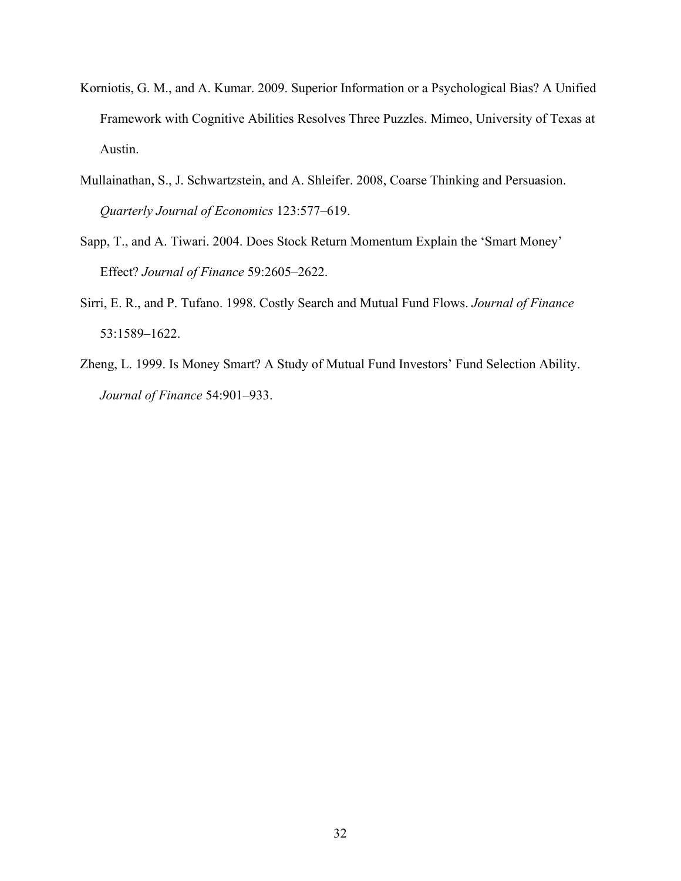Korniotis, G. M., and A. Kumar. 2009. Superior Information or a Psychological Bias? A Unified Framework with Cognitive Abilities Resolves Three Puzzles. Mimeo, University of Texas at Austin.

Mullainathan, S., J. Schwartzstein, and A. Shleifer. 2008, Coarse Thinking and Persuasion. *Quarterly Journal of Economics* 123:577–619.

Sapp, T., and A. Tiwari. 2004. Does Stock Return Momentum Explain the 'Smart Money' Effect? *Journal of Finance* 59:2605–2622.

Sirri, E. R., and P. Tufano. 1998. Costly Search and Mutual Fund Flows. *Journal of Finance* 53:1589–1622.

Zheng, L. 1999. Is Money Smart? A Study of Mutual Fund Investors' Fund Selection Ability. *Journal of Finance* 54:901–933.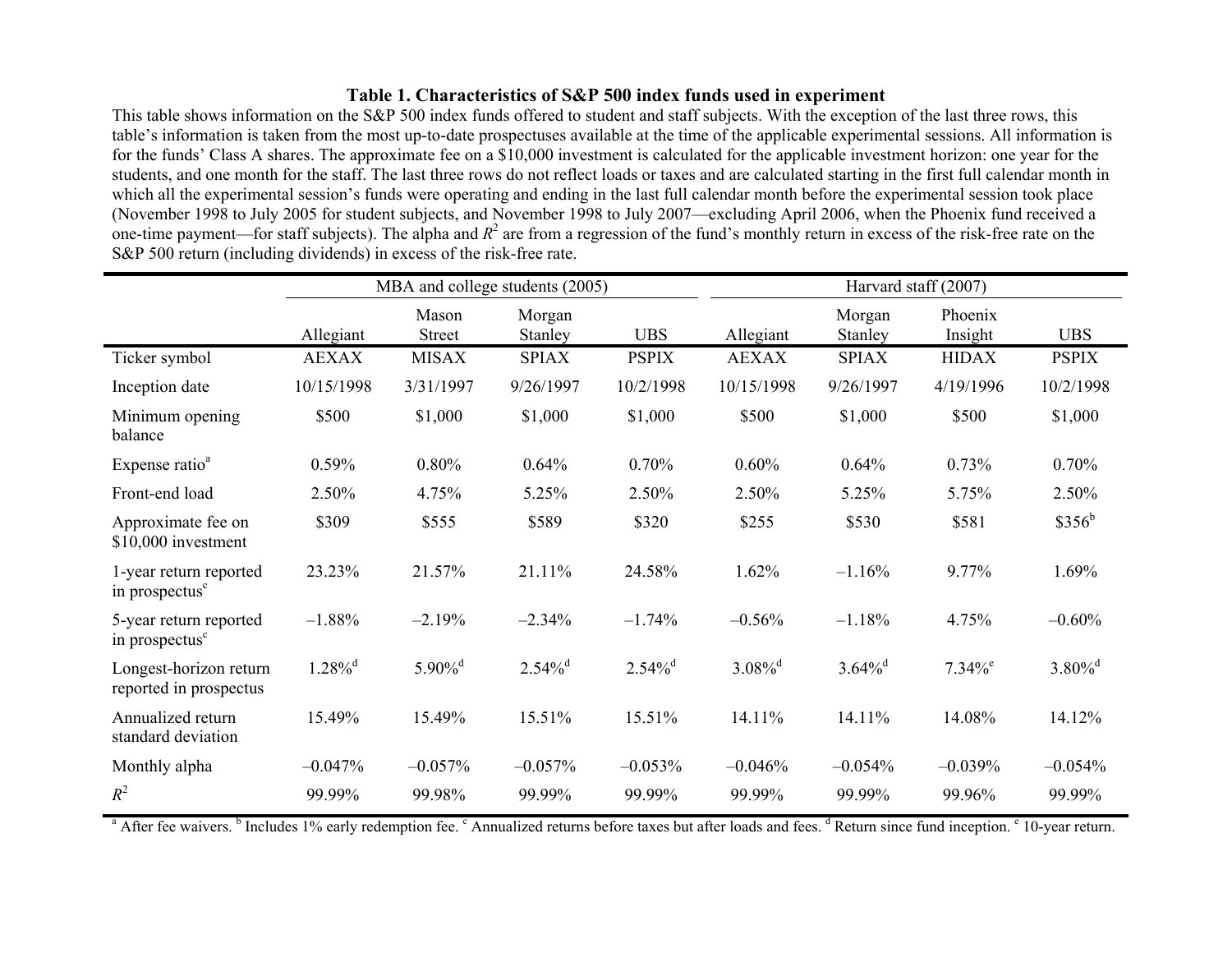**Table 1. Characteristics of S&P 500 index funds used in experiment**

This table shows information on the S&P 500 index funds offered to student and staff subjects. With the exception of the last three rows, this table's information is taken from the most up-to-date prospectuses available at the time of the applicable experimental sessions. All information is for the funds' Class A shares. The approximate fee on a $10,000 investment is calculated for the applicable investment horizon: one year for the students, and one month for the staff. The last three rows do not reflect loads or taxes and are calculated starting in the first full calendar month in which all the experimental session's funds were operating and ending in the last full calendar month before the experimental session took place (November 1998 to July 2005 for student subjects, and November 1998 to July 2007—excluding April 2006, when the Phoenix fund received a one-time payment—for staff subjects). The alpha and $R^2$ are from a regression of the fund's monthly return in excess of the risk-free rate on the S&P 500 return (including dividends) in excess of the risk-free rate.

| | MBA and college students (2005) | | | | Harvard staff (2007) | | | |
|---|---|---|---|---|---|---|---|---|
| | Allegiant | Mason Street | Morgan Stanley | UBS | Allegiant | Morgan Stanley | Phoenix Insight | UBS |
| Ticker symbol | AEXAX | MISAX | SPIAX | PSPIX | AEXAX | SPIAX | HIDAX | PSPIX |
| Inception date | 10/15/1998 | 3/31/1997 | 9/26/1997 | 10/2/1998 | 10/15/1998 | 9/26/1997 | 4/19/1996 | 10/2/1998 |
| Minimum opening balance | $500 | $1,000 | $1,000 | $1,000 | $500 | $1,000 | $500 | $1,000 |
| Expense ratio[a] | 0.59% | 0.80% | 0.64% | 0.70% | 0.60% | 0.64% | 0.73% | 0.70% |
| Front-end load | 2.50% | 4.75% | 5.25% | 2.50% | 2.50% | 5.25% | 5.75% | 2.50% |
| Approximate fee on $10,000 investment | $309 | $555 | $589 | $320 | $255 | $530 | $581 | $356[b] |
| 1-year return reported in prospectus[c] | 23.23% | 21.57% | 21.11% | 24.58% | 1.62% | –1.16% | 9.77% | 1.69% |
| 5-year return reported in prospectus[c] | –1.88% | –2.19% | –2.34% | –1.74% | –0.56% | –1.18% | 4.75% | –0.60% |
| Longest-horizon return reported in prospectus | 1.28%[d] | 5.90%[d] | 2.54%[d] | 2.54%[d] | 3.08%[d] | 3.64%[d] | 7.34%[e] | 3.80%[d] |
| Annualized return standard deviation | 15.49% | 15.49% | 15.51% | 15.51% | 14.11% | 14.11% | 14.08% | 14.12% |
| Monthly alpha | –0.047% | –0.057% | –0.057% | –0.053% | –0.046% | –0.054% | –0.039% | –0.054% |
| $R^2$ | 99.99% | 99.98% | 99.99% | 99.99% | 99.99% | 99.99% | 99.96% | 99.99% |

[a] After fee waivers. [b] Includes 1% early redemption fee. [c] Annualized returns before taxes but after loads and fees. [d] Return since fund inception. [e] 10-year return.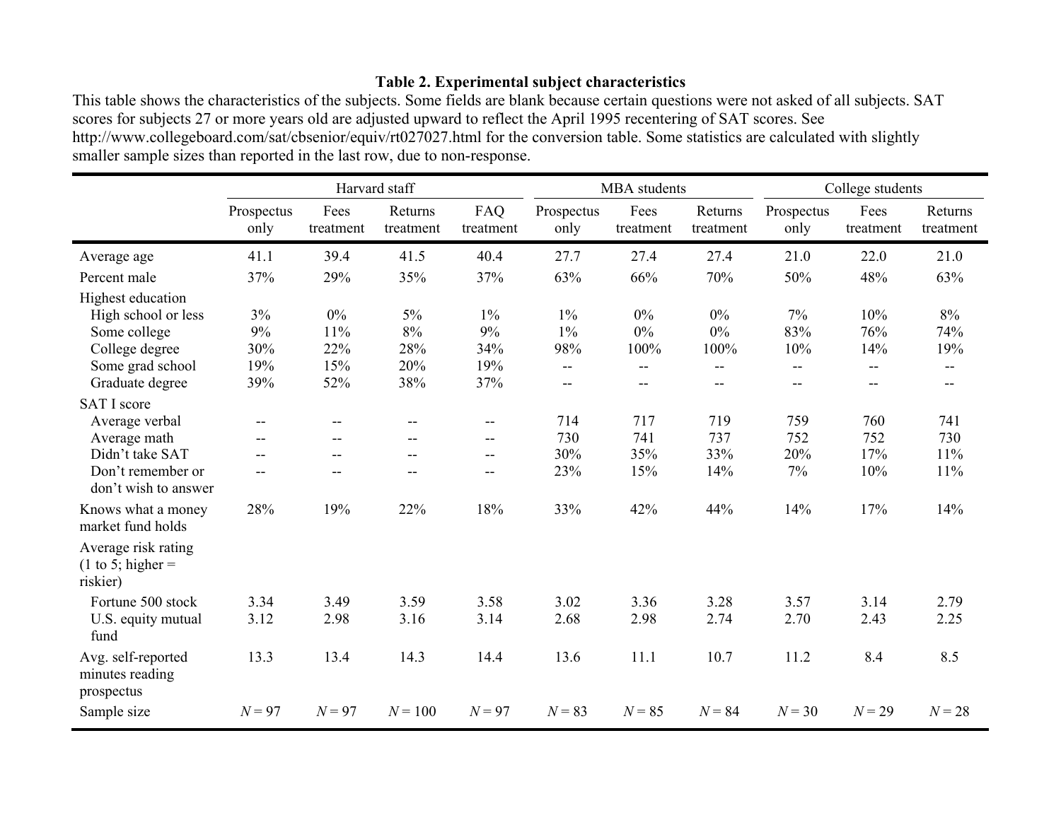**Table 2. Experimental subject characteristics**

This table shows the characteristics of the subjects. Some fields are blank because certain questions were not asked of all subjects. SAT scores for subjects 27 or more years old are adjusted upward to reflect the April 1995 recentering of SAT scores. See http://www.collegeboard.com/sat/cbsenior/equiv/rt027027.html for the conversion table. Some statistics are calculated with slightly smaller sample sizes than reported in the last row, due to non-response.

| | Harvard staff | | | | MBA students | | | College students | | |
|---|---|---|---|---|---|---|---|---|---|---|
| | Prospectus only | Fees treatment | Returns treatment | FAQ treatment | Prospectus only | Fees treatment | Returns treatment | Prospectus only | Fees treatment | Returns treatment |
| Average age | 41.1 | 39.4 | 41.5 | 40.4 | 27.7 | 27.4 | 27.4 | 21.0 | 22.0 | 21.0 |
| Percent male | 37% | 29% | 35% | 37% | 63% | 66% | 70% | 50% | 48% | 63% |
| Highest education | | | | | | | | | | |
| High school or less | 3% | 0% | 5% | 1% | 1% | 0% | 0% | 7% | 10% | 8% |
| Some college | 9% | 11% | 8% | 9% | 1% | 0% | 0% | 83% | 76% | 74% |
| College degree | 30% | 22% | 28% | 34% | 98% | 100% | 100% | 10% | 14% | 19% |
| Some grad school | 19% | 15% | 20% | 19% | -- | -- | -- | -- | -- | -- |
| Graduate degree | 39% | 52% | 38% | 37% | -- | -- | -- | -- | -- | -- |
| SAT I score | | | | | | | | | | |
| Average verbal | -- | -- | -- | -- | 714 | 717 | 719 | 759 | 760 | 741 |
| Average math | -- | -- | -- | -- | 730 | 741 | 737 | 752 | 752 | 730 |
| Didn't take SAT | -- | -- | -- | -- | 30% | 35% | 33% | 20% | 17% | 11% |
| Don't remember or don't wish to answer | -- | -- | -- | -- | 23% | 15% | 14% | 7% | 10% | 11% |
| Knows what a money market fund holds | 28% | 19% | 22% | 18% | 33% | 42% | 44% | 14% | 17% | 14% |
| Average risk rating (1 to 5; higher = riskier) | | | | | | | | | | |
| Fortune 500 stock | 3.34 | 3.49 | 3.59 | 3.58 | 3.02 | 3.36 | 3.28 | 3.57 | 3.14 | 2.79 |
| U.S. equity mutual fund | 3.12 | 2.98 | 3.16 | 3.14 | 2.68 | 2.98 | 2.74 | 2.70 | 2.43 | 2.25 |
| Avg. self-reported minutes reading prospectus | 13.3 | 13.4 | 14.3 | 14.4 | 13.6 | 11.1 | 10.7 | 11.2 | 8.4 | 8.5 |
| Sample size | *N* = 97 | *N* = 97 | *N* = 100 | *N* = 97 | *N* = 83 | *N* = 85 | *N* = 84 | *N* = 30 | *N* = 29 | *N* = 28 |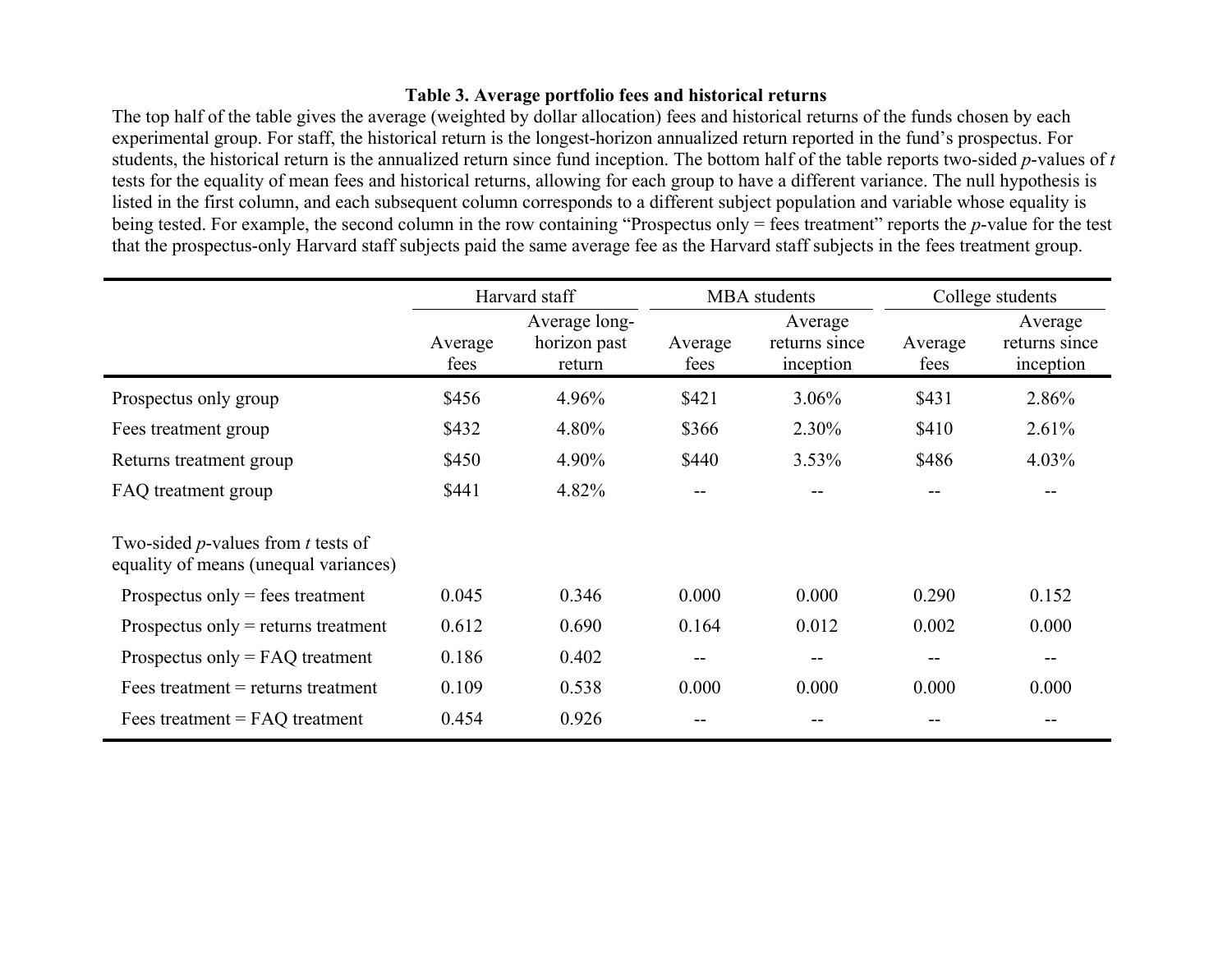**Table 3. Average portfolio fees and historical returns**

The top half of the table gives the average (weighted by dollar allocation) fees and historical returns of the funds chosen by each experimental group. For staff, the historical return is the longest-horizon annualized return reported in the fund's prospectus. For students, the historical return is the annualized return since fund inception. The bottom half of the table reports two-sided *p*-values of *t* tests for the equality of mean fees and historical returns, allowing for each group to have a different variance. The null hypothesis is listed in the first column, and each subsequent column corresponds to a different subject population and variable whose equality is being tested. For example, the second column in the row containing "Prospectus only = fees treatment" reports the *p*-value for the test that the prospectus-only Harvard staff subjects paid the same average fee as the Harvard staff subjects in the fees treatment group.

| | Harvard staff | | MBA students | | College students | |
|---|---|---|---|---|---|---|
| | Average fees | Average long-horizon past return | Average fees | Average returns since inception | Average fees | Average returns since inception |
| Prospectus only group | $456 | 4.96% | $421 | 3.06% | $431 | 2.86% |
| Fees treatment group | $432 | 4.80% | $366 | 2.30% | $410 | 2.61% |
| Returns treatment group | $450 | 4.90% | $440 | 3.53% | $486 | 4.03% |
| FAQ treatment group | $441 | 4.82% | -- | -- | -- | -- |
| Two-sided *p*-values from *t* tests of equality of means (unequal variances) | | | | | | |
| Prospectus only = fees treatment | 0.045 | 0.346 | 0.000 | 0.000 | 0.290 | 0.152 |
| Prospectus only = returns treatment | 0.612 | 0.690 | 0.164 | 0.012 | 0.002 | 0.000 |
| Prospectus only = FAQ treatment | 0.186 | 0.402 | -- | -- | -- | -- |
| Fees treatment = returns treatment | 0.109 | 0.538 | 0.000 | 0.000 | 0.000 | 0.000 |
| Fees treatment = FAQ treatment | 0.454 | 0.926 | -- | -- | -- | -- |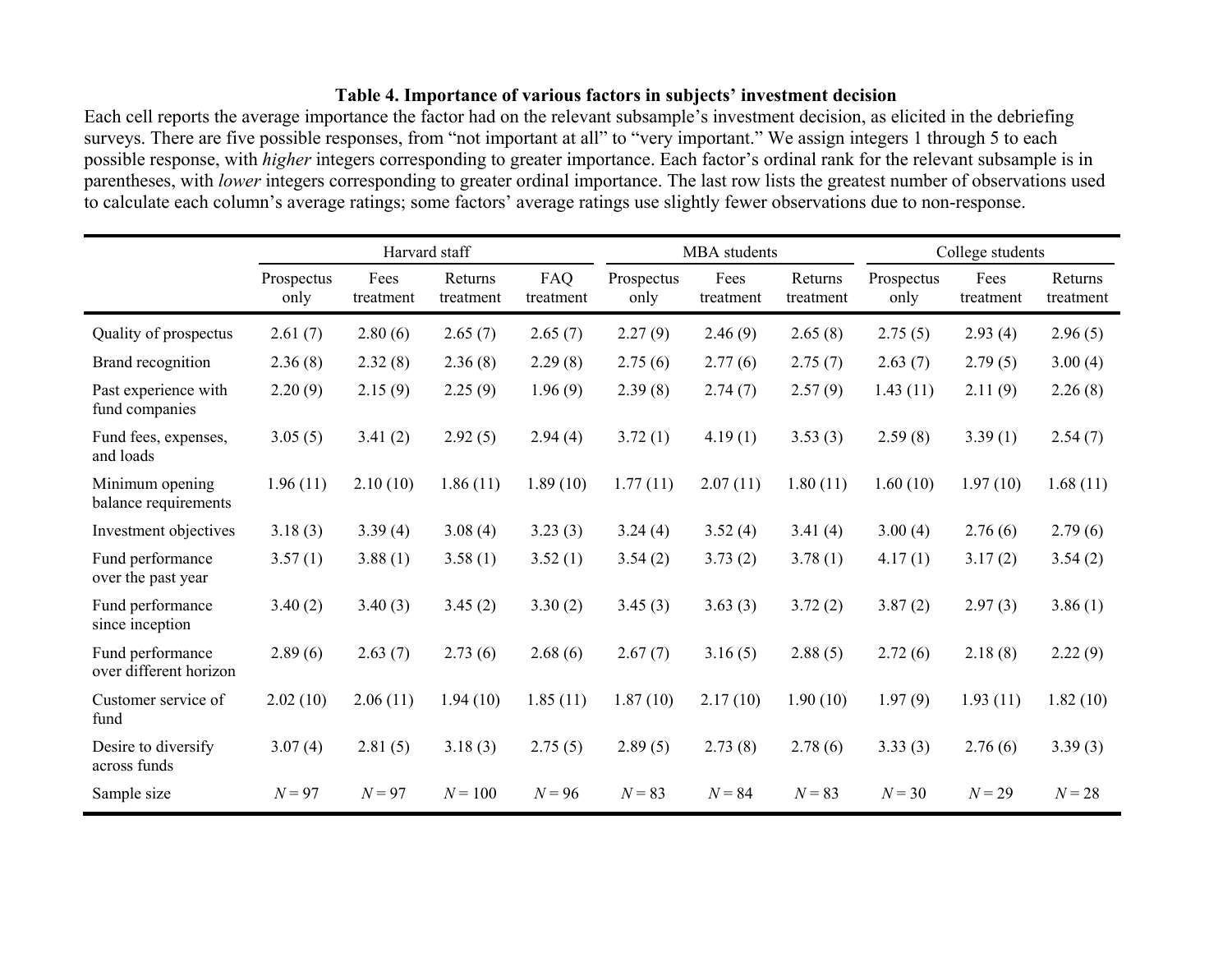**Table 4. Importance of various factors in subjects' investment decision**

Each cell reports the average importance the factor had on the relevant subsample's investment decision, as elicited in the debriefing surveys. There are five possible responses, from "not important at all" to "very important." We assign integers 1 through 5 to each possible response, with *higher* integers corresponding to greater importance. Each factor's ordinal rank for the relevant subsample is in parentheses, with *lower* integers corresponding to greater ordinal importance. The last row lists the greatest number of observations used to calculate each column's average ratings; some factors' average ratings use slightly fewer observations due to non-response.

| | Harvard staff | | | | MBA students | | | College students | | |
|---|---|---|---|---|---|---|---|---|---|---|
| | Prospectus only | Fees treatment | Returns treatment | FAQ treatment | Prospectus only | Fees treatment | Returns treatment | Prospectus only | Fees treatment | Returns treatment |
| Quality of prospectus | 2.61 (7) | 2.80 (6) | 2.65 (7) | 2.65 (7) | 2.27 (9) | 2.46 (9) | 2.65 (8) | 2.75 (5) | 2.93 (4) | 2.96 (5) |
| Brand recognition | 2.36 (8) | 2.32 (8) | 2.36 (8) | 2.29 (8) | 2.75 (6) | 2.77 (6) | 2.75 (7) | 2.63 (7) | 2.79 (5) | 3.00 (4) |
| Past experience with fund companies | 2.20 (9) | 2.15 (9) | 2.25 (9) | 1.96 (9) | 2.39 (8) | 2.74 (7) | 2.57 (9) | 1.43 (11) | 2.11 (9) | 2.26 (8) |
| Fund fees, expenses, and loads | 3.05 (5) | 3.41 (2) | 2.92 (5) | 2.94 (4) | 3.72 (1) | 4.19 (1) | 3.53 (3) | 2.59 (8) | 3.39 (1) | 2.54 (7) |
| Minimum opening balance requirements | 1.96 (11) | 2.10 (10) | 1.86 (11) | 1.89 (10) | 1.77 (11) | 2.07 (11) | 1.80 (11) | 1.60 (10) | 1.97 (10) | 1.68 (11) |
| Investment objectives | 3.18 (3) | 3.39 (4) | 3.08 (4) | 3.23 (3) | 3.24 (4) | 3.52 (4) | 3.41 (4) | 3.00 (4) | 2.76 (6) | 2.79 (6) |
| Fund performance over the past year | 3.57 (1) | 3.88 (1) | 3.58 (1) | 3.52 (1) | 3.54 (2) | 3.73 (2) | 3.78 (1) | 4.17 (1) | 3.17 (2) | 3.54 (2) |
| Fund performance since inception | 3.40 (2) | 3.40 (3) | 3.45 (2) | 3.30 (2) | 3.45 (3) | 3.63 (3) | 3.72 (2) | 3.87 (2) | 2.97 (3) | 3.86 (1) |
| Fund performance over different horizon | 2.89 (6) | 2.63 (7) | 2.73 (6) | 2.68 (6) | 2.67 (7) | 3.16 (5) | 2.88 (5) | 2.72 (6) | 2.18 (8) | 2.22 (9) |
| Customer service of fund | 2.02 (10) | 2.06 (11) | 1.94 (10) | 1.85 (11) | 1.87 (10) | 2.17 (10) | 1.90 (10) | 1.97 (9) | 1.93 (11) | 1.82 (10) |
| Desire to diversify across funds | 3.07 (4) | 2.81 (5) | 3.18 (3) | 2.75 (5) | 2.89 (5) | 2.73 (8) | 2.78 (6) | 3.33 (3) | 2.76 (6) | 3.39 (3) |
| Sample size | $N = 97$ | $N = 97$ | $N = 100$ | $N = 96$ | $N = 83$ | $N = 84$ | $N = 83$ | $N = 30$ | $N = 29$ | $N = 28$ |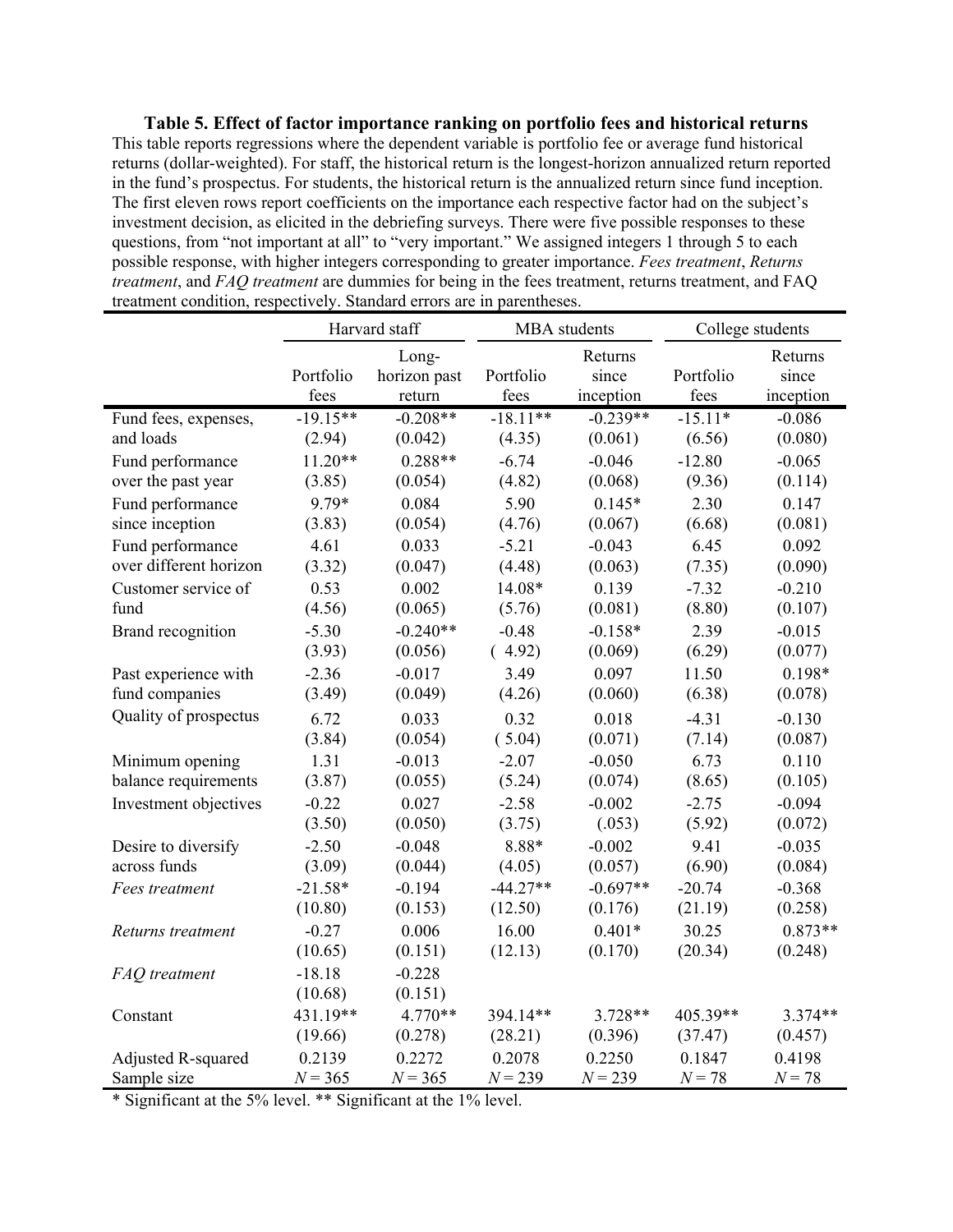**Table 5. Effect of factor importance ranking on portfolio fees and historical returns**

This table reports regressions where the dependent variable is portfolio fee or average fund historical returns (dollar-weighted). For staff, the historical return is the longest-horizon annualized return reported in the fund's prospectus. For students, the historical return is the annualized return since fund inception. The first eleven rows report coefficients on the importance each respective factor had on the subject's investment decision, as elicited in the debriefing surveys. There were five possible responses to these questions, from "not important at all" to "very important." We assigned integers 1 through 5 to each possible response, with higher integers corresponding to greater importance. *Fees treatment*, *Returns treatment*, and *FAQ treatment* are dummies for being in the fees treatment, returns treatment, and FAQ treatment condition, respectively. Standard errors are in parentheses.

| | Harvard staff | | MBA students | | College students | |
|---|---|---|---|---|---|---|
| | Portfolio fees | Long-horizon past return | Portfolio fees | Returns since inception | Portfolio fees | Returns since inception |
| Fund fees, expenses, and loads | -19.15** | -0.208** | -18.11** | -0.239** | -15.11* | -0.086 |
| | (2.94) | (0.042) | (4.35) | (0.061) | (6.56) | (0.080) |
| Fund performance over the past year | 11.20** | 0.288** | -6.74 | -0.046 | -12.80 | -0.065 |
| | (3.85) | (0.054) | (4.82) | (0.068) | (9.36) | (0.114) |
| Fund performance since inception | 9.79* | 0.084 | 5.90 | 0.145* | 2.30 | 0.147 |
| | (3.83) | (0.054) | (4.76) | (0.067) | (6.68) | (0.081) |
| Fund performance over different horizon | 4.61 | 0.033 | -5.21 | -0.043 | 6.45 | 0.092 |
| | (3.32) | (0.047) | (4.48) | (0.063) | (7.35) | (0.090) |
| Customer service of fund | 0.53 | 0.002 | 14.08* | 0.139 | -7.32 | -0.210 |
| | (4.56) | (0.065) | (5.76) | (0.081) | (8.80) | (0.107) |
| Brand recognition | -5.30 | -0.240** | -0.48 | -0.158* | 2.39 | -0.015 |
| | (3.93) | (0.056) | ( 4.92) | (0.069) | (6.29) | (0.077) |
| Past experience with fund companies | -2.36 | -0.017 | 3.49 | 0.097 | 11.50 | 0.198* |
| | (3.49) | (0.049) | (4.26) | (0.060) | (6.38) | (0.078) |
| Quality of prospectus | 6.72 | 0.033 | 0.32 | 0.018 | -4.31 | -0.130 |
| | (3.84) | (0.054) | ( 5.04) | (0.071) | (7.14) | (0.087) |
| Minimum opening balance requirements | 1.31 | -0.013 | -2.07 | -0.050 | 6.73 | 0.110 |
| | (3.87) | (0.055) | (5.24) | (0.074) | (8.65) | (0.105) |
| Investment objectives | -0.22 | 0.027 | -2.58 | -0.002 | -2.75 | -0.094 |
| | (3.50) | (0.050) | (3.75) | (.053) | (5.92) | (0.072) |
| Desire to diversify across funds | -2.50 | -0.048 | 8.88* | -0.002 | 9.41 | -0.035 |
| | (3.09) | (0.044) | (4.05) | (0.057) | (6.90) | (0.084) |
| *Fees treatment* | -21.58* | -0.194 | -44.27** | -0.697** | -20.74 | -0.368 |
| | (10.80) | (0.153) | (12.50) | (0.176) | (21.19) | (0.258) |
| *Returns treatment* | -0.27 | 0.006 | 16.00 | 0.401* | 30.25 | 0.873** |
| | (10.65) | (0.151) | (12.13) | (0.170) | (20.34) | (0.248) |
| *FAQ treatment* | -18.18 | -0.228 | | | | |
| | (10.68) | (0.151) | | | | |
| Constant | 431.19** | 4.770** | 394.14** | 3.728** | 405.39** | 3.374** |
| | (19.66) | (0.278) | (28.21) | (0.396) | (37.47) | (0.457) |
| Adjusted R-squared | 0.2139 | 0.2272 | 0.2078 | 0.2250 | 0.1847 | 0.4198 |
| Sample size | $N = 365$ | $N = 365$ | $N = 239$ | $N = 239$ | $N = 78$ | $N = 78$ |

* Significant at the 5% level. ** Significant at the 1% level.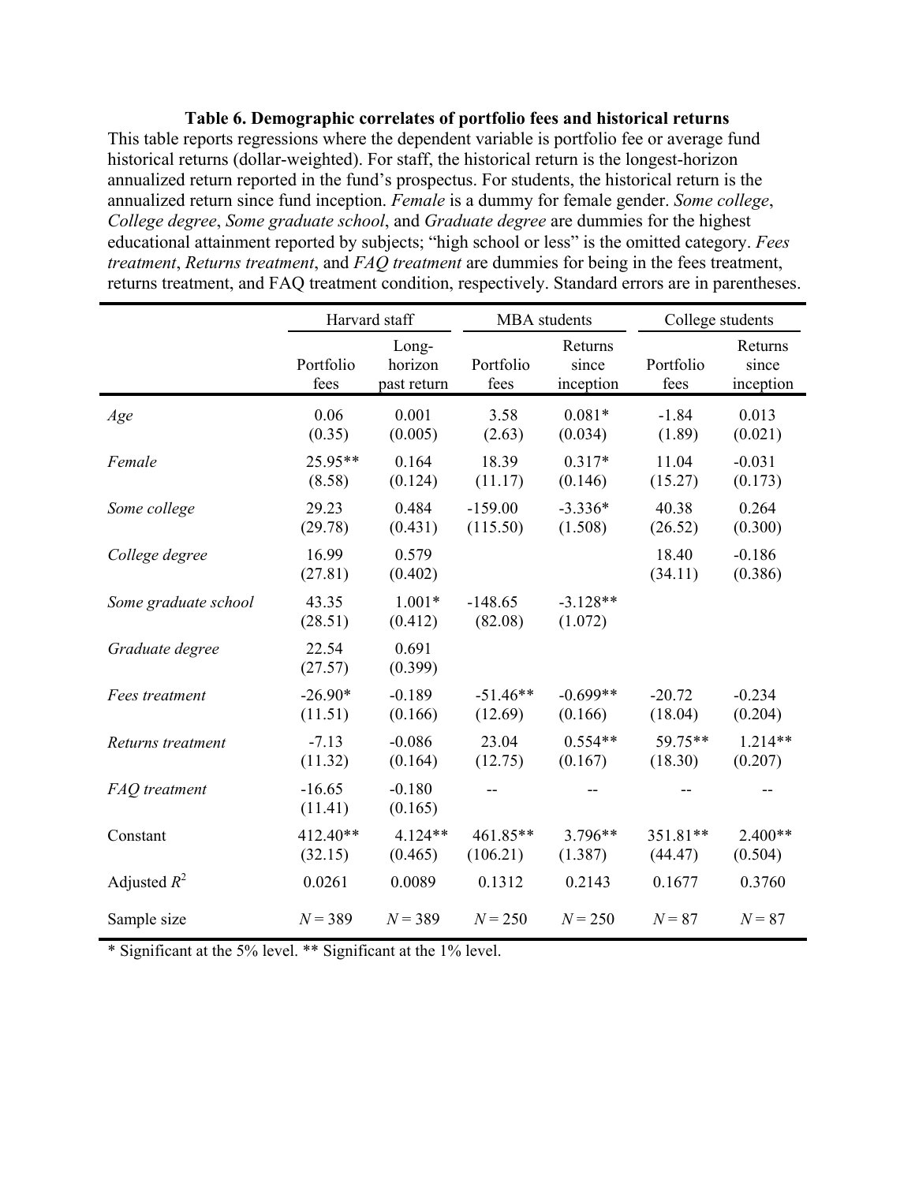**Table 6. Demographic correlates of portfolio fees and historical returns**

This table reports regressions where the dependent variable is portfolio fee or average fund historical returns (dollar-weighted). For staff, the historical return is the longest-horizon annualized return reported in the fund's prospectus. For students, the historical return is the annualized return since fund inception. *Female* is a dummy for female gender. *Some college*, *College degree*, *Some graduate school*, and *Graduate degree* are dummies for the highest educational attainment reported by subjects; "high school or less" is the omitted category. *Fees treatment*, *Returns treatment*, and *FAQ treatment* are dummies for being in the fees treatment, returns treatment, and FAQ treatment condition, respectively. Standard errors are in parentheses.

| | Harvard staff | | MBA students | | College students | |
|---|---|---|---|---|---|---|
| | Portfolio fees | Long-horizon past return | Portfolio fees | Returns since inception | Portfolio fees | Returns since inception |
| *Age* | 0.06 | 0.001 | 3.58 | 0.081* | -1.84 | 0.013 |
| | (0.35) | (0.005) | (2.63) | (0.034) | (1.89) | (0.021) |
| *Female* | 25.95** | 0.164 | 18.39 | 0.317* | 11.04 | -0.031 |
| | (8.58) | (0.124) | (11.17) | (0.146) | (15.27) | (0.173) |
| *Some college* | 29.23 | 0.484 | -159.00 | -3.336* | 40.38 | 0.264 |
| | (29.78) | (0.431) | (115.50) | (1.508) | (26.52) | (0.300) |
| *College degree* | 16.99 | 0.579 | | | 18.40 | -0.186 |
| | (27.81) | (0.402) | | | (34.11) | (0.386) |
| *Some graduate school* | 43.35 | 1.001* | -148.65 | -3.128** | | |
| | (28.51) | (0.412) | (82.08) | (1.072) | | |
| *Graduate degree* | 22.54 | 0.691 | | | | |
| | (27.57) | (0.399) | | | | |
| *Fees treatment* | -26.90* | -0.189 | -51.46** | -0.699** | -20.72 | -0.234 |
| | (11.51) | (0.166) | (12.69) | (0.166) | (18.04) | (0.204) |
| *Returns treatment* | -7.13 | -0.086 | 23.04 | 0.554** | 59.75** | 1.214** |
| | (11.32) | (0.164) | (12.75) | (0.167) | (18.30) | (0.207) |
| *FAQ treatment* | -16.65 | -0.180 | -- | -- | -- | -- |
| | (11.41) | (0.165) | | | | |
| Constant | 412.40** | 4.124** | 461.85** | 3.796** | 351.81** | 2.400** |
| | (32.15) | (0.465) | (106.21) | (1.387) | (44.47) | (0.504) |
| Adjusted $R^2$ | 0.0261 | 0.0089 | 0.1312 | 0.2143 | 0.1677 | 0.3760 |
| Sample size | $N = 389$ | $N = 389$ | $N = 250$ | $N = 250$ | $N = 87$ | $N = 87$ |

\* Significant at the 5% level. ** Significant at the 1% level.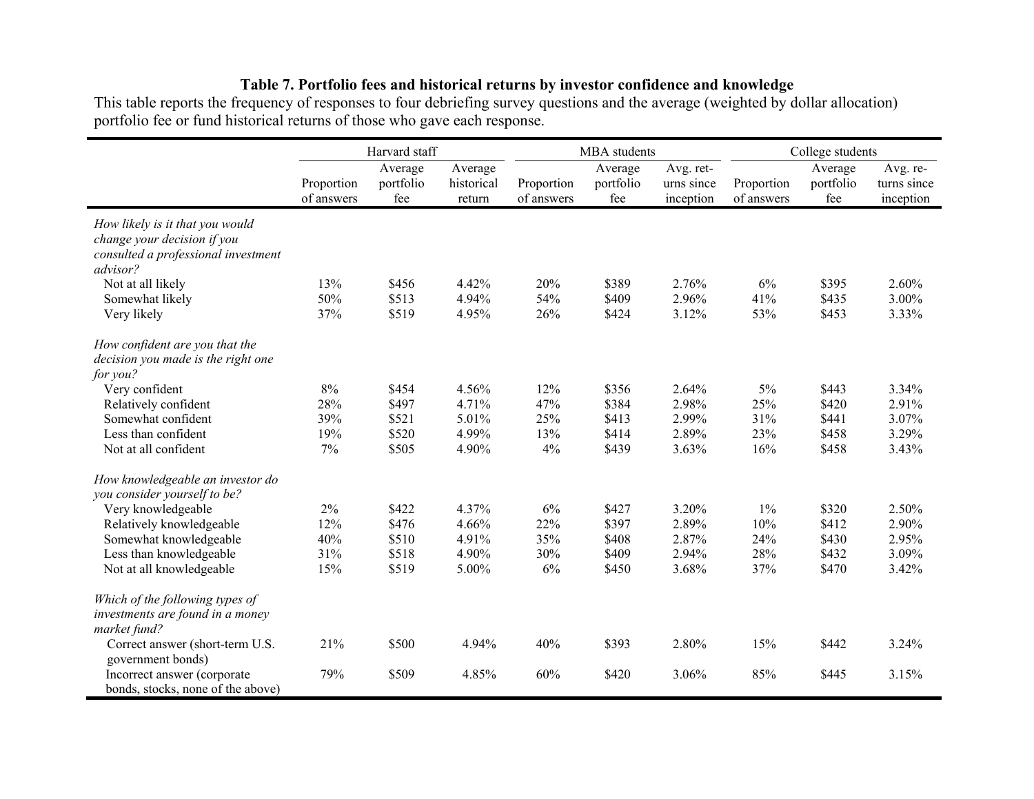**Table 7. Portfolio fees and historical returns by investor confidence and knowledge**

This table reports the frequency of responses to four debriefing survey questions and the average (weighted by dollar allocation) portfolio fee or fund historical returns of those who gave each response.

| | Harvard staff | | | MBA students | | | College students | | |
|---|---|---|---|---|---|---|---|---|---|
| | Proportion of answers | Average portfolio fee | Average historical return | Proportion of answers | Average portfolio fee | Avg. returns since inception | Proportion of answers | Average portfolio fee | Avg. returns since inception |
| *How likely is it that you would change your decision if you consulted a professional investment advisor?* | | | | | | | | | |
| Not at all likely | 13% | $456 | 4.42% | 20% | $389 | 2.76% | 6% | $395 | 2.60% |
| Somewhat likely | 50% | $513 | 4.94% | 54% | $409 | 2.96% | 41% | $435 | 3.00% |
| Very likely | 37% | $519 | 4.95% | 26% | $424 | 3.12% | 53% | $453 | 3.33% |
| *How confident are you that the decision you made is the right one for you?* | | | | | | | | | |
| Very confident | 8% | $454 | 4.56% | 12% | $356 | 2.64% | 5% | $443 | 3.34% |
| Relatively confident | 28% | $497 | 4.71% | 47% | $384 | 2.98% | 25% | $420 | 2.91% |
| Somewhat confident | 39% | $521 | 5.01% | 25% | $413 | 2.99% | 31% | $441 | 3.07% |
| Less than confident | 19% | $520 | 4.99% | 13% | $414 | 2.89% | 23% | $458 | 3.29% |
| Not at all confident | 7% | $505 | 4.90% | 4% | $439 | 3.63% | 16% | $458 | 3.43% |
| *How knowledgeable an investor do you consider yourself to be?* | | | | | | | | | |
| Very knowledgeable | 2% | $422 | 4.37% | 6% | $427 | 3.20% | 1% | $320 | 2.50% |
| Relatively knowledgeable | 12% | $476 | 4.66% | 22% | $397 | 2.89% | 10% | $412 | 2.90% |
| Somewhat knowledgeable | 40% | $510 | 4.91% | 35% | $408 | 2.87% | 24% | $430 | 2.95% |
| Less than knowledgeable | 31% | $518 | 4.90% | 30% | $409 | 2.94% | 28% | $432 | 3.09% |
| Not at all knowledgeable | 15% | $519 | 5.00% | 6% | $450 | 3.68% | 37% | $470 | 3.42% |
| *Which of the following types of investments are found in a money market fund?* | | | | | | | | | |
| Correct answer (short-term U.S. government bonds) | 21% | $500 | 4.94% | 40% | $393 | 2.80% | 15% | $442 | 3.24% |
| Incorrect answer (corporate bonds, stocks, none of the above) | 79% | $509 | 4.85% | 60% | $420 | 3.06% | 85% | $445 | 3.15% |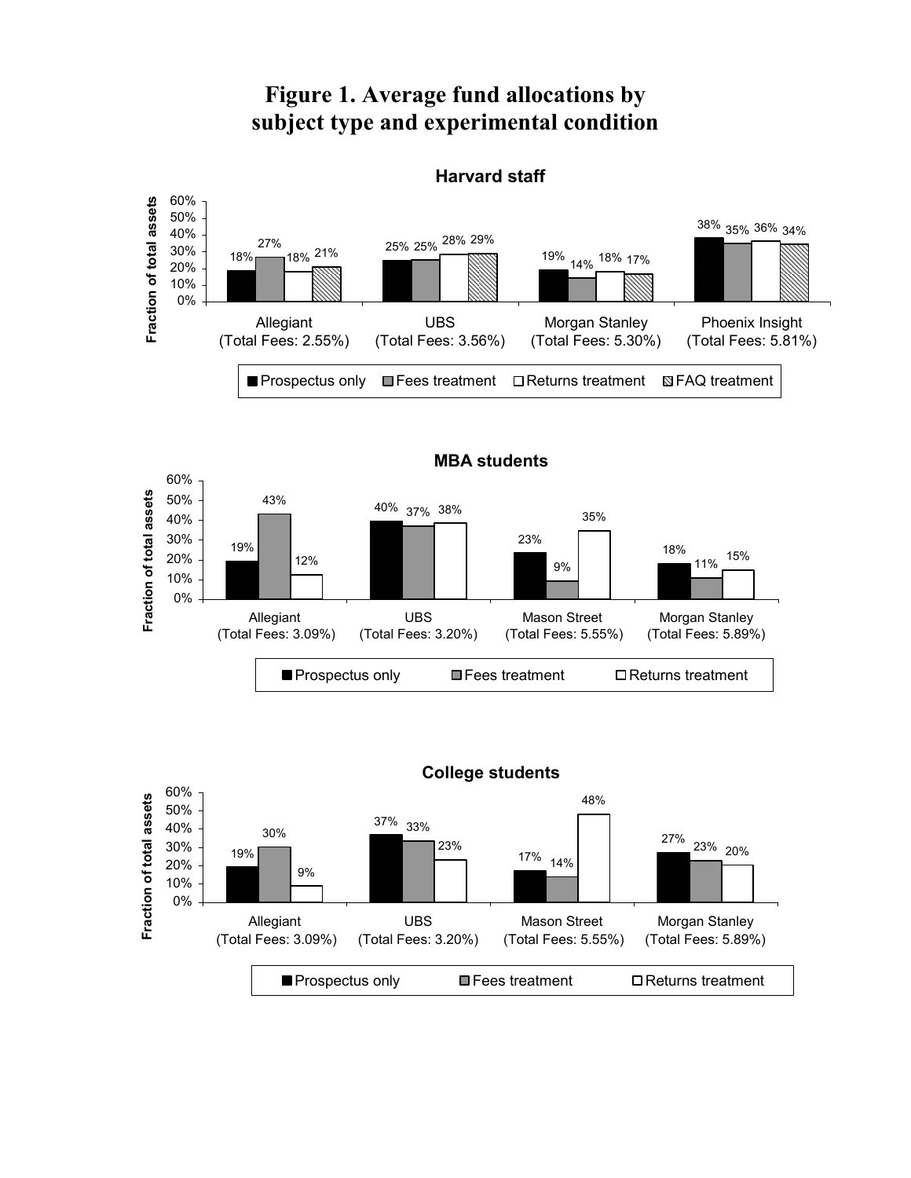# Figure 1. Average fund allocations by subject type and experimental condition

**Harvard staff**

| Fund | Prospectus only | Fees treatment | Returns treatment | FAQ treatment |
|---|---|---|---|---|
| Allegiant (Total Fees: 2.55%) | 18% | 27% | 18% | 21% |
| UBS (Total Fees: 3.56%) | 25% | 25% | 28% | 29% |
| Morgan Stanley (Total Fees: 5.30%) | 19% | 14% | 18% | 17% |
| Phoenix Insight (Total Fees: 5.81%) | 38% | 35% | 36% | 34% |

**MBA students**

| Fund | Prospectus only | Fees treatment | Returns treatment |
|---|---|---|---|
| Allegiant (Total Fees: 3.09%) | 19% | 43% | 12% |
| UBS (Total Fees: 3.20%) | 40% | 37% | 38% |
| Mason Street (Total Fees: 5.55%) | 23% | 9% | 35% |
| Morgan Stanley (Total Fees: 5.89%) | 18% | 11% | 15% |

**College students**

| Fund | Prospectus only | Fees treatment | Returns treatment |
|---|---|---|---|
| Allegiant (Total Fees: 3.09%) | 19% | 30% | 9% |
| UBS (Total Fees: 3.20%) | 37% | 33% | 23% |
| Mason Street (Total Fees: 5.55%) | 17% | 14% | 48% |
| Morgan Stanley (Total Fees: 5.89%) | 27% | 23% | 20% |

Y-axis: Fraction of total assets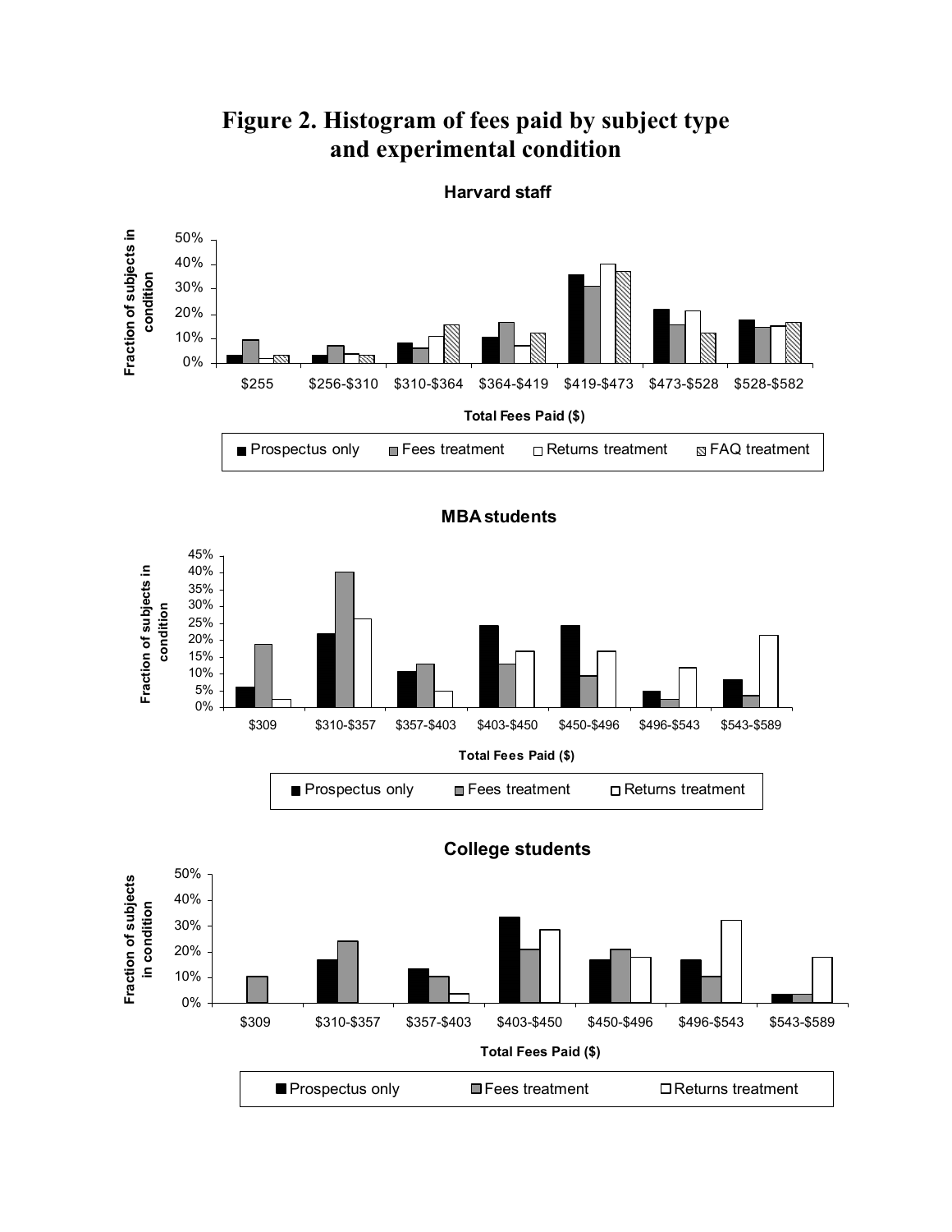# Figure 2. Histogram of fees paid by subject type and experimental condition

**Harvard staff**

Fraction of subjects in condition

Total Fees Paid ($)

$255 | $256-$310 | $310-$364 | $364-$419 | $419-$473 | $473-$528 | $528-$582

■ Prospectus only ■ Fees treatment □ Returns treatment ▧ FAQ treatment

**MBA students**

Fraction of subjects in condition

Total Fees Paid ($)

$309 | $310-$357 | $357-$403 | $403-$450 | $450-$496 | $496-$543 | $543-$589

■ Prospectus only ■ Fees treatment □ Returns treatment

**College students**

Fraction of subjects in condition

Total Fees Paid ($)

$309 | $310-$357 | $357-$403 | $403-$450 | $450-$496 | $496-$543 | $543-$589

■ Prospectus only ■ Fees treatment □ Returns treatment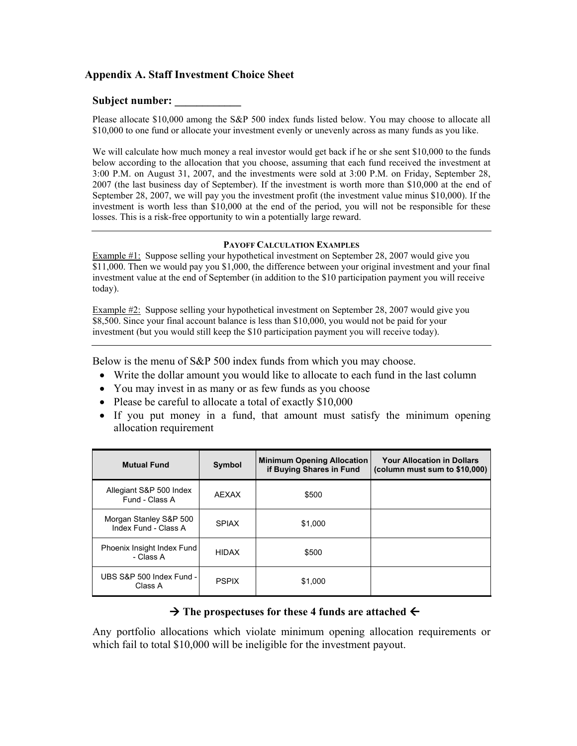## Appendix A. Staff Investment Choice Sheet

### Subject number: ____________

Please allocate $10,000 among the S&P 500 index funds listed below. You may choose to allocate all $10,000 to one fund or allocate your investment evenly or unevenly across as many funds as you like.

We will calculate how much money a real investor would get back if he or she sent $10,000 to the funds below according to the allocation that you choose, assuming that each fund received the investment at 3:00 P.M. on August 31, 2007, and the investments were sold at 3:00 P.M. on Friday, September 28, 2007 (the last business day of September). If the investment is worth more than $10,000 at the end of September 28, 2007, we will pay you the investment profit (the investment value minus $10,000). If the investment is worth less than $10,000 at the end of the period, you will not be responsible for these losses. This is a risk-free opportunity to win a potentially large reward.

---

**PAYOFF CALCULATION EXAMPLES**

Example #1: Suppose selling your hypothetical investment on September 28, 2007 would give you $11,000. Then we would pay you $1,000, the difference between your original investment and your final investment value at the end of September (in addition to the $10 participation payment you will receive today).

Example #2: Suppose selling your hypothetical investment on September 28, 2007 would give you $8,500. Since your final account balance is less than $10,000, you would not be paid for your investment (but you would still keep the $10 participation payment you will receive today).

---

Below is the menu of S&P 500 index funds from which you may choose.

- Write the dollar amount you would like to allocate to each fund in the last column
- You may invest in as many or as few funds as you choose
- Please be careful to allocate a total of exactly $10,000
- If you put money in a fund, that amount must satisfy the minimum opening allocation requirement

| Mutual Fund | Symbol | Minimum Opening Allocation if Buying Shares in Fund | Your Allocation in Dollars (column must sum to $10,000) |
|---|---|---|---|
| Allegiant S&P 500 Index Fund - Class A | AEXAX | $500 | |
| Morgan Stanley S&P 500 Index Fund - Class A | SPIAX | $1,000 | |
| Phoenix Insight Index Fund - Class A | HIDAX | $500 | |
| UBS S&P 500 Index Fund - Class A | PSPIX | $1,000 | |

**→ The prospectuses for these 4 funds are attached ←**

Any portfolio allocations which violate minimum opening allocation requirements or which fail to total $10,000 will be ineligible for the investment payout.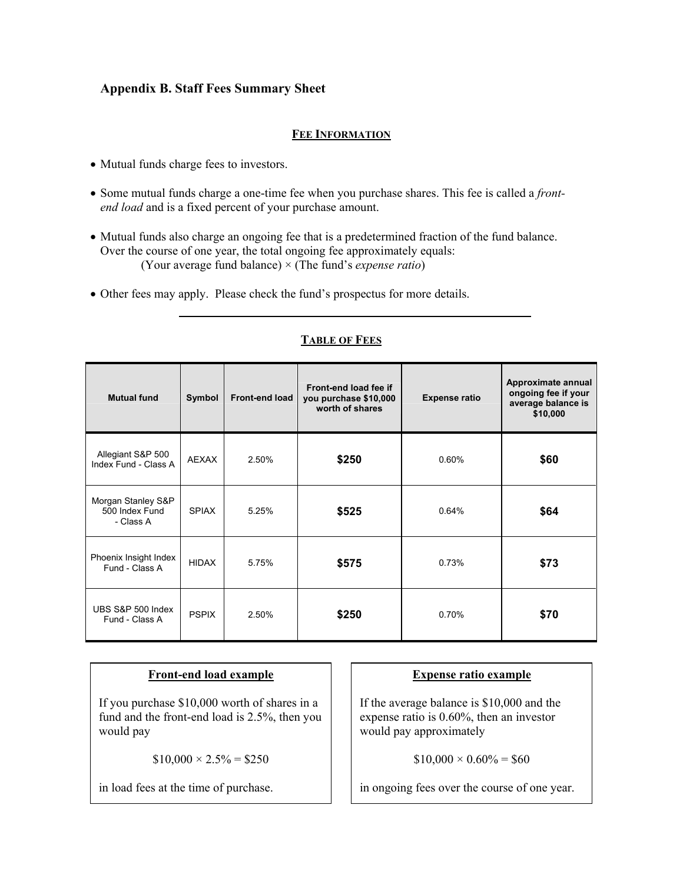## Appendix B. Staff Fees Summary Sheet

### FEE INFORMATION

- Mutual funds charge fees to investors.
- Some mutual funds charge a one-time fee when you purchase shares. This fee is called a *front-end load* and is a fixed percent of your purchase amount.
- Mutual funds also charge an ongoing fee that is a predetermined fraction of the fund balance. Over the course of one year, the total ongoing fee approximately equals:
  (Your average fund balance) × (The fund's *expense ratio*)
- Other fees may apply. Please check the fund's prospectus for more details.

---

### TABLE OF FEES

| Mutual fund | Symbol | Front-end load | Front-end load fee if you purchase $10,000 worth of shares | Expense ratio | Approximate annual ongoing fee if your average balance is $10,000 |
|---|---|---|---|---|---|
| Allegiant S&P 500 Index Fund - Class A | AEXAX | 2.50% | **$250** | 0.60% | **$60** |
| Morgan Stanley S&P 500 Index Fund - Class A | SPIAX | 5.25% | **$525** | 0.64% | **$64** |
| Phoenix Insight Index Fund - Class A | HIDAX | 5.75% | **$575** | 0.73% | **$73** |
| UBS S&P 500 Index Fund - Class A | PSPIX | 2.50% | **$250** | 0.70% | **$70** |

**Front-end load example**

If you purchase $10,000 worth of shares in a fund and the front-end load is 2.5%, then you would pay

$10,000 × 2.5% = $250

in load fees at the time of purchase.

**Expense ratio example**

If the average balance is $10,000 and the expense ratio is 0.60%, then an investor would pay approximately

$10,000 × 0.60% = $60

in ongoing fees over the course of one year.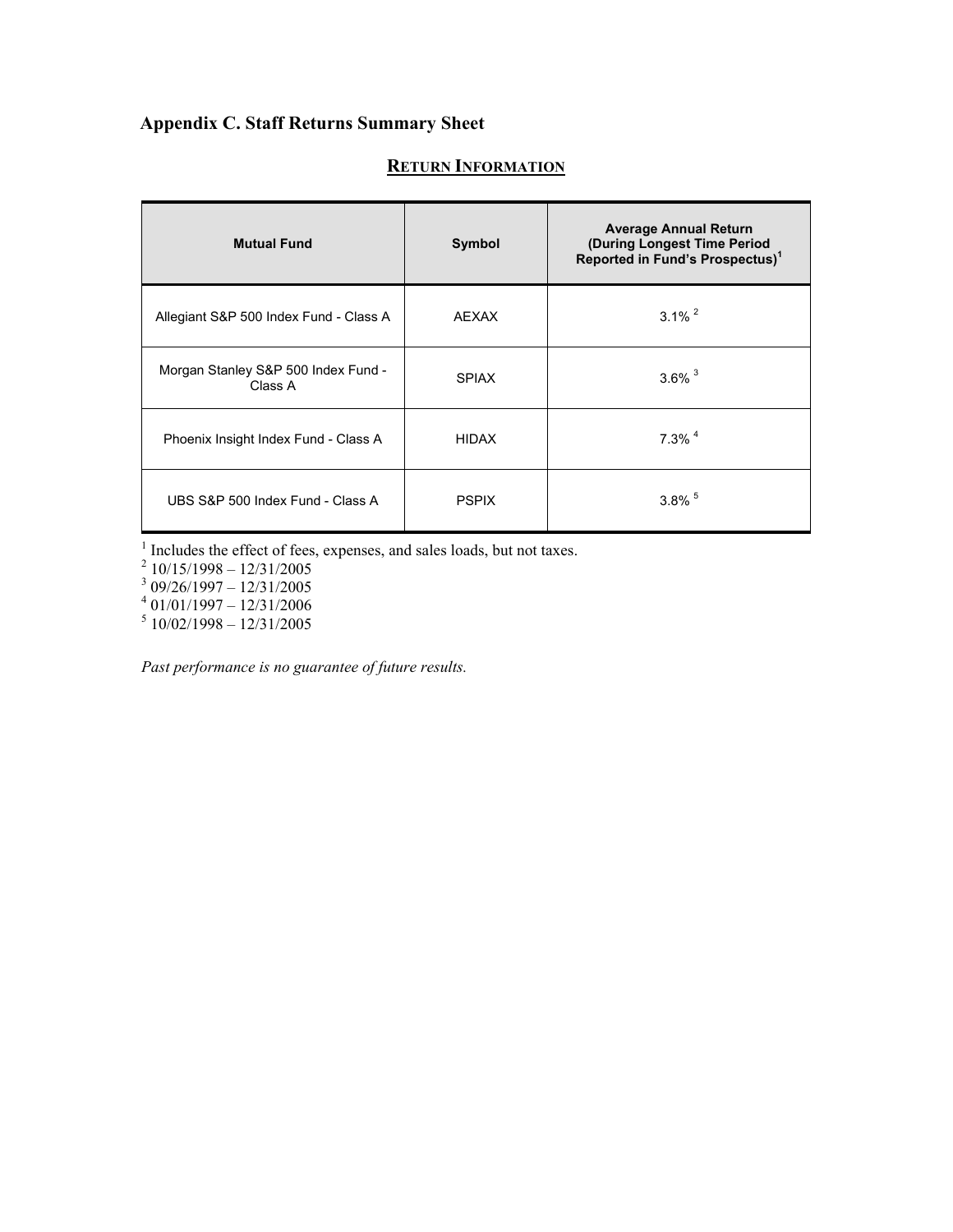## Appendix C. Staff Returns Summary Sheet

**RETURN INFORMATION**

| Mutual Fund | Symbol | Average Annual Return (During Longest Time Period Reported in Fund's Prospectus)[1] |
|---|---|---|
| Allegiant S&P 500 Index Fund - Class A | AEXAX | 3.1% [2] |
| Morgan Stanley S&P 500 Index Fund - Class A | SPIAX | 3.6% [3] |
| Phoenix Insight Index Fund - Class A | HIDAX | 7.3% [4] |
| UBS S&P 500 Index Fund - Class A | PSPIX | 3.8% [5] |

[1] Includes the effect of fees, expenses, and sales loads, but not taxes.
[2] 10/15/1998 – 12/31/2005
[3] 09/26/1997 – 12/31/2005
[4] 01/01/1997 – 12/31/2006
[5] 10/02/1998 – 12/31/2005

*Past performance is no guarantee of future results.*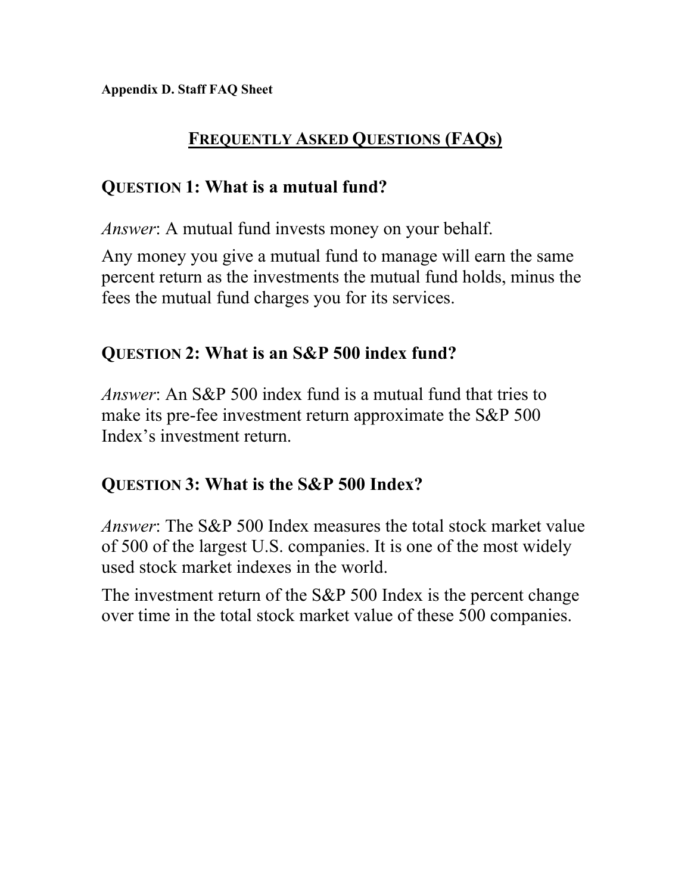**Appendix D. Staff FAQ Sheet**

# FREQUENTLY ASKED QUESTIONS (FAQS)

## QUESTION 1: What is a mutual fund?

*Answer*: A mutual fund invests money on your behalf.

Any money you give a mutual fund to manage will earn the same percent return as the investments the mutual fund holds, minus the fees the mutual fund charges you for its services.

## QUESTION 2: What is an S&P 500 index fund?

*Answer*: An S&P 500 index fund is a mutual fund that tries to make its pre-fee investment return approximate the S&P 500 Index's investment return.

## QUESTION 3: What is the S&P 500 Index?

*Answer*: The S&P 500 Index measures the total stock market value of 500 of the largest U.S. companies. It is one of the most widely used stock market indexes in the world.

The investment return of the S&P 500 Index is the percent change over time in the total stock market value of these 500 companies.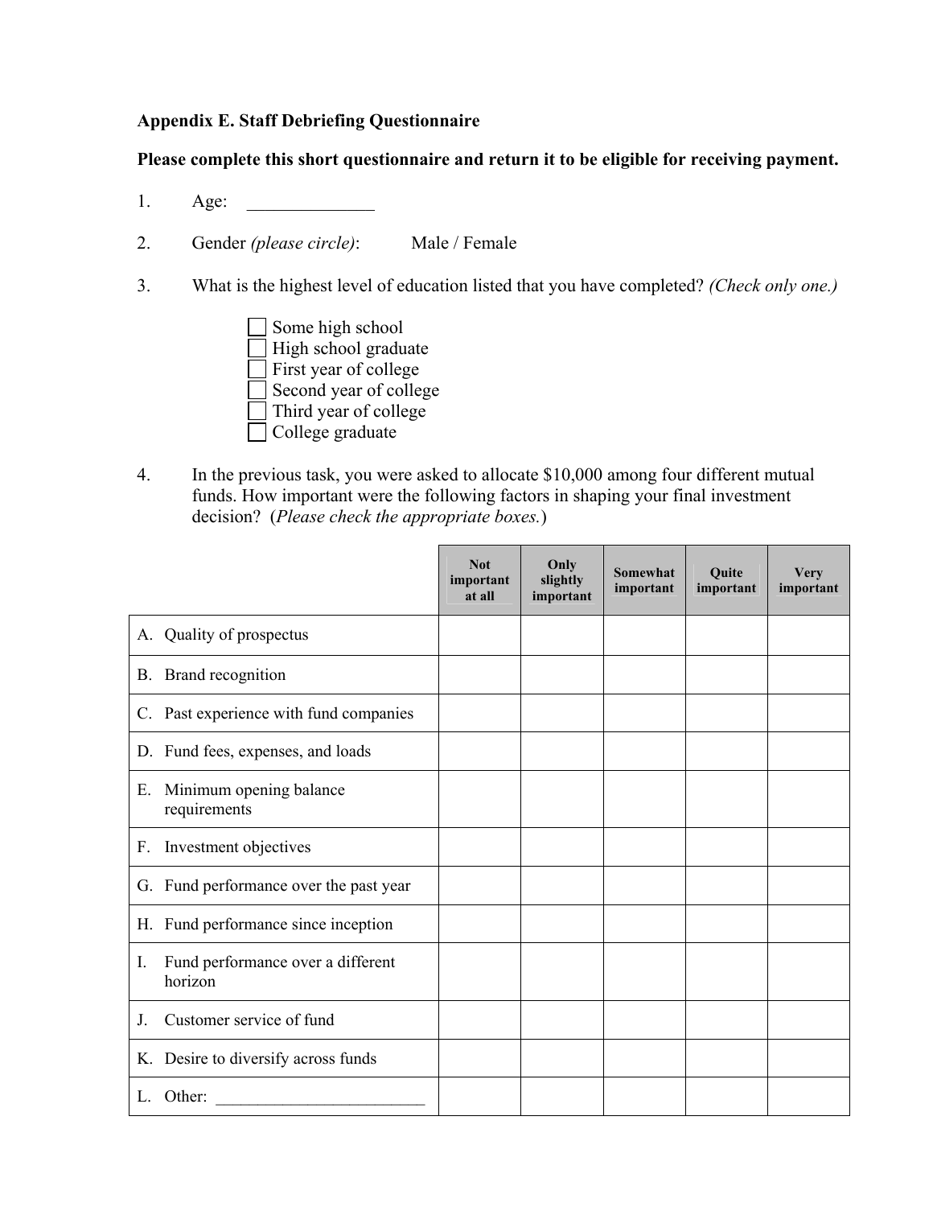**Appendix E. Staff Debriefing Questionnaire**

**Please complete this short questionnaire and return it to be eligible for receiving payment.**

1. Age: ______________

2. Gender *(please circle)*: Male / Female

3. What is the highest level of education listed that you have completed? *(Check only one.)*

   - ☐ Some high school
   - ☐ High school graduate
   - ☐ First year of college
   - ☐ Second year of college
   - ☐ Third year of college
   - ☐ College graduate

4. In the previous task, you were asked to allocate $10,000 among four different mutual funds. How important were the following factors in shaping your final investment decision? (*Please check the appropriate boxes.*)

| | Not important at all | Only slightly important | Somewhat important | Quite important | Very important |
|---|---|---|---|---|---|
| A. Quality of prospectus | | | | | |
| B. Brand recognition | | | | | |
| C. Past experience with fund companies | | | | | |
| D. Fund fees, expenses, and loads | | | | | |
| E. Minimum opening balance requirements | | | | | |
| F. Investment objectives | | | | | |
| G. Fund performance over the past year | | | | | |
| H. Fund performance since inception | | | | | |
| I. Fund performance over a different horizon | | | | | |
| J. Customer service of fund | | | | | |
| K. Desire to diversify across funds | | | | | |
| L. Other: __________________________ | | | | | |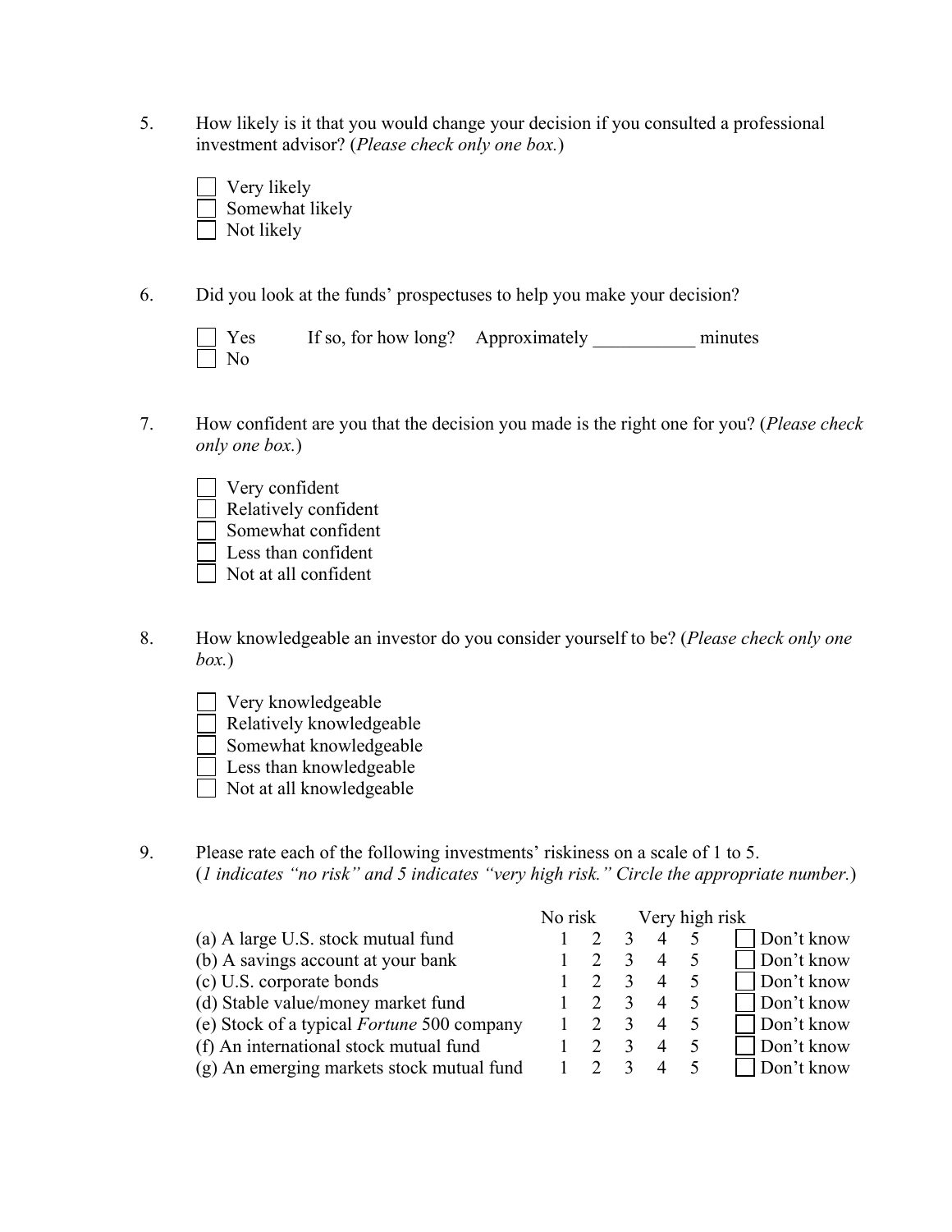5. How likely is it that you would change your decision if you consulted a professional investment advisor? (*Please check only one box.*)

   - [ ] Very likely
   - [ ] Somewhat likely
   - [ ] Not likely

6. Did you look at the funds' prospectuses to help you make your decision?

   - [ ] Yes     If so, for how long?  Approximately ___________ minutes
   - [ ] No

7. How confident are you that the decision you made is the right one for you? (*Please check only one box.*)

   - [ ] Very confident
   - [ ] Relatively confident
   - [ ] Somewhat confident
   - [ ] Less than confident
   - [ ] Not at all confident

8. How knowledgeable an investor do you consider yourself to be? (*Please check only one box.*)

   - [ ] Very knowledgeable
   - [ ] Relatively knowledgeable
   - [ ] Somewhat knowledgeable
   - [ ] Less than knowledgeable
   - [ ] Not at all knowledgeable

9. Please rate each of the following investments' riskiness on a scale of 1 to 5. (*1 indicates "no risk" and 5 indicates "very high risk." Circle the appropriate number.*)

| | No risk | | | | Very high risk | |
|---|---|---|---|---|---|---|
| (a) A large U.S. stock mutual fund | 1 | 2 | 3 | 4 | 5 | ☐ Don't know |
| (b) A savings account at your bank | 1 | 2 | 3 | 4 | 5 | ☐ Don't know |
| (c) U.S. corporate bonds | 1 | 2 | 3 | 4 | 5 | ☐ Don't know |
| (d) Stable value/money market fund | 1 | 2 | 3 | 4 | 5 | ☐ Don't know |
| (e) Stock of a typical *Fortune* 500 company | 1 | 2 | 3 | 4 | 5 | ☐ Don't know |
| (f) An international stock mutual fund | 1 | 2 | 3 | 4 | 5 | ☐ Don't know |
| (g) An emerging markets stock mutual fund | 1 | 2 | 3 | 4 | 5 | ☐ Don't know |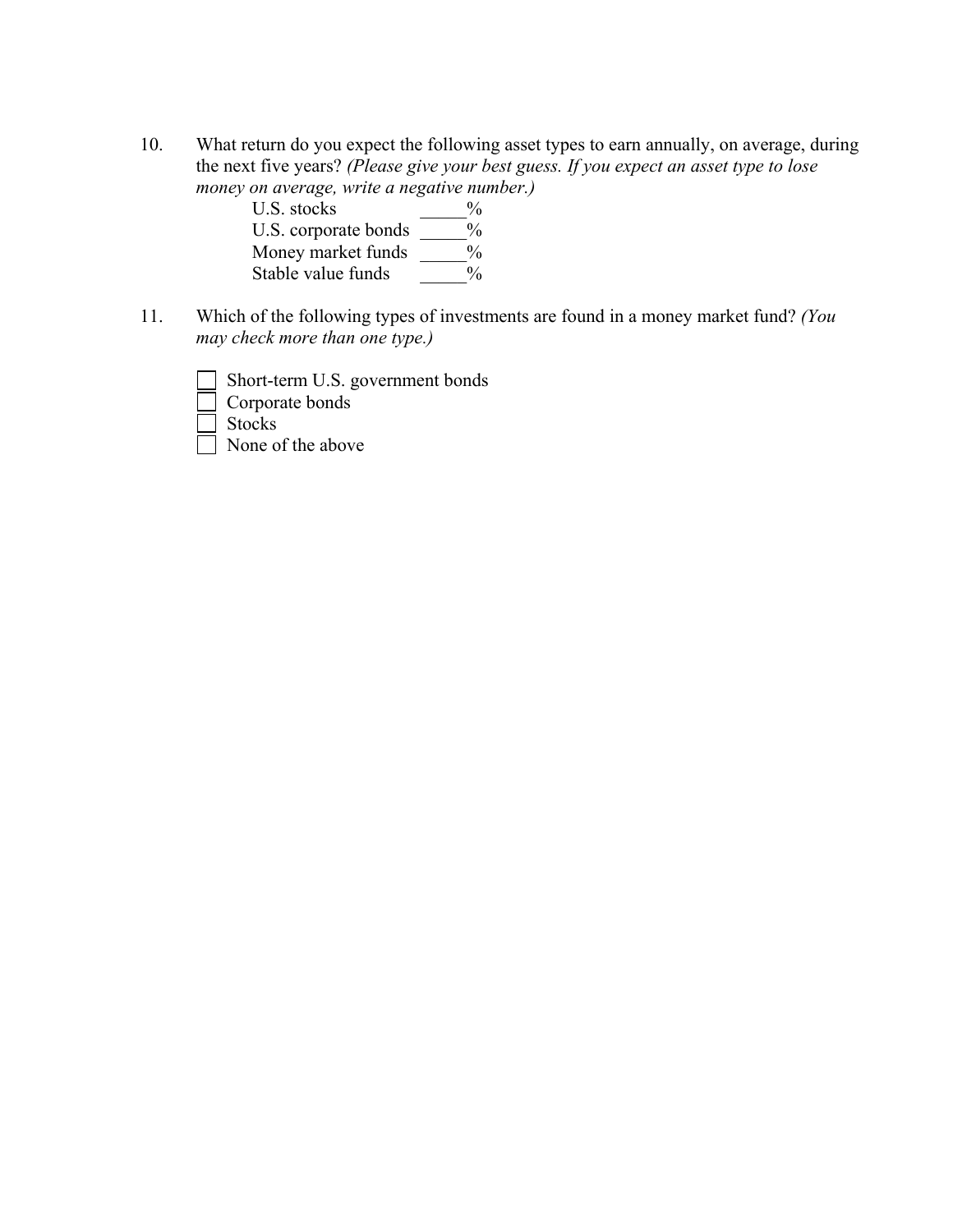10. What return do you expect the following asset types to earn annually, on average, during the next five years? *(Please give your best guess. If you expect an asset type to lose money on average, write a negative number.)*

    U.S. stocks _____%
    U.S. corporate bonds _____%
    Money market funds _____%
    Stable value funds _____%

11. Which of the following types of investments are found in a money market fund? *(You may check more than one type.)*

    ☐ Short-term U.S. government bonds
    ☐ Corporate bonds
    ☐ Stocks
    ☐ None of the above